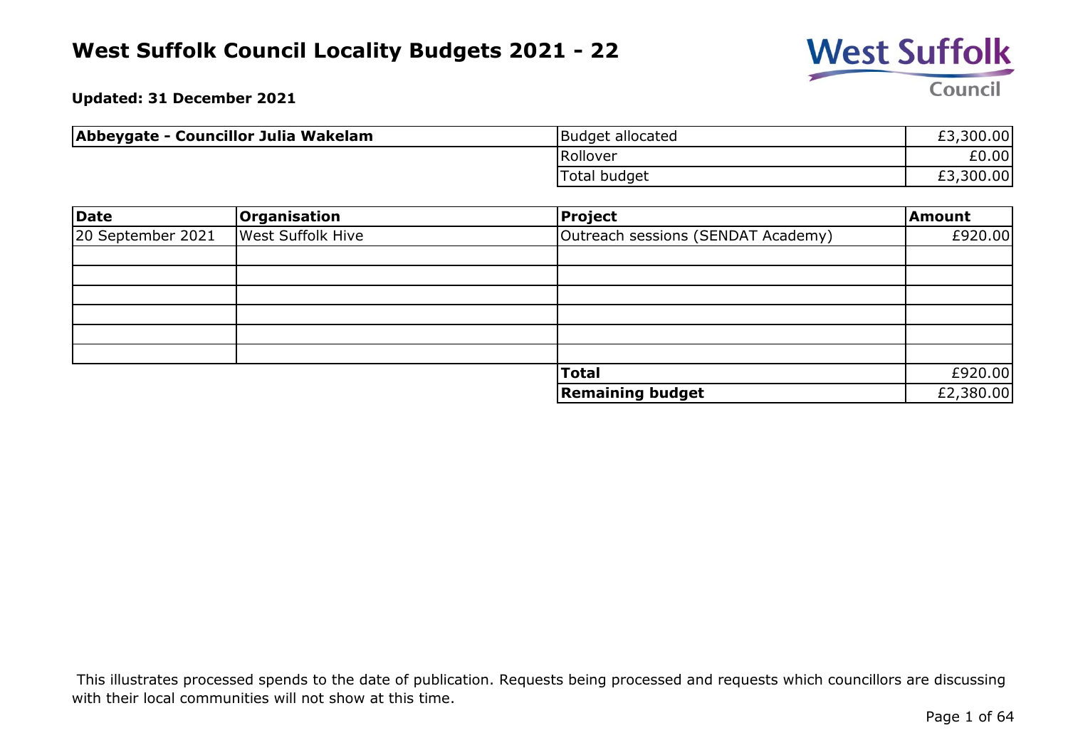# West Suffolk Council Locality Budgets 2021 - 22

**Updated: 31 December 2021**

| **Abbeygate - Councillor Julia Wakelam** | | |
|---|---|---|
| | Budget allocated | £3,300.00 |
| | Rollover | £0.00 |
| | Total budget | £3,300.00 |

| **Date** | **Organisation** | **Project** | **Amount** |
|---|---|---|---|
| 20 September 2021 | West Suffolk Hive | Outreach sessions (SENDAT Academy) | £920.00 |
| | | | |
| | | | |
| | | | |
| | | | |
| | | | |
| | | | |
| | | **Total** | £920.00 |
| | | **Remaining budget** | £2,380.00 |

This illustrates processed spends to the date of publication. Requests being processed and requests which councillors are discussing with their local communities will not show at this time.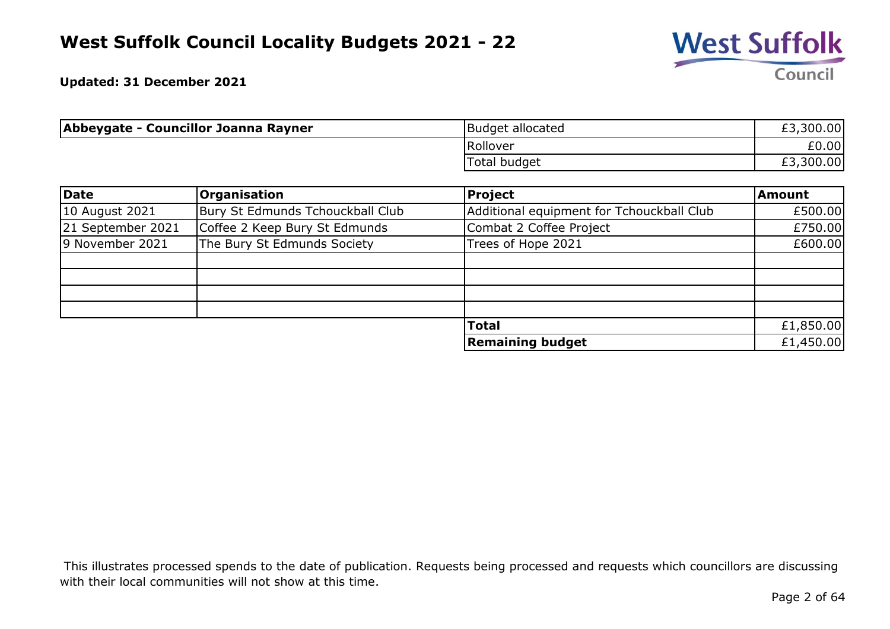# West Suffolk Council Locality Budgets 2021 - 22

**Updated: 31 December 2021**

| **Abbeygate - Councillor Joanna Rayner** | Budget allocated | £3,300.00 |
|---|---|---|
| | Rollover | £0.00 |
| | Total budget | £3,300.00 |

| **Date** | **Organisation** | **Project** | **Amount** |
|---|---|---|---|
| 10 August 2021 | Bury St Edmunds Tchouckball Club | Additional equipment for Tchouckball Club | £500.00 |
| 21 September 2021 | Coffee 2 Keep Bury St Edmunds | Combat 2 Coffee Project | £750.00 |
| 9 November 2021 | The Bury St Edmunds Society | Trees of Hope 2021 | £600.00 |
| | | | |
| | | | |
| | | | |
| | | | |
| | | **Total** | £1,850.00 |
| | | **Remaining budget** | £1,450.00 |

This illustrates processed spends to the date of publication. Requests being processed and requests which councillors are discussing with their local communities will not show at this time.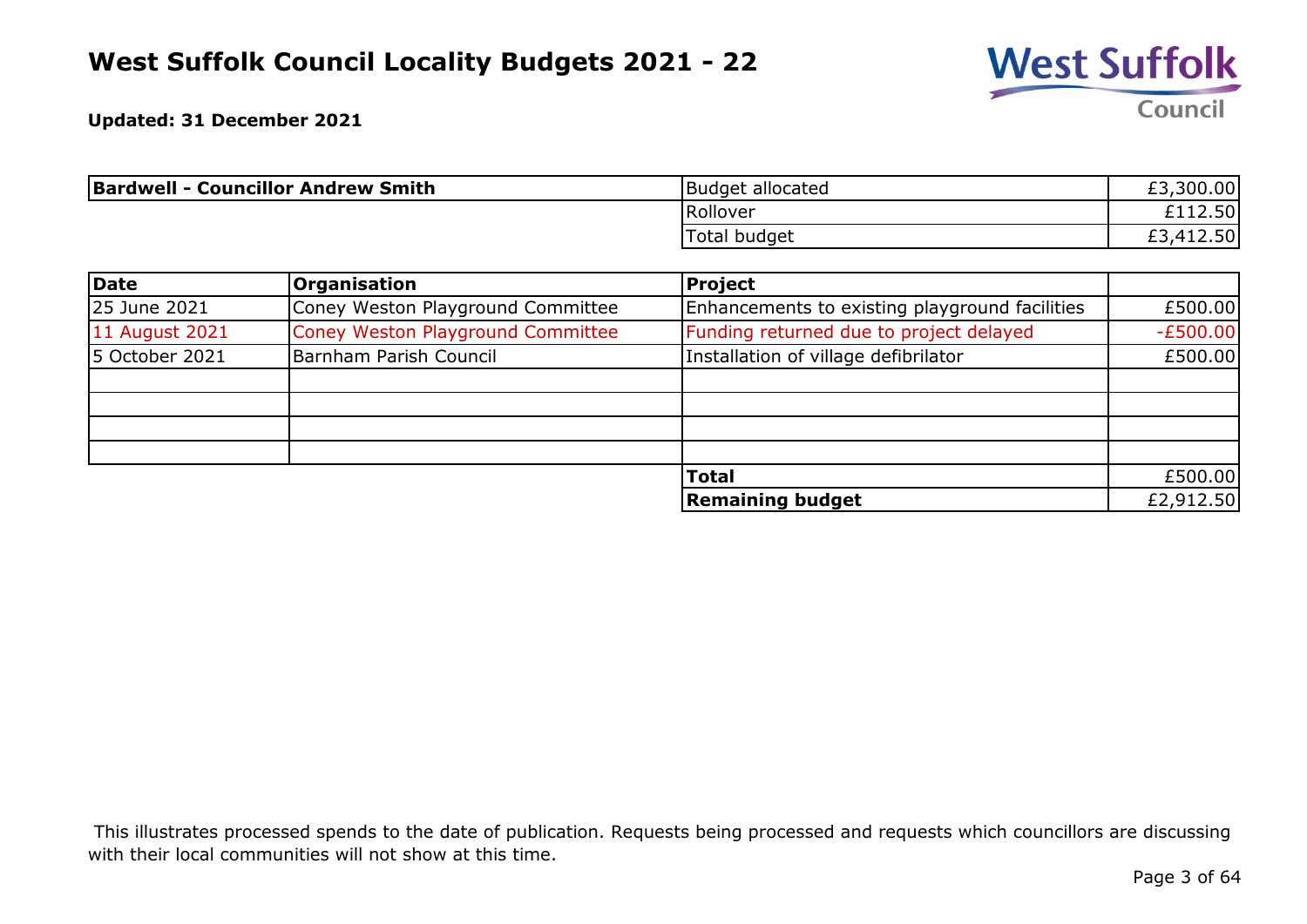# West Suffolk Council Locality Budgets 2021 - 22

**Updated: 31 December 2021**

| **Bardwell - Councillor Andrew Smith** | | |
|---|---|---|
| | Budget allocated | £3,300.00 |
| | Rollover | £112.50 |
| | Total budget | £3,412.50 |

| **Date** | **Organisation** | **Project** | |
|---|---|---|---|
| 25 June 2021 | Coney Weston Playground Committee | Enhancements to existing playground facilities | £500.00 |
| 11 August 2021 | Coney Weston Playground Committee | Funding returned due to project delayed | -£500.00 |
| 5 October 2021 | Barnham Parish Council | Installation of village defibrilator | £500.00 |
| | | | |
| | | | |
| | | | |
| | | | |
| | | **Total** | £500.00 |
| | | **Remaining budget** | £2,912.50 |

This illustrates processed spends to the date of publication. Requests being processed and requests which councillors are discussing with their local communities will not show at this time.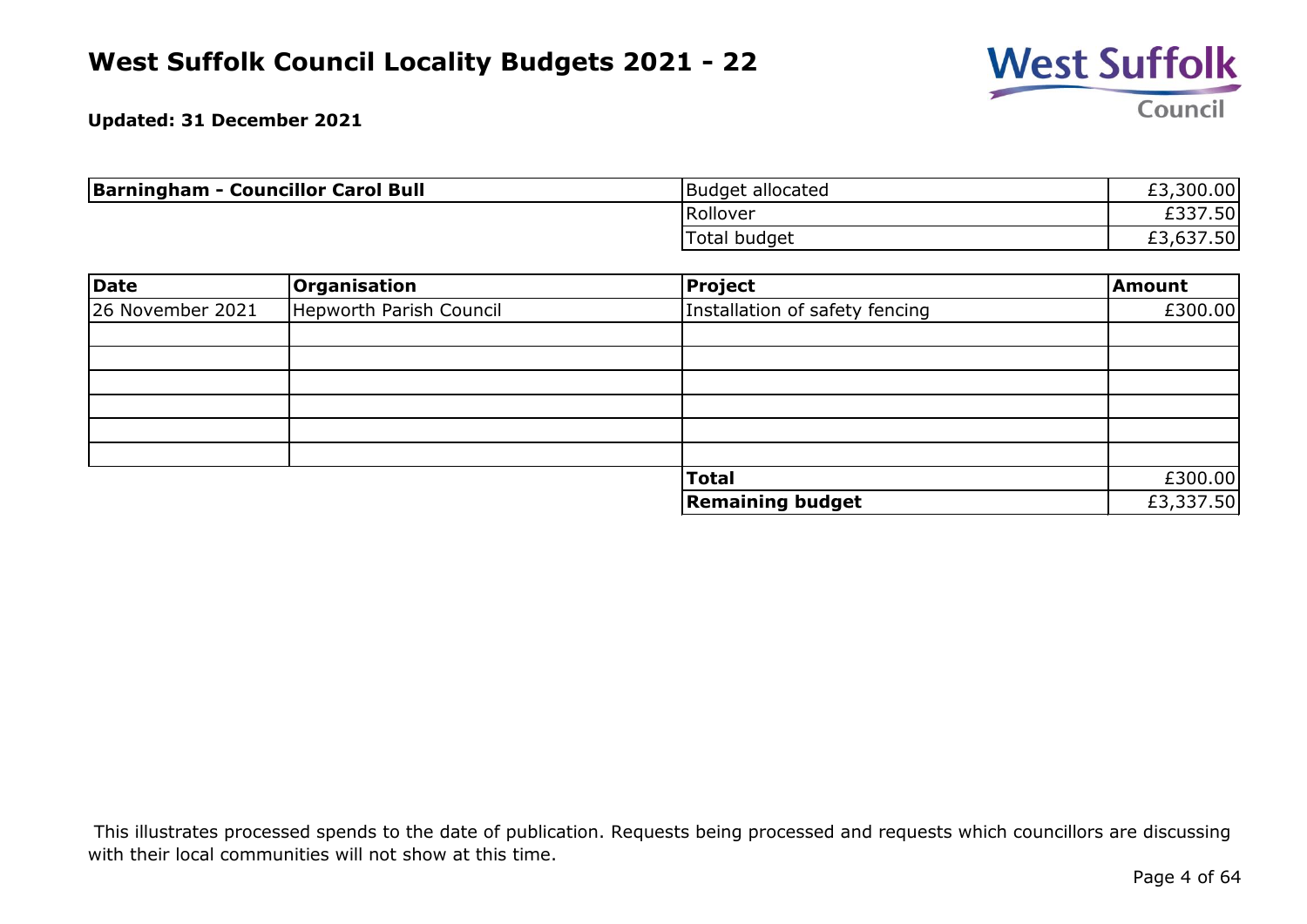# West Suffolk Council Locality Budgets 2021 - 22

**Updated: 31 December 2021**

| **Barningham - Councillor Carol Bull** | | |
|---|---|---|
| | Budget allocated | £3,300.00 |
| | Rollover | £337.50 |
| | Total budget | £3,637.50 |

| **Date** | **Organisation** | **Project** | **Amount** |
|---|---|---|---|
| 26 November 2021 | Hepworth Parish Council | Installation of safety fencing | £300.00 |
| | | | |
| | | | |
| | | | |
| | | | |
| | | | |
| | | | |
| | | **Total** | £300.00 |
| | | **Remaining budget** | £3,337.50 |

This illustrates processed spends to the date of publication. Requests being processed and requests which councillors are discussing with their local communities will not show at this time.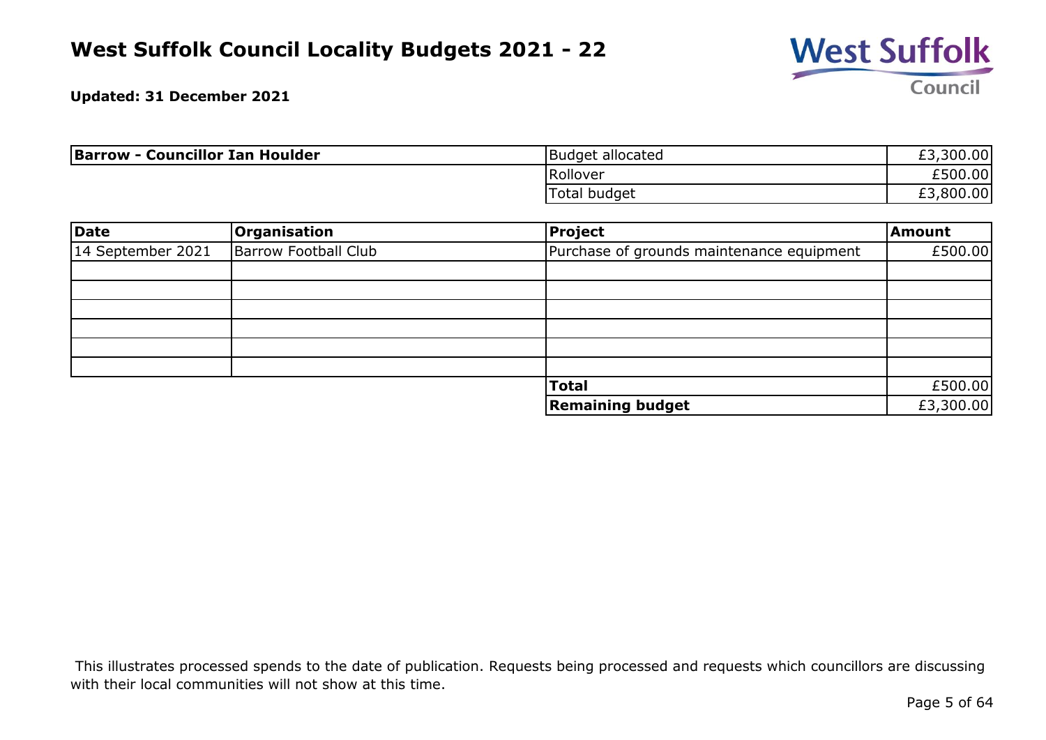# West Suffolk Council Locality Budgets 2021 - 22

**Updated: 31 December 2021**

| **Barrow - Councillor Ian Houlder** | | |
|---|---|---|
| | Budget allocated | £3,300.00 |
| | Rollover | £500.00 |
| | Total budget | £3,800.00 |

| **Date** | **Organisation** | **Project** | **Amount** |
|---|---|---|---|
| 14 September 2021 | Barrow Football Club | Purchase of grounds maintenance equipment | £500.00 |
| | | | |
| | | | |
| | | | |
| | | | |
| | | | |
| | | | |
| | | **Total** | £500.00 |
| | | **Remaining budget** | £3,300.00 |

This illustrates processed spends to the date of publication. Requests being processed and requests which councillors are discussing with their local communities will not show at this time.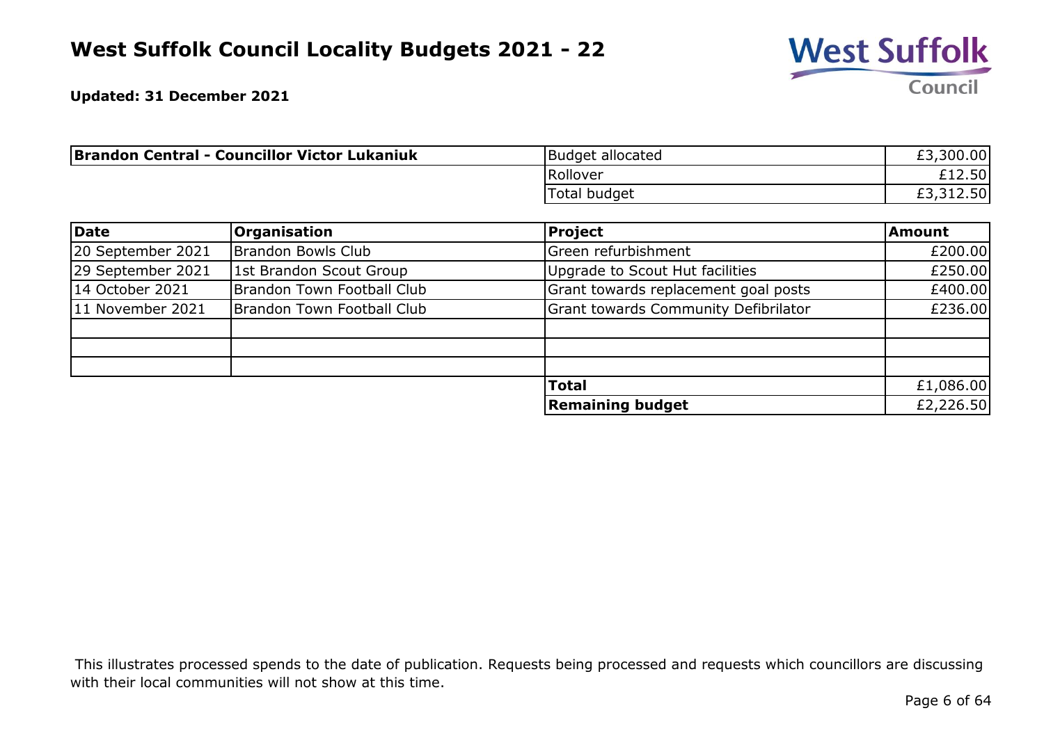# West Suffolk Council Locality Budgets 2021 - 22

**Updated: 31 December 2021**

| **Brandon Central - Councillor Victor Lukaniuk** | Budget allocated | £3,300.00 |
|---|---|---|
| | Rollover | £12.50 |
| | Total budget | £3,312.50 |

| **Date** | **Organisation** | **Project** | **Amount** |
|---|---|---|---|
| 20 September 2021 | Brandon Bowls Club | Green refurbishment | £200.00 |
| 29 September 2021 | 1st Brandon Scout Group | Upgrade to Scout Hut facilities | £250.00 |
| 14 October 2021 | Brandon Town Football Club | Grant towards replacement goal posts | £400.00 |
| 11 November 2021 | Brandon Town Football Club | Grant towards Community Defibrilator | £236.00 |
| | | | |
| | | | |
| | | | |
| | | **Total** | £1,086.00 |
| | | **Remaining budget** | £2,226.50 |

This illustrates processed spends to the date of publication. Requests being processed and requests which councillors are discussing with their local communities will not show at this time.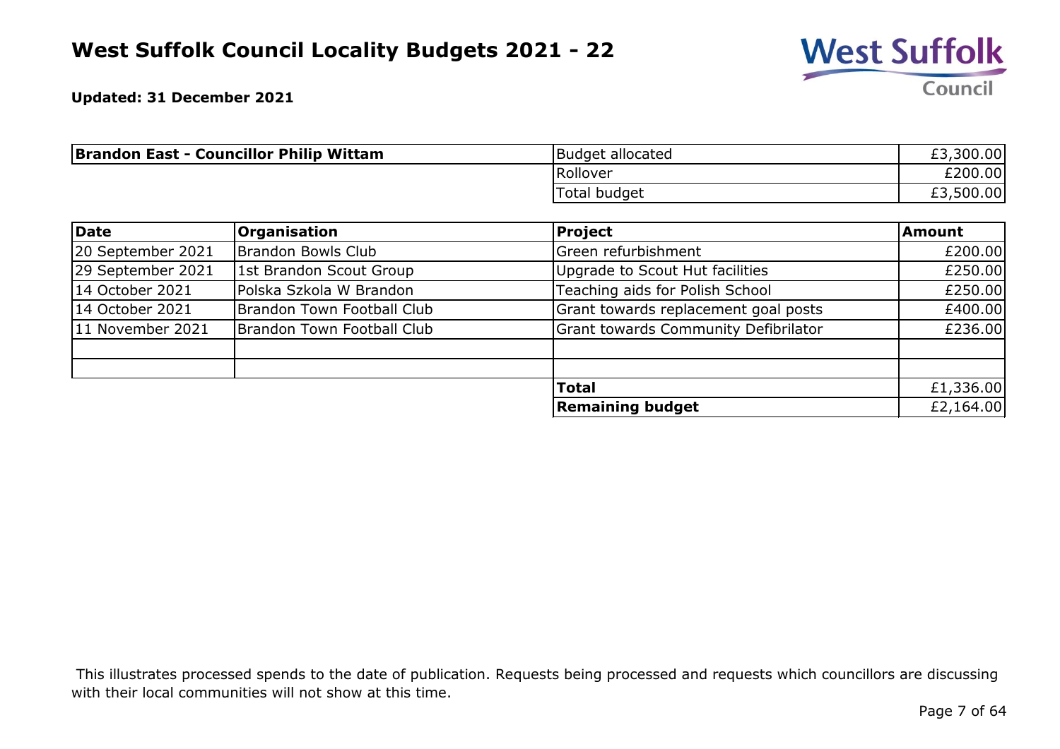# West Suffolk Council Locality Budgets 2021 - 22

**Updated: 31 December 2021**

| **Brandon East - Councillor Philip Wittam** | | |
|---|---|---|
| | Budget allocated | £3,300.00 |
| | Rollover | £200.00 |
| | Total budget | £3,500.00 |

| **Date** | **Organisation** | **Project** | **Amount** |
|---|---|---|---|
| 20 September 2021 | Brandon Bowls Club | Green refurbishment | £200.00 |
| 29 September 2021 | 1st Brandon Scout Group | Upgrade to Scout Hut facilities | £250.00 |
| 14 October 2021 | Polska Szkola W Brandon | Teaching aids for Polish School | £250.00 |
| 14 October 2021 | Brandon Town Football Club | Grant towards replacement goal posts | £400.00 |
| 11 November 2021 | Brandon Town Football Club | Grant towards Community Defibrilator | £236.00 |
| | | | |
| | | | |
| | | **Total** | £1,336.00 |
| | | **Remaining budget** | £2,164.00 |

This illustrates processed spends to the date of publication. Requests being processed and requests which councillors are discussing with their local communities will not show at this time.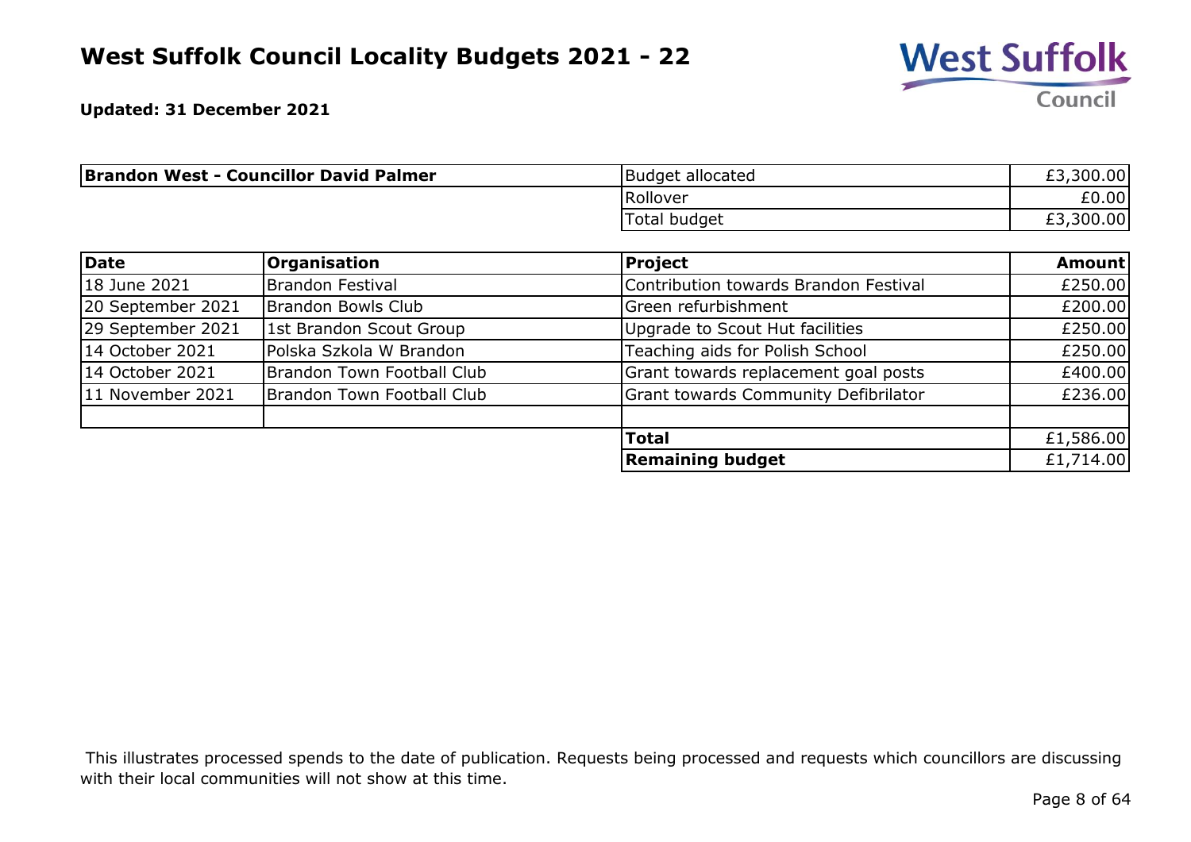# West Suffolk Council Locality Budgets 2021 - 22

**Updated: 31 December 2021**

| **Brandon West - Councillor David Palmer** | | |
|---|---|---|
| | Budget allocated | £3,300.00 |
| | Rollover | £0.00 |
| | Total budget | £3,300.00 |

| **Date** | **Organisation** | **Project** | **Amount** |
|---|---|---|---|
| 18 June 2021 | Brandon Festival | Contribution towards Brandon Festival | £250.00 |
| 20 September 2021 | Brandon Bowls Club | Green refurbishment | £200.00 |
| 29 September 2021 | 1st Brandon Scout Group | Upgrade to Scout Hut facilities | £250.00 |
| 14 October 2021 | Polska Szkola W Brandon | Teaching aids for Polish School | £250.00 |
| 14 October 2021 | Brandon Town Football Club | Grant towards replacement goal posts | £400.00 |
| 11 November 2021 | Brandon Town Football Club | Grant towards Community Defibrilator | £236.00 |
| | | | |
| | | **Total** | £1,586.00 |
| | | **Remaining budget** | £1,714.00 |

This illustrates processed spends to the date of publication. Requests being processed and requests which councillors are discussing with their local communities will not show at this time.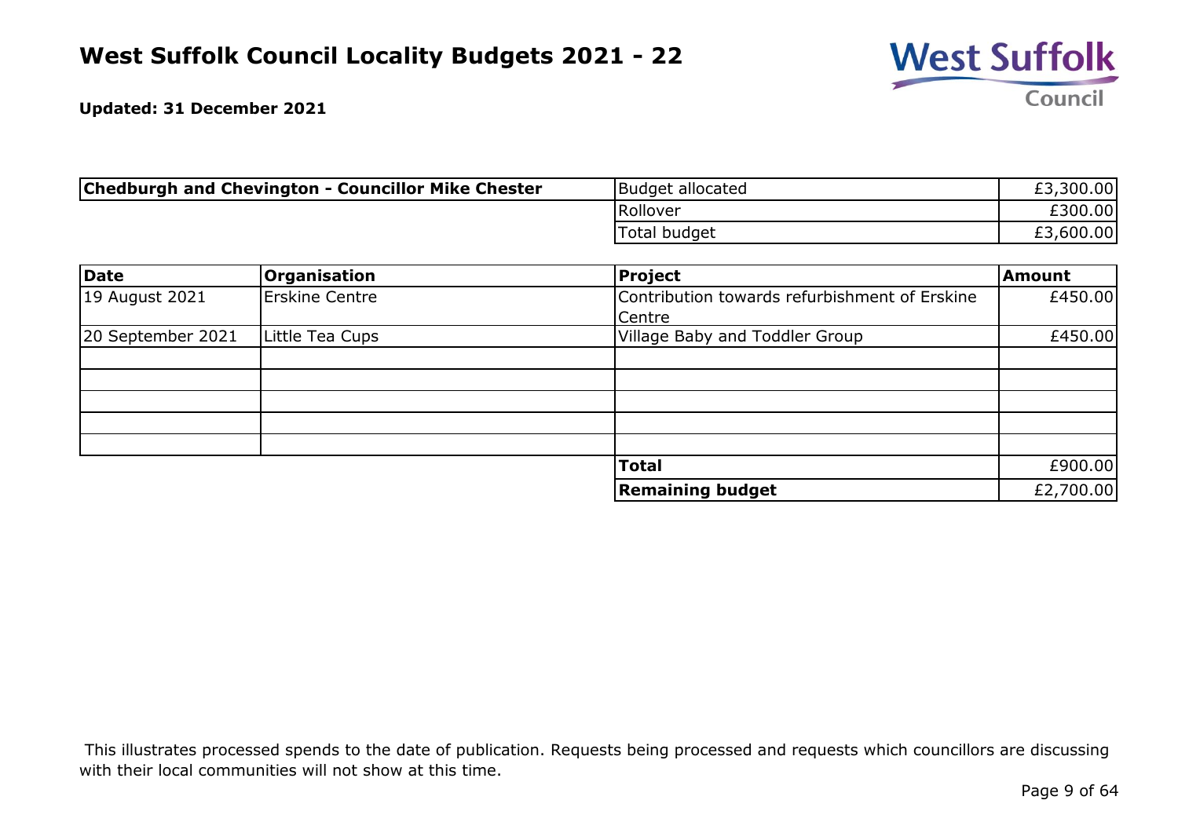# West Suffolk Council Locality Budgets 2021 - 22

**Updated: 31 December 2021**

| **Chedburgh and Chevington - Councillor Mike Chester** | Budget allocated | £3,300.00 |
|---|---|---|
| | Rollover | £300.00 |
| | Total budget | £3,600.00 |

| **Date** | **Organisation** | **Project** | **Amount** |
|---|---|---|---|
| 19 August 2021 | Erskine Centre | Contribution towards refurbishment of Erskine Centre | £450.00 |
| 20 September 2021 | Little Tea Cups | Village Baby and Toddler Group | £450.00 |
| | | | |
| | | | |
| | | | |
| | | | |
| | | | |
| | | **Total** | £900.00 |
| | | **Remaining budget** | £2,700.00 |

This illustrates processed spends to the date of publication. Requests being processed and requests which councillors are discussing with their local communities will not show at this time.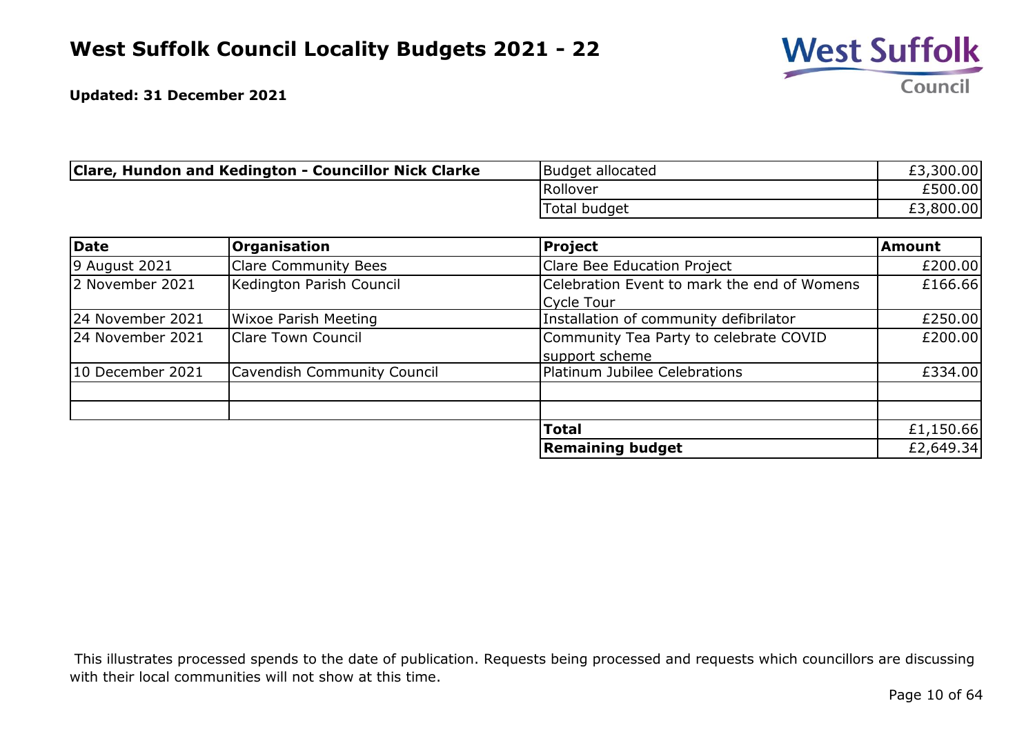# West Suffolk Council Locality Budgets 2021 - 22

**Updated: 31 December 2021**

| **Clare, Hundon and Kedington - Councillor Nick Clarke** | | |
|---|---|---|
| | Budget allocated | £3,300.00 |
| | Rollover | £500.00 |
| | Total budget | £3,800.00 |

| **Date** | **Organisation** | **Project** | **Amount** |
|---|---|---|---|
| 9 August 2021 | Clare Community Bees | Clare Bee Education Project | £200.00 |
| 2 November 2021 | Kedington Parish Council | Celebration Event to mark the end of Womens Cycle Tour | £166.66 |
| 24 November 2021 | Wixoe Parish Meeting | Installation of community defibrilator | £250.00 |
| 24 November 2021 | Clare Town Council | Community Tea Party to celebrate COVID support scheme | £200.00 |
| 10 December 2021 | Cavendish Community Council | Platinum Jubilee Celebrations | £334.00 |
| | | | |
| | | | |
| | | **Total** | £1,150.66 |
| | | **Remaining budget** | £2,649.34 |

This illustrates processed spends to the date of publication. Requests being processed and requests which councillors are discussing with their local communities will not show at this time.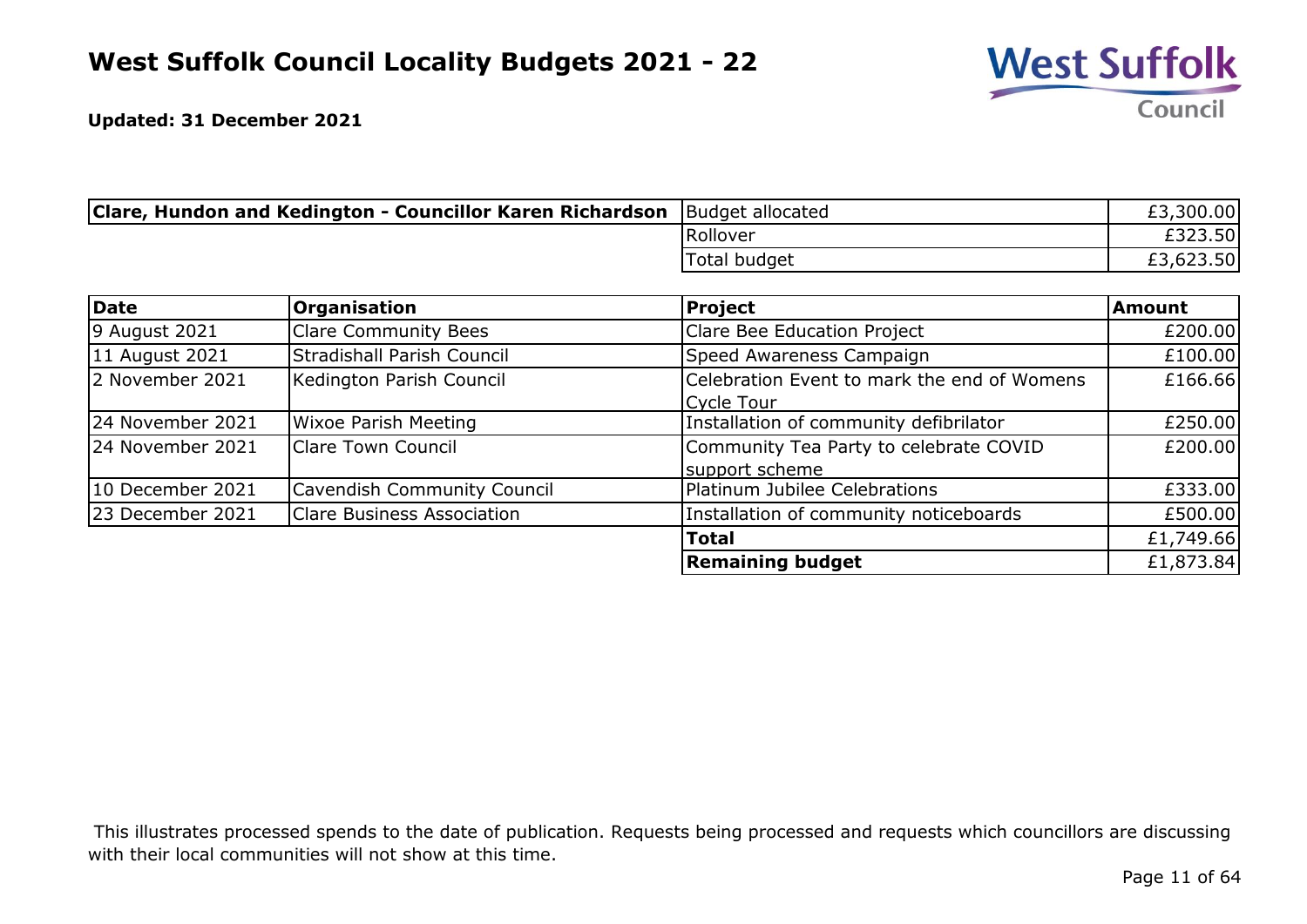# West Suffolk Council Locality Budgets 2021 - 22

**Updated: 31 December 2021**

| **Clare, Hundon and Kedington - Councillor Karen Richardson** | | |
|---|---|---|
| | Budget allocated | £3,300.00 |
| | Rollover | £323.50 |
| | Total budget | £3,623.50 |

| Date | Organisation | Project | Amount |
|---|---|---|---|
| 9 August 2021 | Clare Community Bees | Clare Bee Education Project | £200.00 |
| 11 August 2021 | Stradishall Parish Council | Speed Awareness Campaign | £100.00 |
| 2 November 2021 | Kedington Parish Council | Celebration Event to mark the end of Womens Cycle Tour | £166.66 |
| 24 November 2021 | Wixoe Parish Meeting | Installation of community defibrilator | £250.00 |
| 24 November 2021 | Clare Town Council | Community Tea Party to celebrate COVID support scheme | £200.00 |
| 10 December 2021 | Cavendish Community Council | Platinum Jubilee Celebrations | £333.00 |
| 23 December 2021 | Clare Business Association | Installation of community noticeboards | £500.00 |
| | | **Total** | £1,749.66 |
| | | **Remaining budget** | £1,873.84 |

This illustrates processed spends to the date of publication. Requests being processed and requests which councillors are discussing with their local communities will not show at this time.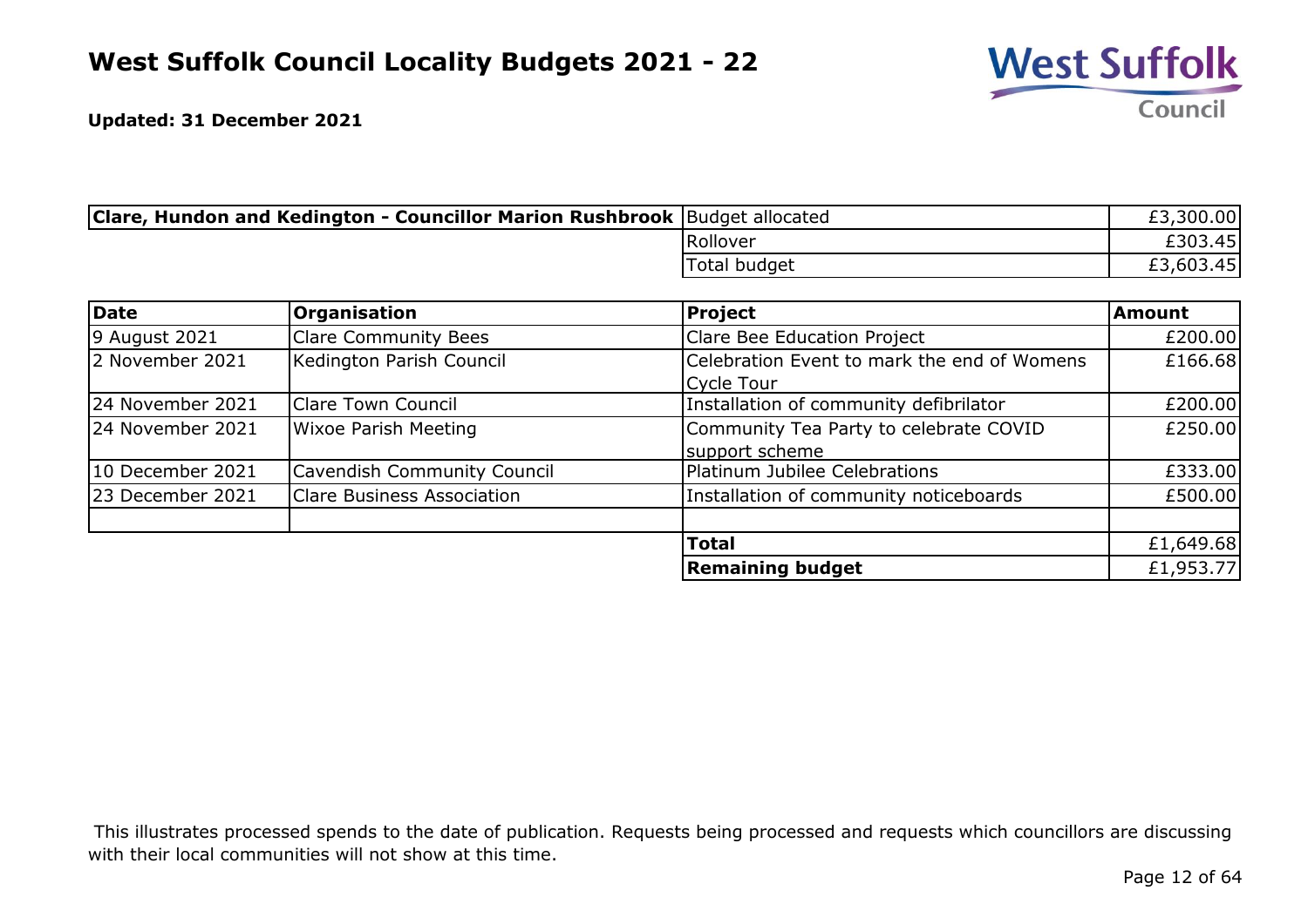# West Suffolk Council Locality Budgets 2021 - 22

**Updated: 31 December 2021**

| **Clare, Hundon and Kedington - Councillor Marion Rushbrook** | Budget allocated | £3,300.00 |
|---|---|---|
| | Rollover | £303.45 |
| | Total budget | £3,603.45 |

| **Date** | **Organisation** | **Project** | **Amount** |
|---|---|---|---|
| 9 August 2021 | Clare Community Bees | Clare Bee Education Project | £200.00 |
| 2 November 2021 | Kedington Parish Council | Celebration Event to mark the end of Womens Cycle Tour | £166.68 |
| 24 November 2021 | Clare Town Council | Installation of community defibrilator | £200.00 |
| 24 November 2021 | Wixoe Parish Meeting | Community Tea Party to celebrate COVID support scheme | £250.00 |
| 10 December 2021 | Cavendish Community Council | Platinum Jubilee Celebrations | £333.00 |
| 23 December 2021 | Clare Business Association | Installation of community noticeboards | £500.00 |
| | | | |
| | | **Total** | £1,649.68 |
| | | **Remaining budget** | £1,953.77 |

This illustrates processed spends to the date of publication. Requests being processed and requests which councillors are discussing with their local communities will not show at this time.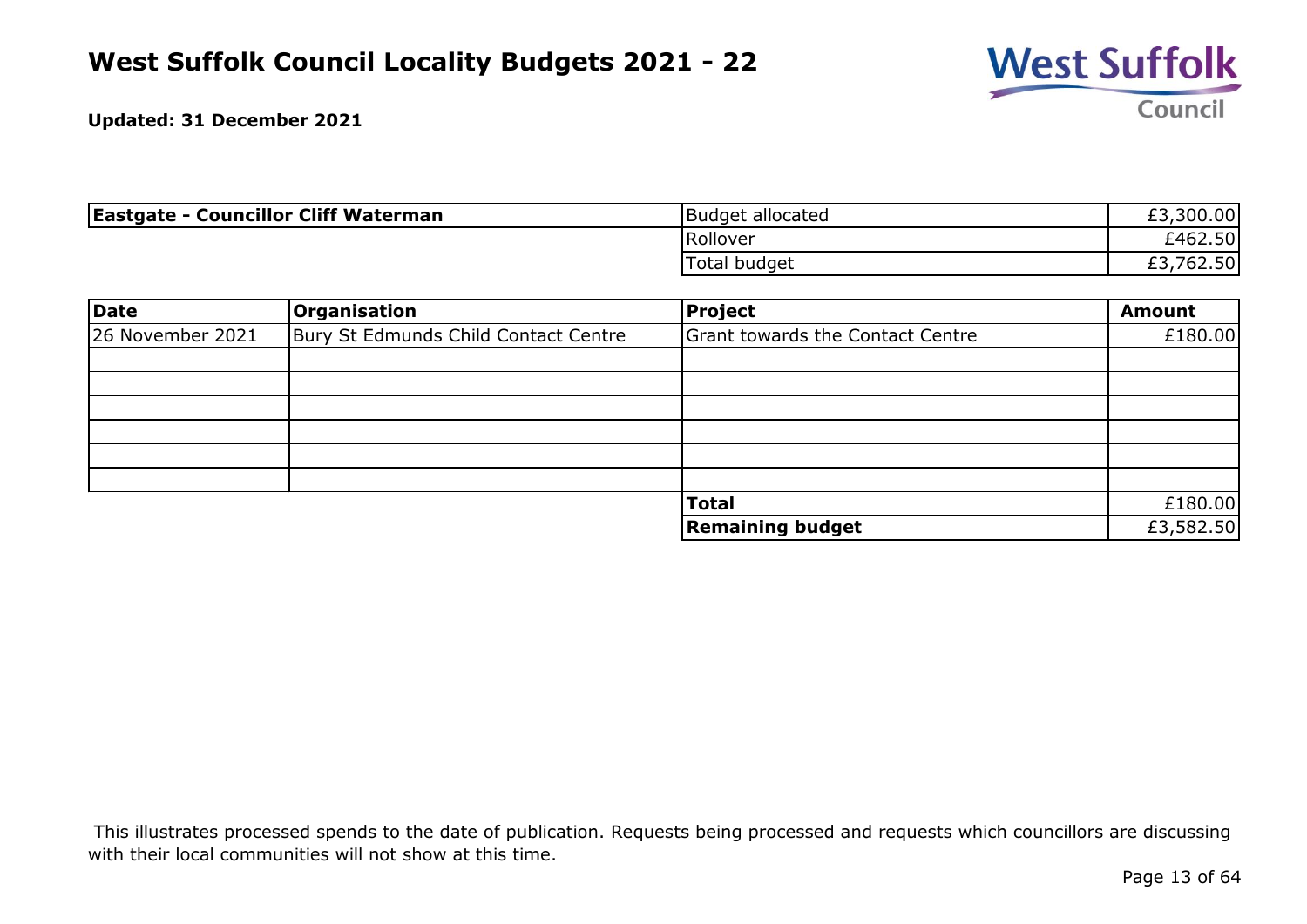# West Suffolk Council Locality Budgets 2021 - 22

**Updated: 31 December 2021**

| **Eastgate - Councillor Cliff Waterman** | | |
|---|---|---|
| | Budget allocated | £3,300.00 |
| | Rollover | £462.50 |
| | Total budget | £3,762.50 |

| **Date** | **Organisation** | **Project** | **Amount** |
|---|---|---|---|
| 26 November 2021 | Bury St Edmunds Child Contact Centre | Grant towards the Contact Centre | £180.00 |
| | | | |
| | | | |
| | | | |
| | | | |
| | | | |
| | | | |
| | | **Total** | £180.00 |
| | | **Remaining budget** | £3,582.50 |

This illustrates processed spends to the date of publication. Requests being processed and requests which councillors are discussing with their local communities will not show at this time.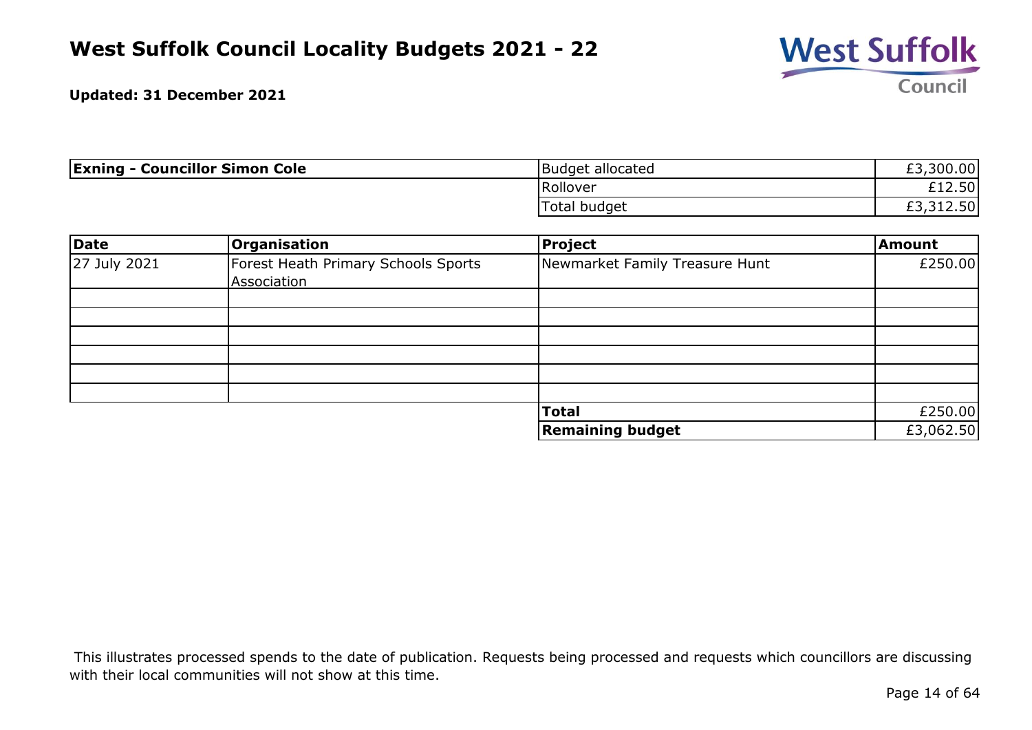# West Suffolk Council Locality Budgets 2021 - 22

**Updated: 31 December 2021**

| **Exning - Councillor Simon Cole** | Budget allocated | £3,300.00 |
|---|---|---|
| | Rollover | £12.50 |
| | Total budget | £3,312.50 |

| **Date** | **Organisation** | **Project** | **Amount** |
|---|---|---|---|
| 27 July 2021 | Forest Heath Primary Schools Sports Association | Newmarket Family Treasure Hunt | £250.00 |
| | | | |
| | | | |
| | | | |
| | | | |
| | | | |
| | | | |
| | | **Total** | £250.00 |
| | | **Remaining budget** | £3,062.50 |

This illustrates processed spends to the date of publication. Requests being processed and requests which councillors are discussing with their local communities will not show at this time.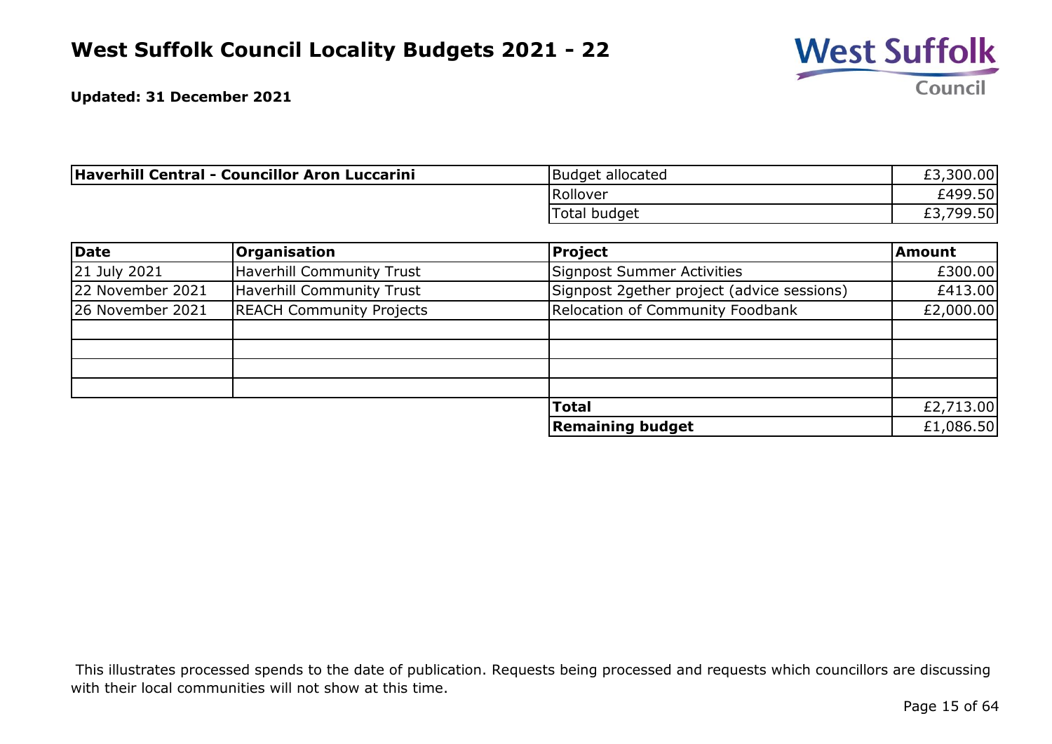# West Suffolk Council Locality Budgets 2021 - 22

**Updated: 31 December 2021**

| Haverhill Central - Councillor Aron Luccarini | | |
|---|---|---|
| | Budget allocated | £3,300.00 |
| | Rollover | £499.50 |
| | Total budget | £3,799.50 |

| Date | Organisation | Project | Amount |
|---|---|---|---|
| 21 July 2021 | Haverhill Community Trust | Signpost Summer Activities | £300.00 |
| 22 November 2021 | Haverhill Community Trust | Signpost 2gether project (advice sessions) | £413.00 |
| 26 November 2021 | REACH Community Projects | Relocation of Community Foodbank | £2,000.00 |
| | | | |
| | | | |
| | | | |
| | | | |
| | | **Total** | £2,713.00 |
| | | **Remaining budget** | £1,086.50 |

This illustrates processed spends to the date of publication. Requests being processed and requests which councillors are discussing with their local communities will not show at this time.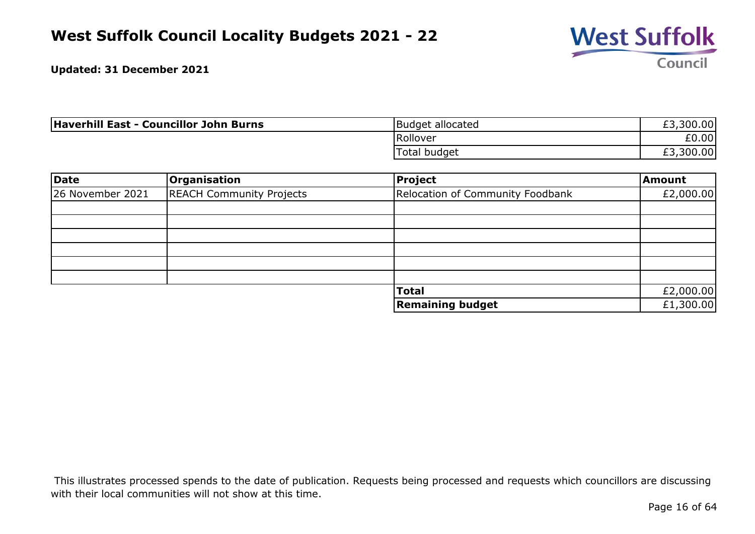# West Suffolk Council Locality Budgets 2021 - 22

**Updated: 31 December 2021**

| **Haverhill East - Councillor John Burns** | | |
|---|---|---|
| | Budget allocated | £3,300.00 |
| | Rollover | £0.00 |
| | Total budget | £3,300.00 |

| **Date** | **Organisation** | **Project** | **Amount** |
|---|---|---|---|
| 26 November 2021 | REACH Community Projects | Relocation of Community Foodbank | £2,000.00 |
| | | | |
| | | | |
| | | | |
| | | | |
| | | | |
| | | | |
| | | **Total** | £2,000.00 |
| | | **Remaining budget** | £1,300.00 |

This illustrates processed spends to the date of publication. Requests being processed and requests which councillors are discussing with their local communities will not show at this time.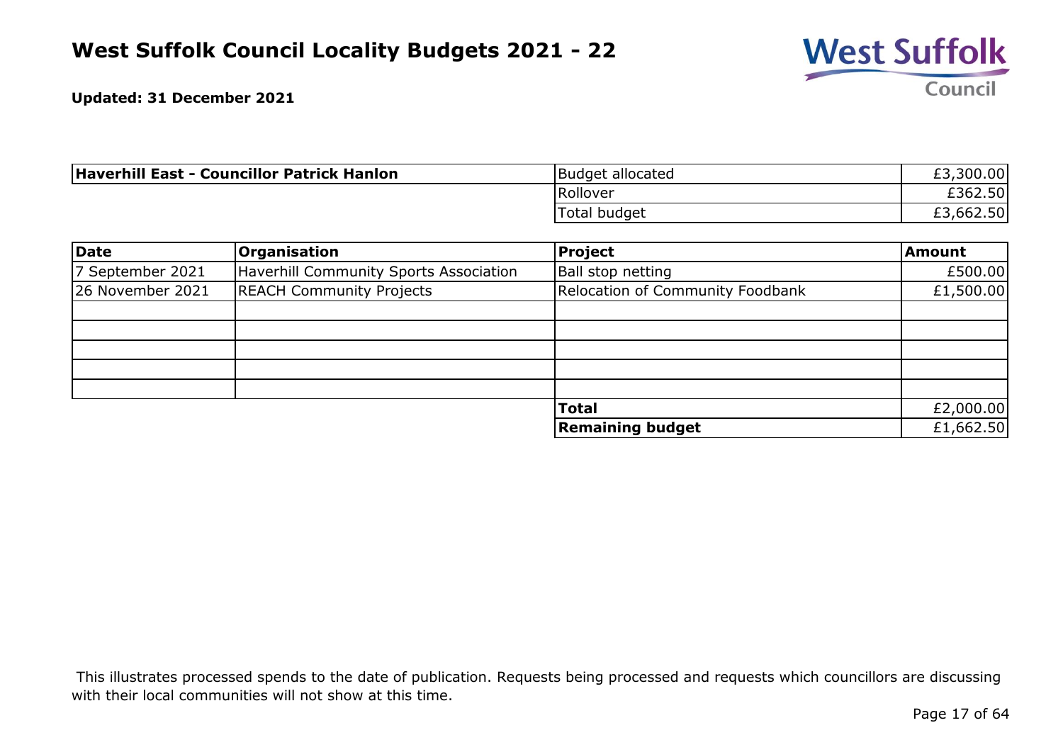# West Suffolk Council Locality Budgets 2021 - 22

**Updated: 31 December 2021**

| **Haverhill East - Councillor Patrick Hanlon** | | |
|---|---|---|
| | Budget allocated | £3,300.00 |
| | Rollover | £362.50 |
| | Total budget | £3,662.50 |

| **Date** | **Organisation** | **Project** | **Amount** |
|---|---|---|---|
| 7 September 2021 | Haverhill Community Sports Association | Ball stop netting | £500.00 |
| 26 November 2021 | REACH Community Projects | Relocation of Community Foodbank | £1,500.00 |
| | | | |
| | | | |
| | | | |
| | | | |
| | | | |
| | | **Total** | £2,000.00 |
| | | **Remaining budget** | £1,662.50 |

This illustrates processed spends to the date of publication. Requests being processed and requests which councillors are discussing with their local communities will not show at this time.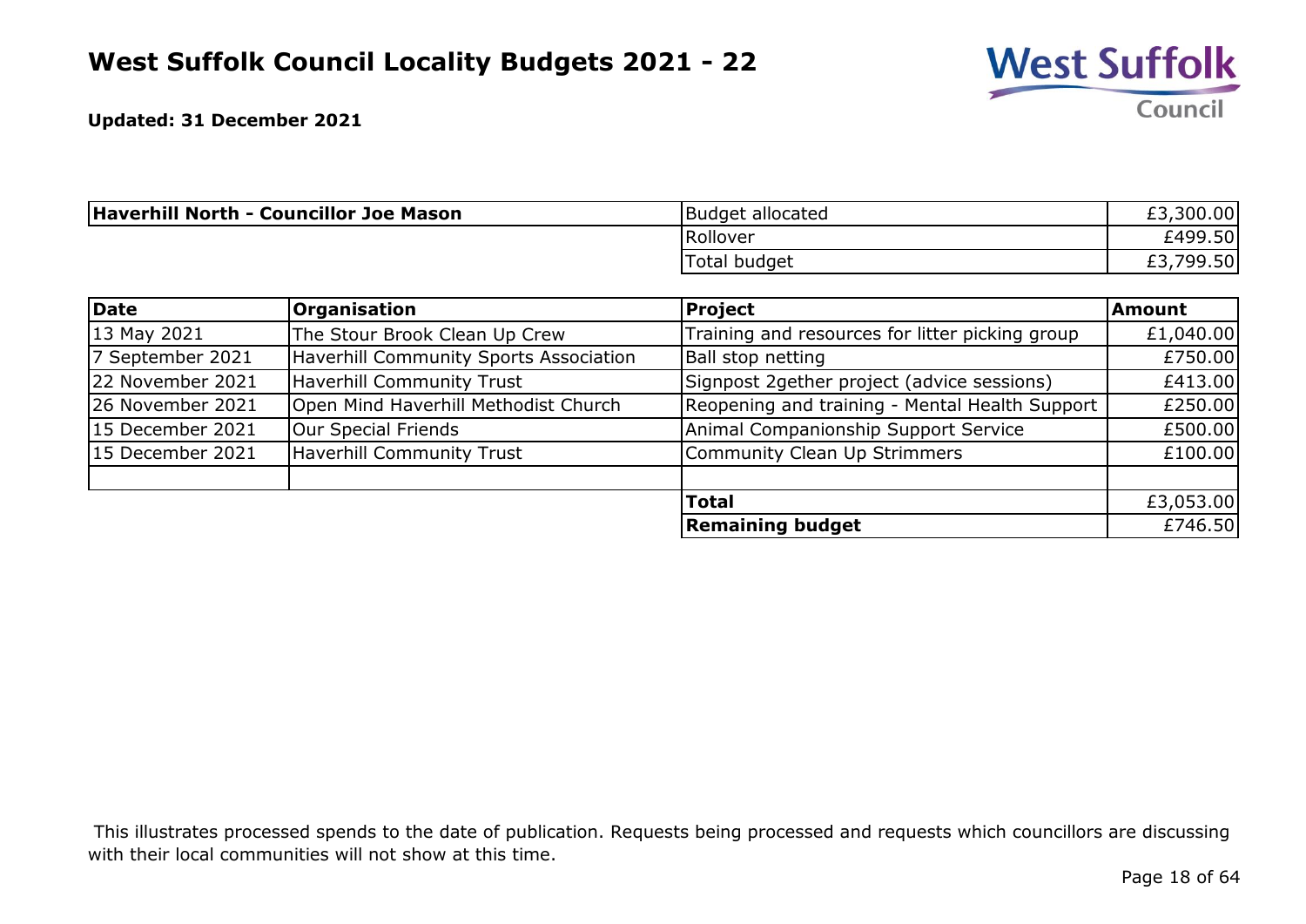# West Suffolk Council Locality Budgets 2021 - 22

**Updated: 31 December 2021**

| **Haverhill North - Councillor Joe Mason** | | |
|---|---|---|
| | Budget allocated | £3,300.00 |
| | Rollover | £499.50 |
| | Total budget | £3,799.50 |

| **Date** | **Organisation** | **Project** | **Amount** |
|---|---|---|---|
| 13 May 2021 | The Stour Brook Clean Up Crew | Training and resources for litter picking group | £1,040.00 |
| 7 September 2021 | Haverhill Community Sports Association | Ball stop netting | £750.00 |
| 22 November 2021 | Haverhill Community Trust | Signpost 2gether project (advice sessions) | £413.00 |
| 26 November 2021 | Open Mind Haverhill Methodist Church | Reopening and training - Mental Health Support | £250.00 |
| 15 December 2021 | Our Special Friends | Animal Companionship Support Service | £500.00 |
| 15 December 2021 | Haverhill Community Trust | Community Clean Up Strimmers | £100.00 |
| | | | |
| | | **Total** | £3,053.00 |
| | | **Remaining budget** | £746.50 |

This illustrates processed spends to the date of publication. Requests being processed and requests which councillors are discussing with their local communities will not show at this time.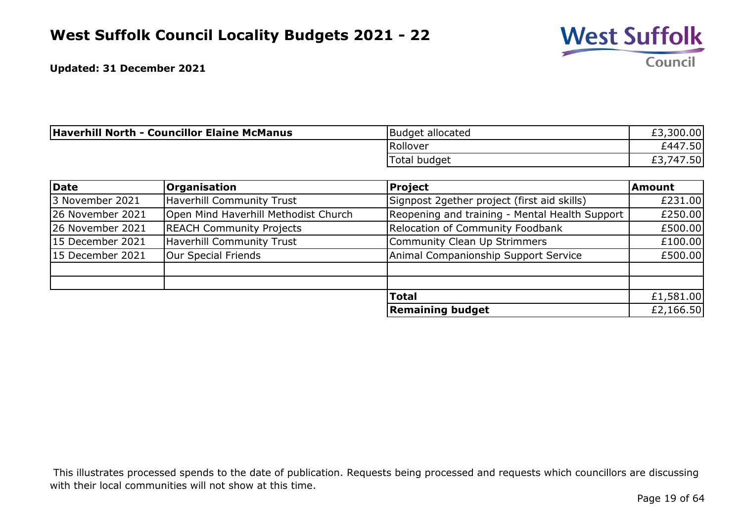# West Suffolk Council Locality Budgets 2021 - 22

**Updated: 31 December 2021**

| **Haverhill North - Councillor Elaine McManus** | | |
|---|---|---|
| | Budget allocated | £3,300.00 |
| | Rollover | £447.50 |
| | Total budget | £3,747.50 |

| **Date** | **Organisation** | **Project** | **Amount** |
|---|---|---|---|
| 3 November 2021 | Haverhill Community Trust | Signpost 2gether project (first aid skills) | £231.00 |
| 26 November 2021 | Open Mind Haverhill Methodist Church | Reopening and training - Mental Health Support | £250.00 |
| 26 November 2021 | REACH Community Projects | Relocation of Community Foodbank | £500.00 |
| 15 December 2021 | Haverhill Community Trust | Community Clean Up Strimmers | £100.00 |
| 15 December 2021 | Our Special Friends | Animal Companionship Support Service | £500.00 |
| | | | |
| | | | |
| | | **Total** | £1,581.00 |
| | | **Remaining budget** | £2,166.50 |

This illustrates processed spends to the date of publication. Requests being processed and requests which councillors are discussing with their local communities will not show at this time.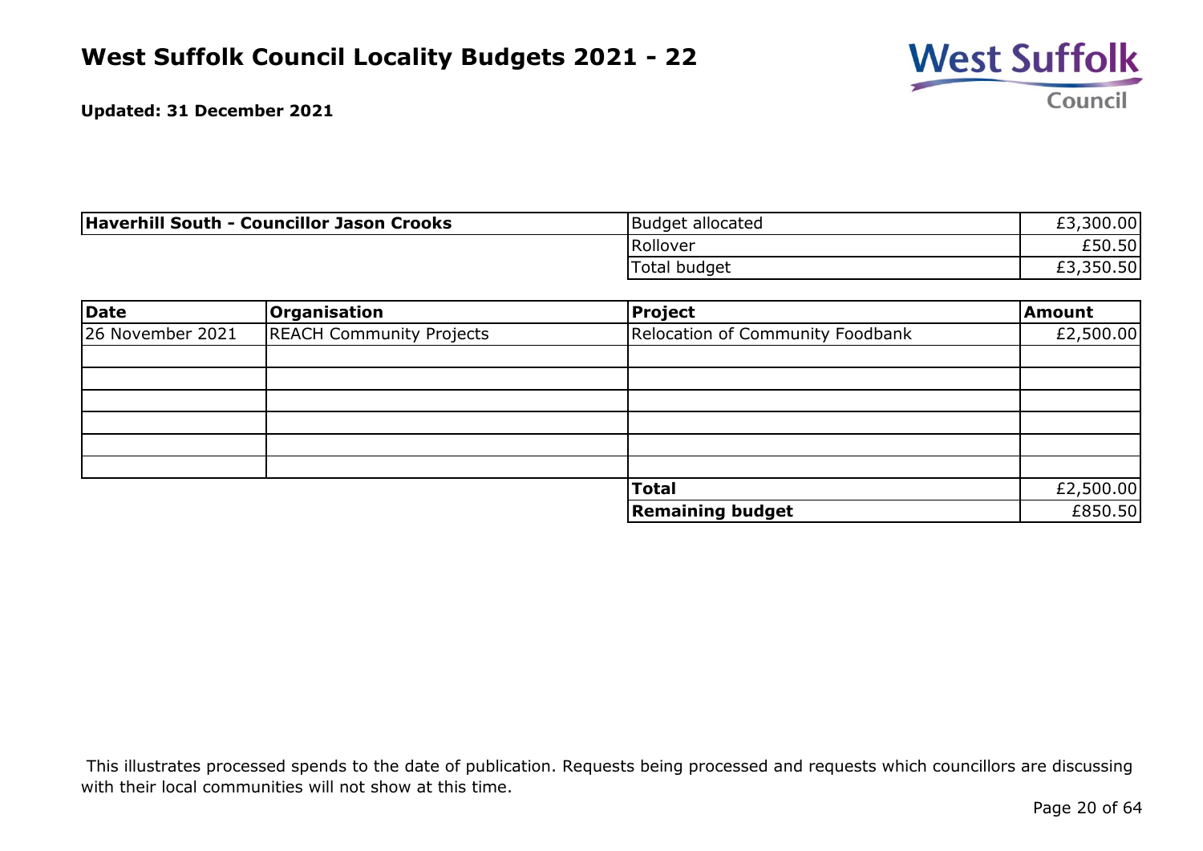# West Suffolk Council Locality Budgets 2021 - 22

**Updated: 31 December 2021**

| **Haverhill South - Councillor Jason Crooks** | | |
|---|---|---|
| | Budget allocated | £3,300.00 |
| | Rollover | £50.50 |
| | Total budget | £3,350.50 |

| Date | Organisation | Project | Amount |
|---|---|---|---|
| 26 November 2021 | REACH Community Projects | Relocation of Community Foodbank | £2,500.00 |
| | | | |
| | | | |
| | | | |
| | | | |
| | | | |
| | | | |
| | | **Total** | £2,500.00 |
| | | **Remaining budget** | £850.50 |

This illustrates processed spends to the date of publication. Requests being processed and requests which councillors are discussing with their local communities will not show at this time.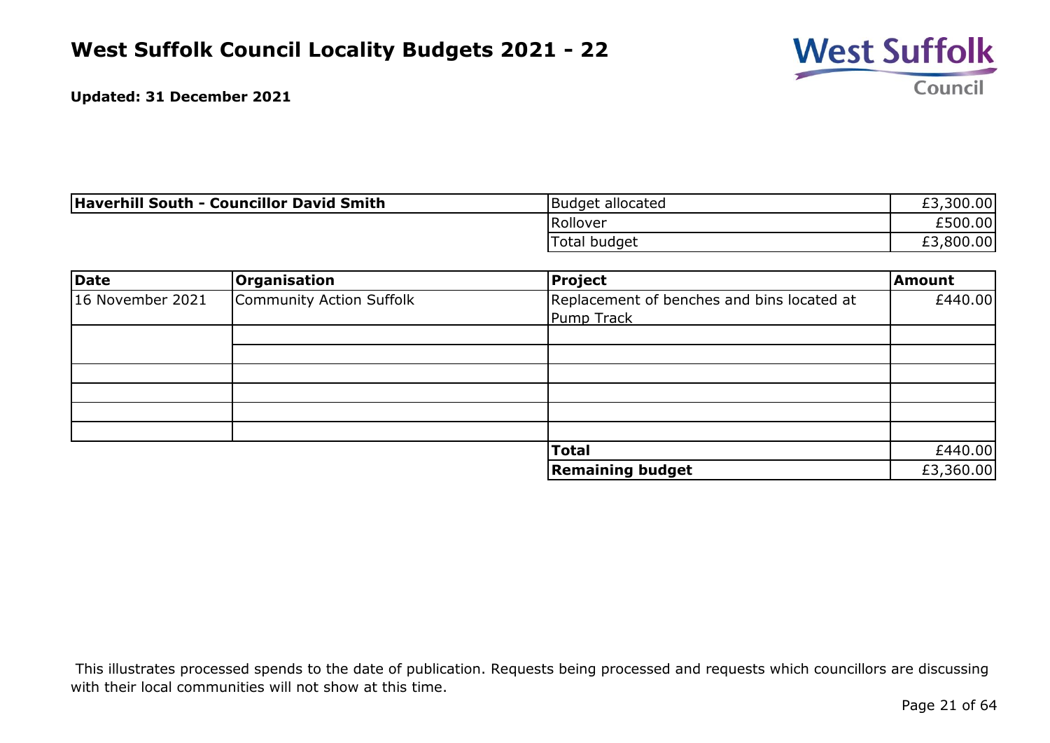# West Suffolk Council Locality Budgets 2021 - 22

**Updated: 31 December 2021**

| **Haverhill South - Councillor David Smith** | | |
|---|---|---|
| | Budget allocated | £3,300.00 |
| | Rollover | £500.00 |
| | Total budget | £3,800.00 |

| **Date** | **Organisation** | **Project** | **Amount** |
|---|---|---|---|
| 16 November 2021 | Community Action Suffolk | Replacement of benches and bins located at Pump Track | £440.00 |
| | | | |
| | | | |
| | | | |
| | | | |
| | | | |
| | | | |
| | | **Total** | £440.00 |
| | | **Remaining budget** | £3,360.00 |

This illustrates processed spends to the date of publication. Requests being processed and requests which councillors are discussing with their local communities will not show at this time.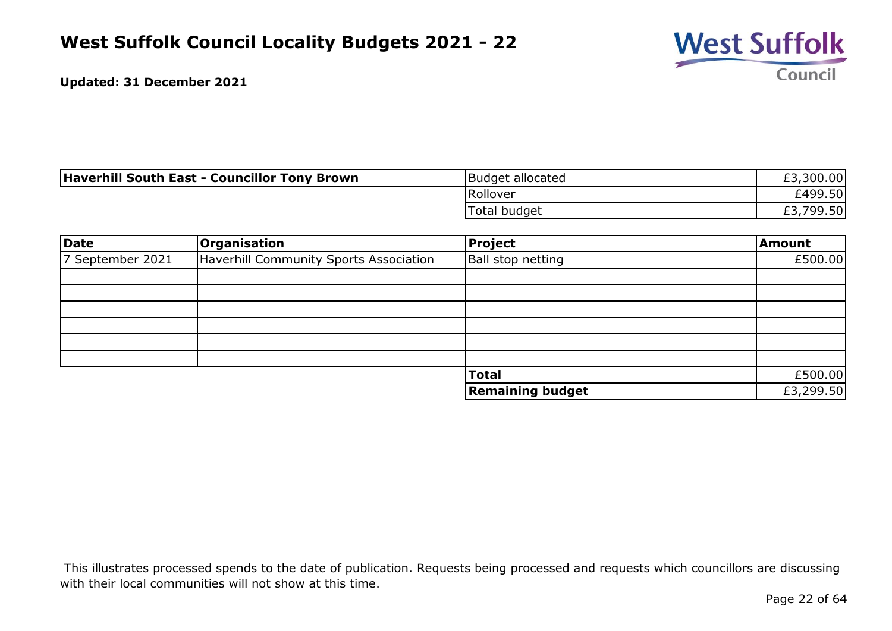# West Suffolk Council Locality Budgets 2021 - 22

**Updated: 31 December 2021**

| **Haverhill South East - Councillor Tony Brown** | Budget allocated | £3,300.00 |
|---|---|---|
| | Rollover | £499.50 |
| | Total budget | £3,799.50 |

| **Date** | **Organisation** | **Project** | **Amount** |
|---|---|---|---|
| 7 September 2021 | Haverhill Community Sports Association | Ball stop netting | £500.00 |
| | | | |
| | | | |
| | | | |
| | | | |
| | | | |
| | | | |
| | | **Total** | £500.00 |
| | | **Remaining budget** | £3,299.50 |

This illustrates processed spends to the date of publication. Requests being processed and requests which councillors are discussing with their local communities will not show at this time.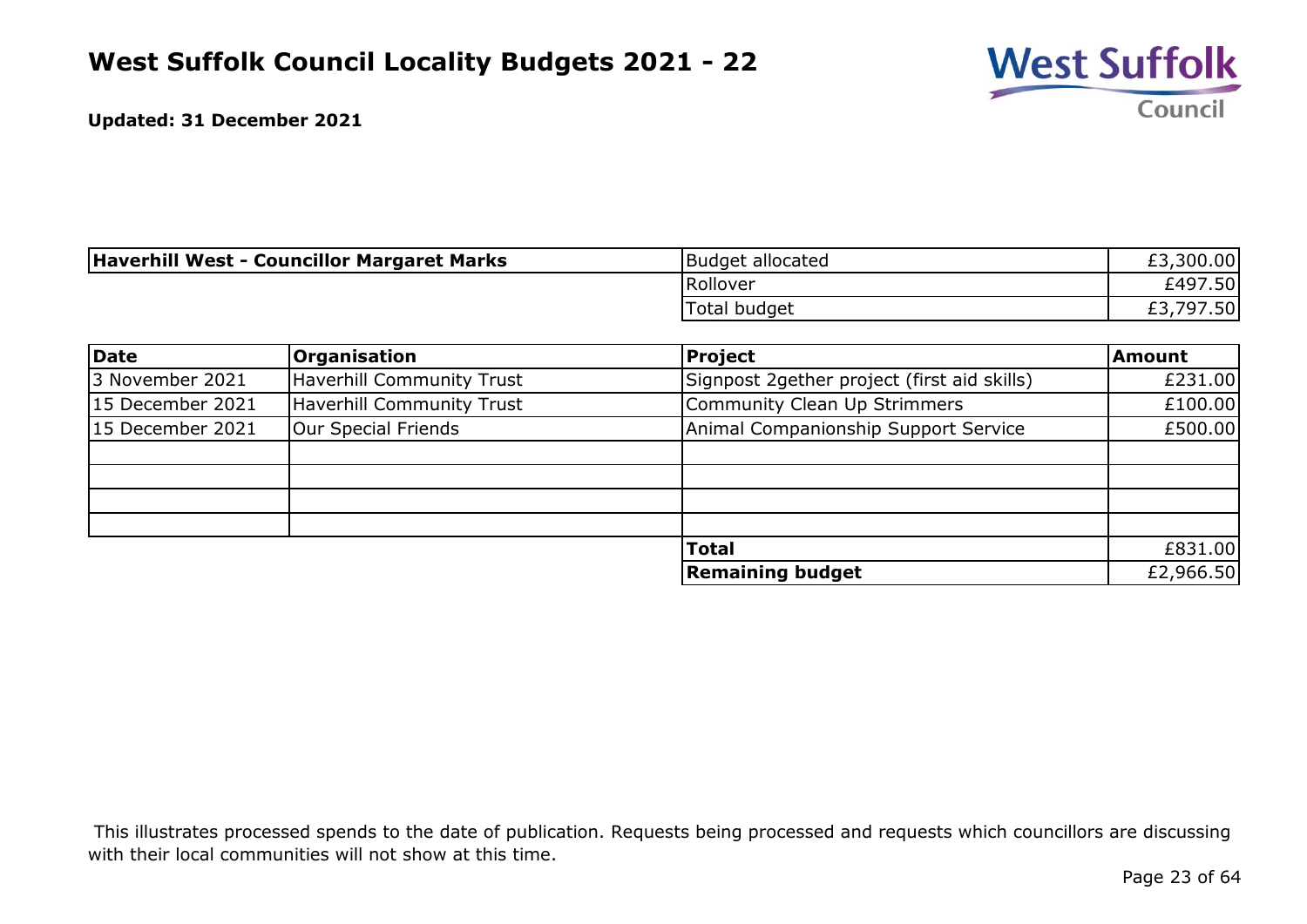# West Suffolk Council Locality Budgets 2021 - 22

**Updated: 31 December 2021**

| **Haverhill West - Councillor Margaret Marks** | Budget allocated | £3,300.00 |
|---|---|---|
| | Rollover | £497.50 |
| | Total budget | £3,797.50 |

| **Date** | **Organisation** | **Project** | **Amount** |
|---|---|---|---|
| 3 November 2021 | Haverhill Community Trust | Signpost 2gether project (first aid skills) | £231.00 |
| 15 December 2021 | Haverhill Community Trust | Community Clean Up Strimmers | £100.00 |
| 15 December 2021 | Our Special Friends | Animal Companionship Support Service | £500.00 |
| | | | |
| | | | |
| | | | |
| | | | |
| | | **Total** | £831.00 |
| | | **Remaining budget** | £2,966.50 |

This illustrates processed spends to the date of publication. Requests being processed and requests which councillors are discussing with their local communities will not show at this time.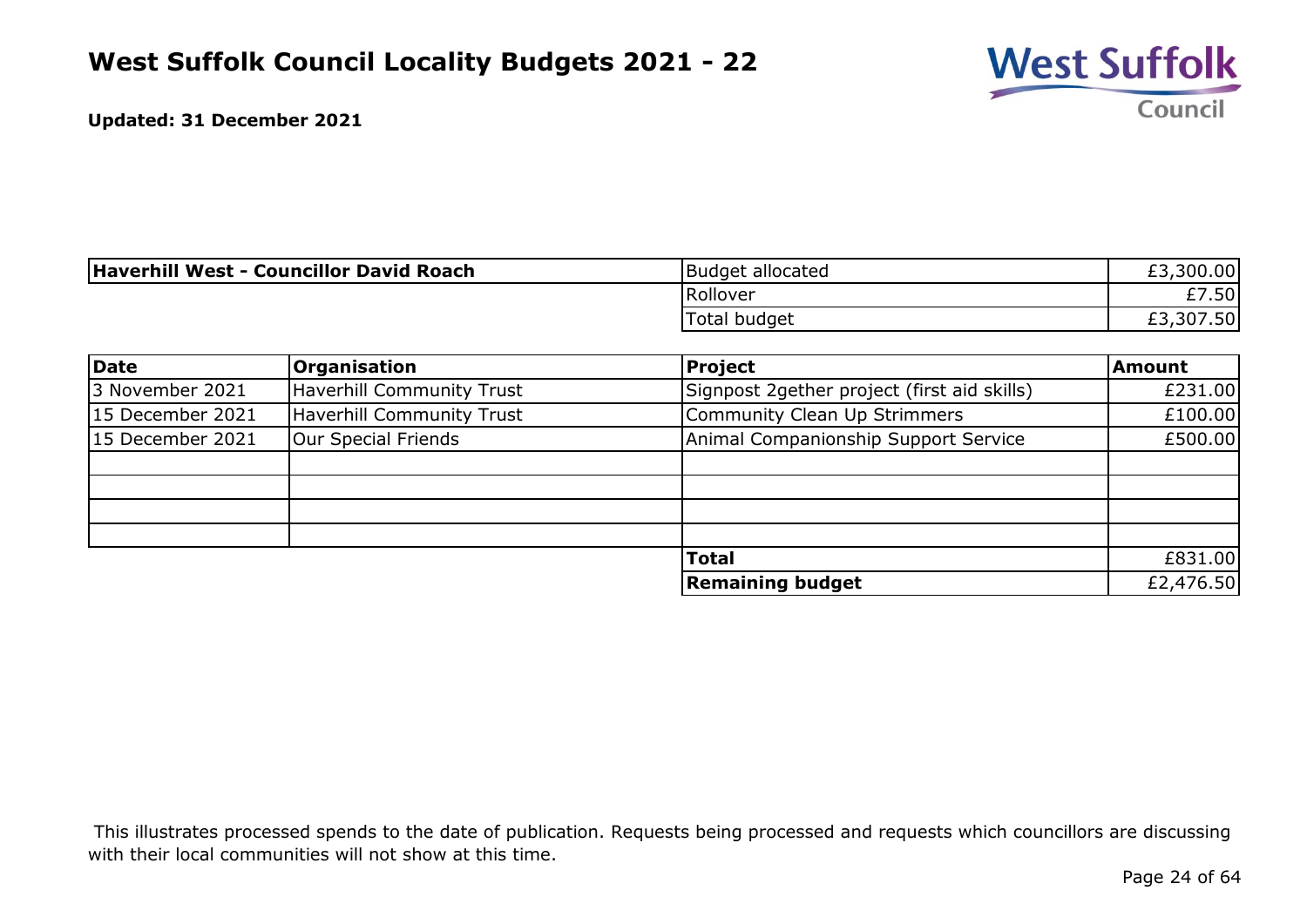# West Suffolk Council Locality Budgets 2021 - 22

**Updated: 31 December 2021**

| **Haverhill West - Councillor David Roach** | Budget allocated | £3,300.00 |
|---|---|---|
| | Rollover | £7.50 |
| | Total budget | £3,307.50 |

| **Date** | **Organisation** | **Project** | **Amount** |
|---|---|---|---|
| 3 November 2021 | Haverhill Community Trust | Signpost 2gether project (first aid skills) | £231.00 |
| 15 December 2021 | Haverhill Community Trust | Community Clean Up Strimmers | £100.00 |
| 15 December 2021 | Our Special Friends | Animal Companionship Support Service | £500.00 |
| | | | |
| | | | |
| | | | |
| | | | |
| | | **Total** | £831.00 |
| | | **Remaining budget** | £2,476.50 |

This illustrates processed spends to the date of publication. Requests being processed and requests which councillors are discussing with their local communities will not show at this time.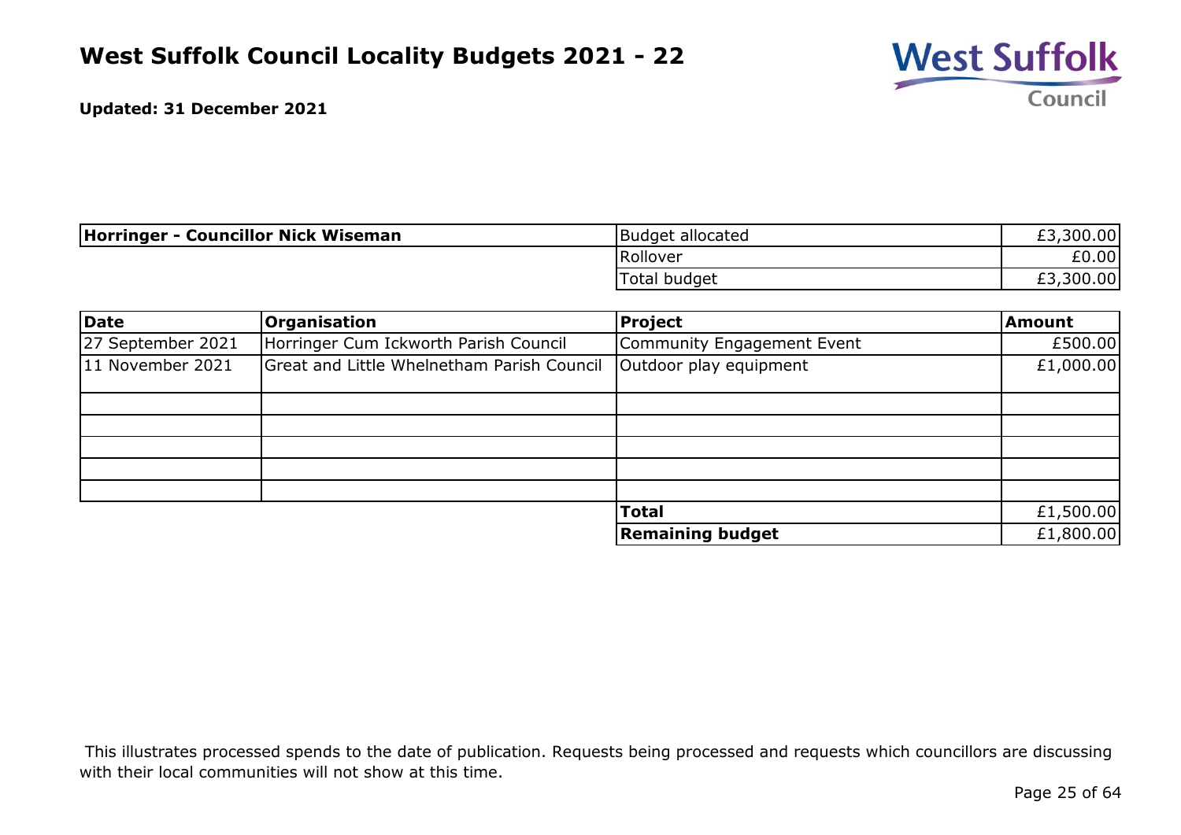# West Suffolk Council Locality Budgets 2021 - 22

**Updated: 31 December 2021**

| **Horringer - Councillor Nick Wiseman** | | |
|---|---|---|
| | Budget allocated | £3,300.00 |
| | Rollover | £0.00 |
| | Total budget | £3,300.00 |

| **Date** | **Organisation** | **Project** | **Amount** |
|---|---|---|---|
| 27 September 2021 | Horringer Cum Ickworth Parish Council | Community Engagement Event | £500.00 |
| 11 November 2021 | Great and Little Whelnetham Parish Council | Outdoor play equipment | £1,000.00 |
| | | | |
| | | | |
| | | | |
| | | | |
| | | | |
| | | **Total** | £1,500.00 |
| | | **Remaining budget** | £1,800.00 |

This illustrates processed spends to the date of publication. Requests being processed and requests which councillors are discussing with their local communities will not show at this time.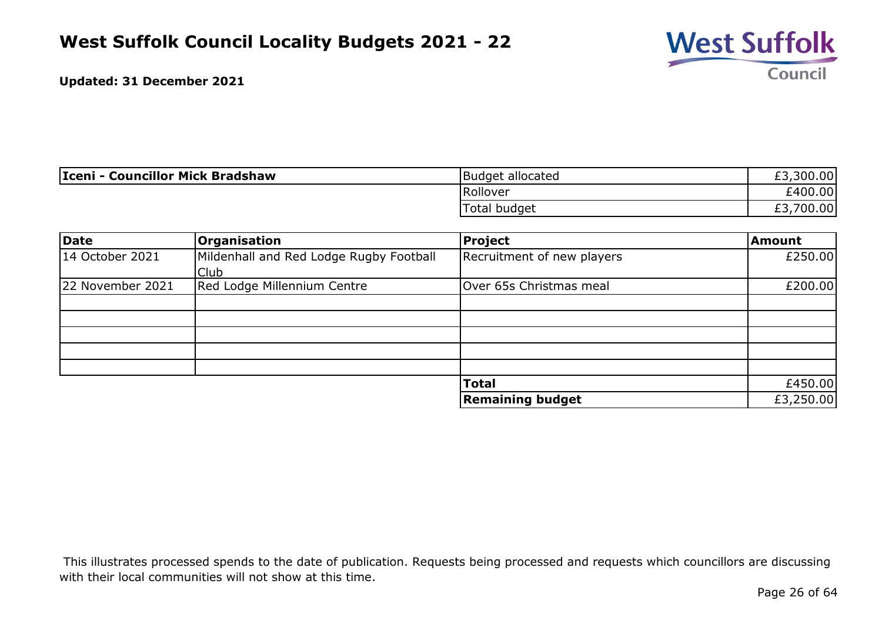# West Suffolk Council Locality Budgets 2021 - 22

**Updated: 31 December 2021**

| **Iceni - Councillor Mick Bradshaw** | | |
|---|---|---|
| | Budget allocated | £3,300.00 |
| | Rollover | £400.00 |
| | Total budget | £3,700.00 |

| **Date** | **Organisation** | **Project** | **Amount** |
|---|---|---|---|
| 14 October 2021 | Mildenhall and Red Lodge Rugby Football Club | Recruitment of new players | £250.00 |
| 22 November 2021 | Red Lodge Millennium Centre | Over 65s Christmas meal | £200.00 |
| | | | |
| | | | |
| | | | |
| | | | |
| | | | |
| | | **Total** | £450.00 |
| | | **Remaining budget** | £3,250.00 |

This illustrates processed spends to the date of publication. Requests being processed and requests which councillors are discussing with their local communities will not show at this time.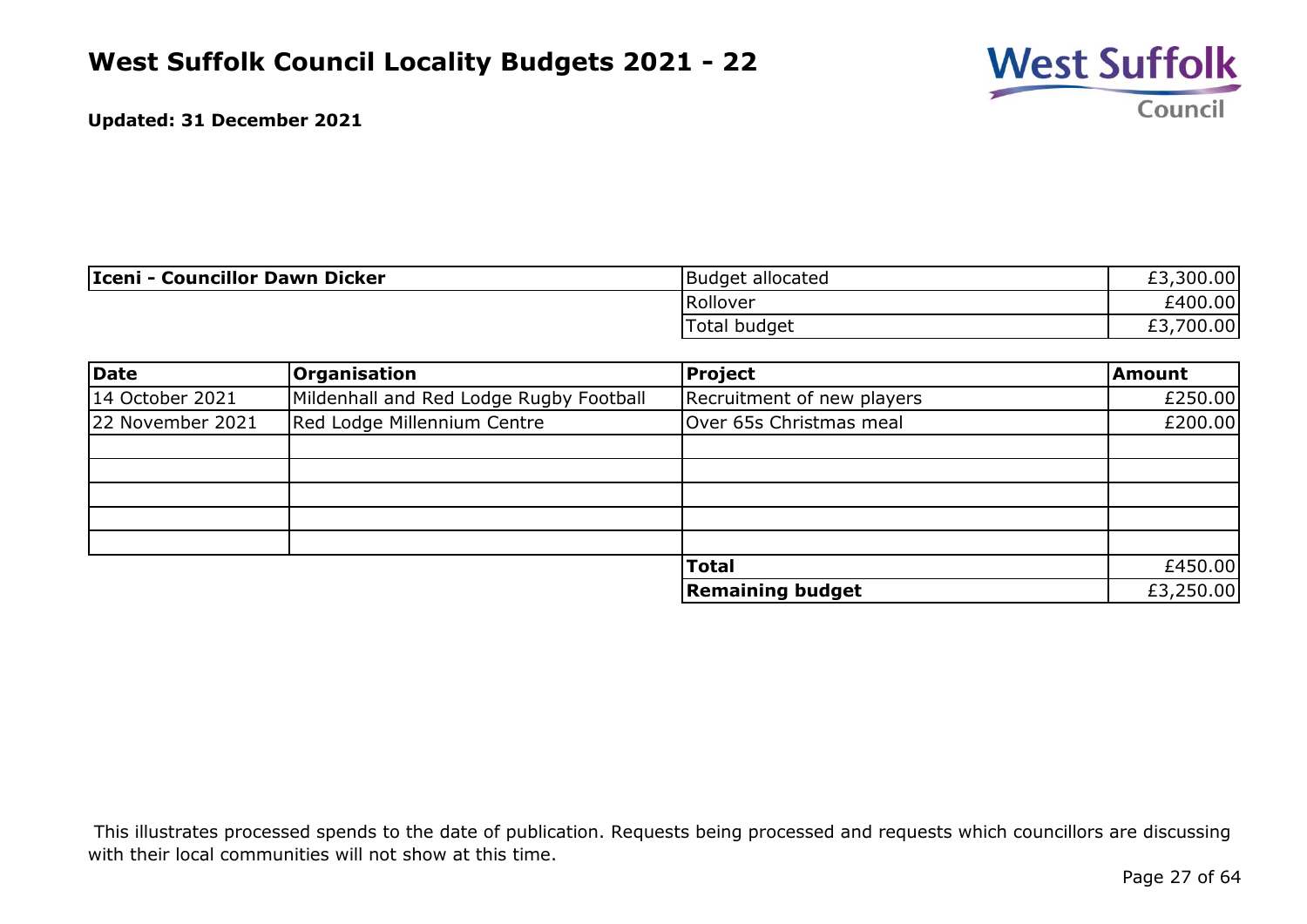# West Suffolk Council Locality Budgets 2021 - 22

**Updated: 31 December 2021**

| **Iceni - Councillor Dawn Dicker** | | |
|---|---|---|
| | Budget allocated | £3,300.00 |
| | Rollover | £400.00 |
| | Total budget | £3,700.00 |

| **Date** | **Organisation** | **Project** | **Amount** |
|---|---|---|---|
| 14 October 2021 | Mildenhall and Red Lodge Rugby Football | Recruitment of new players | £250.00 |
| 22 November 2021 | Red Lodge Millennium Centre | Over 65s Christmas meal | £200.00 |
| | | | |
| | | | |
| | | | |
| | | | |
| | | | |
| | | **Total** | £450.00 |
| | | **Remaining budget** | £3,250.00 |

This illustrates processed spends to the date of publication. Requests being processed and requests which councillors are discussing with their local communities will not show at this time.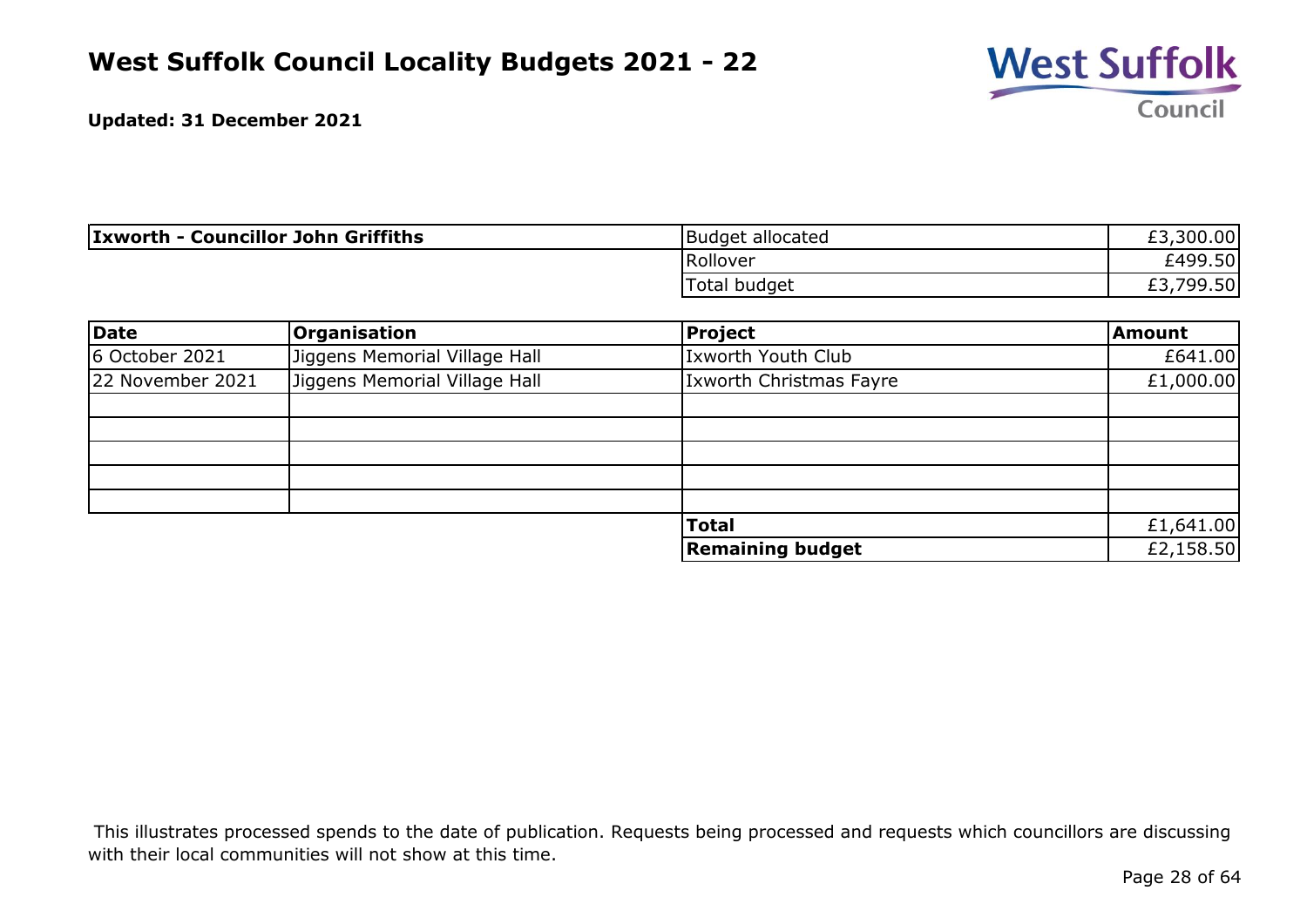# West Suffolk Council Locality Budgets 2021 - 22

**Updated: 31 December 2021**

| **Ixworth - Councillor John Griffiths** | Budget allocated | £3,300.00 |
|---|---|---|
| | Rollover | £499.50 |
| | Total budget | £3,799.50 |

| Date | Organisation | Project | Amount |
|---|---|---|---|
| 6 October 2021 | Jiggens Memorial Village Hall | Ixworth Youth Club | £641.00 |
| 22 November 2021 | Jiggens Memorial Village Hall | Ixworth Christmas Fayre | £1,000.00 |
| | | | |
| | | | |
| | | | |
| | | | |
| | | | |
| | | **Total** | £1,641.00 |
| | | **Remaining budget** | £2,158.50 |

This illustrates processed spends to the date of publication. Requests being processed and requests which councillors are discussing with their local communities will not show at this time.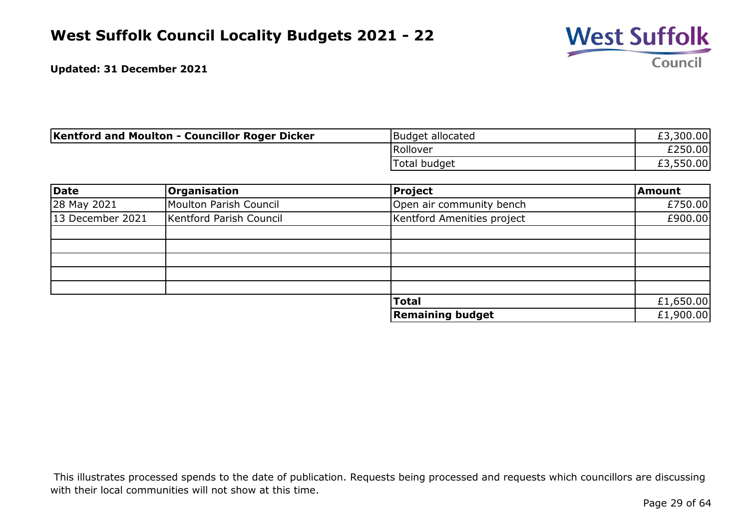# West Suffolk Council Locality Budgets 2021 - 22

**Updated: 31 December 2021**

| **Kentford and Moulton - Councillor Roger Dicker** | | |
|---|---|---|
| | Budget allocated | £3,300.00 |
| | Rollover | £250.00 |
| | Total budget | £3,550.00 |

| **Date** | **Organisation** | **Project** | **Amount** |
|---|---|---|---|
| 28 May 2021 | Moulton Parish Council | Open air community bench | £750.00 |
| 13 December 2021 | Kentford Parish Council | Kentford Amenities project | £900.00 |
| | | | |
| | | | |
| | | | |
| | | | |
| | | | |
| | | **Total** | £1,650.00 |
| | | **Remaining budget** | £1,900.00 |

This illustrates processed spends to the date of publication. Requests being processed and requests which councillors are discussing with their local communities will not show at this time.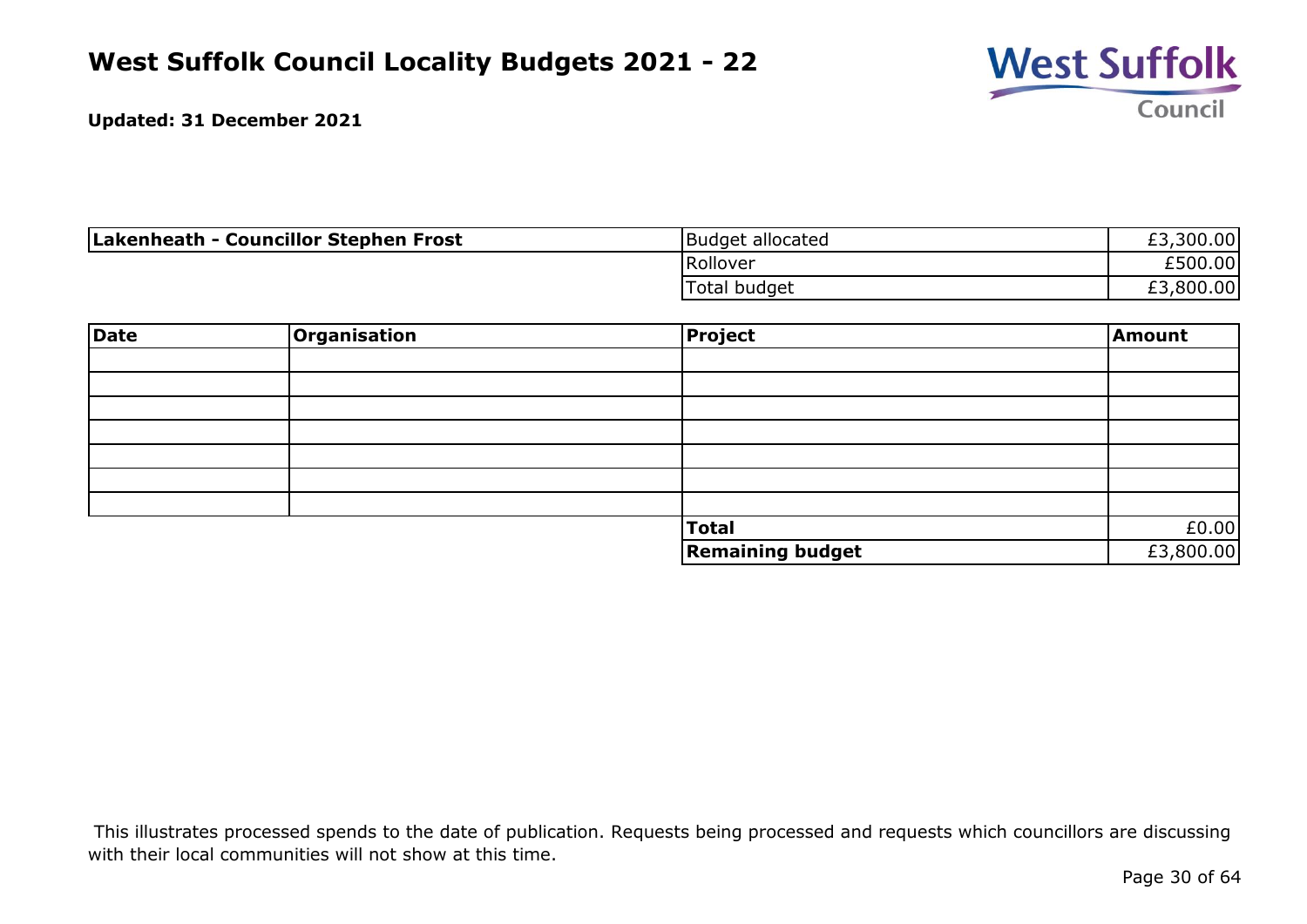# West Suffolk Council Locality Budgets 2021 - 22

**Updated: 31 December 2021**

| **Lakenheath - Councillor Stephen Frost** | Budget allocated | £3,300.00 |
|---|---|---|
| | Rollover | £500.00 |
| | Total budget | £3,800.00 |

| **Date** | **Organisation** | **Project** | **Amount** |
|---|---|---|---|
| | | | |
| | | | |
| | | | |
| | | | |
| | | | |
| | | | |
| | | | |
| | | **Total** | £0.00 |
| | | **Remaining budget** | £3,800.00 |

This illustrates processed spends to the date of publication. Requests being processed and requests which councillors are discussing with their local communities will not show at this time.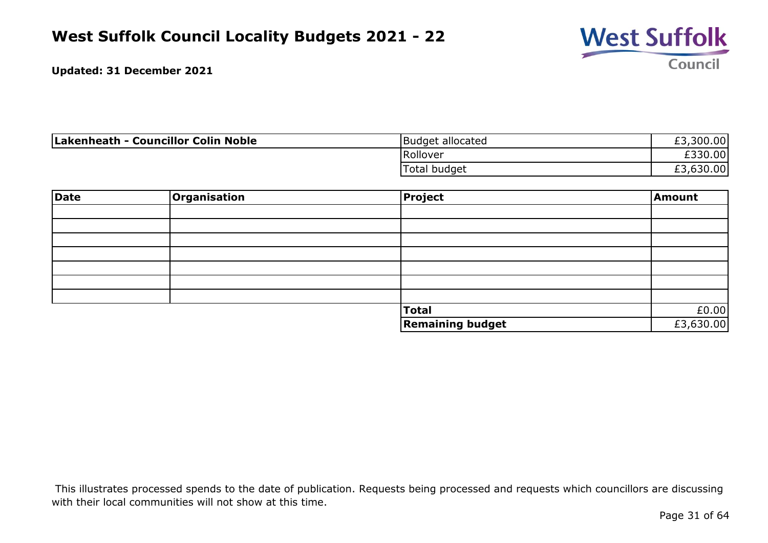# West Suffolk Council Locality Budgets 2021 - 22

**Updated: 31 December 2021**

| **Lakenheath - Councillor Colin Noble** | Budget allocated | £3,300.00 |
|---|---|---|
| | Rollover | £330.00 |
| | Total budget | £3,630.00 |

| **Date** | **Organisation** | **Project** | **Amount** |
|---|---|---|---|
| | | | |
| | | | |
| | | | |
| | | | |
| | | | |
| | | | |
| | | | |
| | | **Total** | £0.00 |
| | | **Remaining budget** | £3,630.00 |

This illustrates processed spends to the date of publication. Requests being processed and requests which councillors are discussing with their local communities will not show at this time.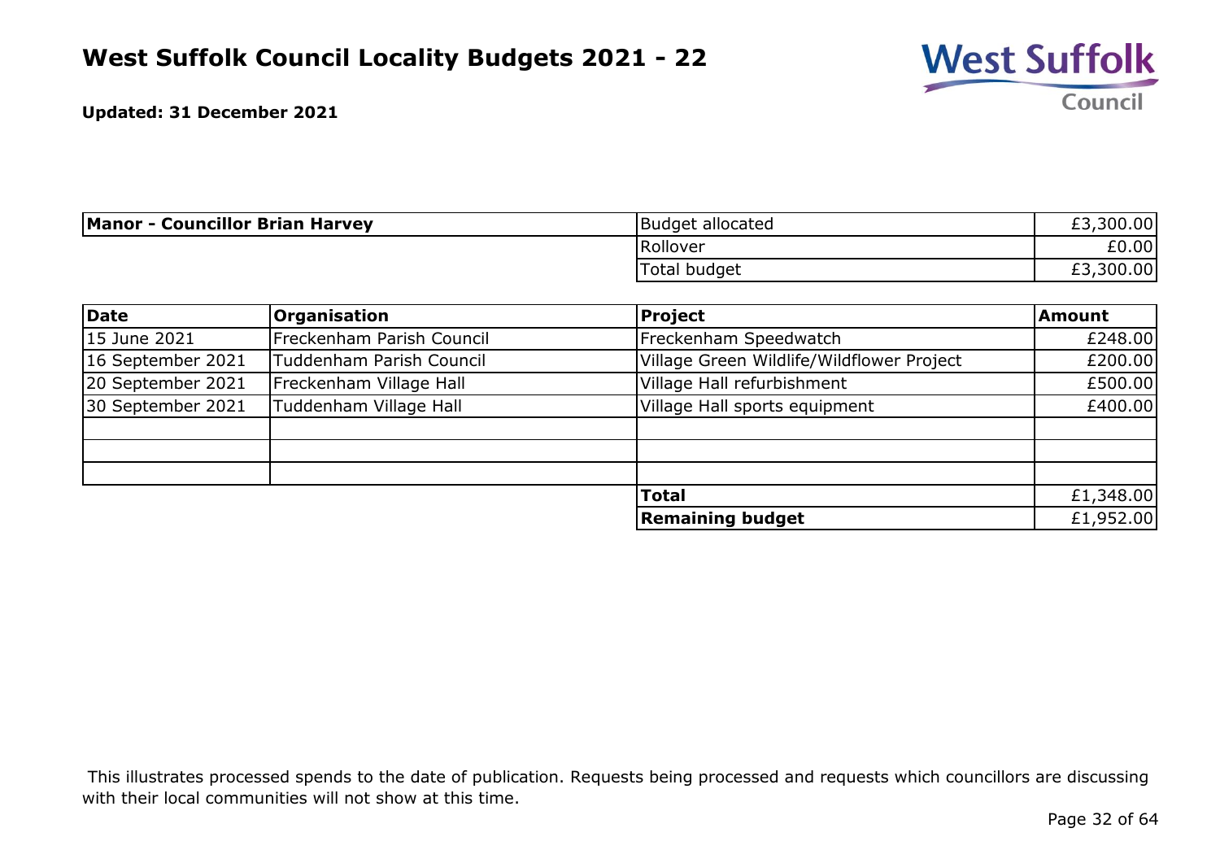# West Suffolk Council Locality Budgets 2021 - 22

**Updated: 31 December 2021**

| **Manor - Councillor Brian Harvey** | | |
|---|---|---|
| | Budget allocated | £3,300.00 |
| | Rollover | £0.00 |
| | Total budget | £3,300.00 |

| **Date** | **Organisation** | **Project** | **Amount** |
|---|---|---|---|
| 15 June 2021 | Freckenham Parish Council | Freckenham Speedwatch | £248.00 |
| 16 September 2021 | Tuddenham Parish Council | Village Green Wildlife/Wildflower Project | £200.00 |
| 20 September 2021 | Freckenham Village Hall | Village Hall refurbishment | £500.00 |
| 30 September 2021 | Tuddenham Village Hall | Village Hall sports equipment | £400.00 |
| | | | |
| | | | |
| | | | |
| | | **Total** | £1,348.00 |
| | | **Remaining budget** | £1,952.00 |

This illustrates processed spends to the date of publication. Requests being processed and requests which councillors are discussing with their local communities will not show at this time.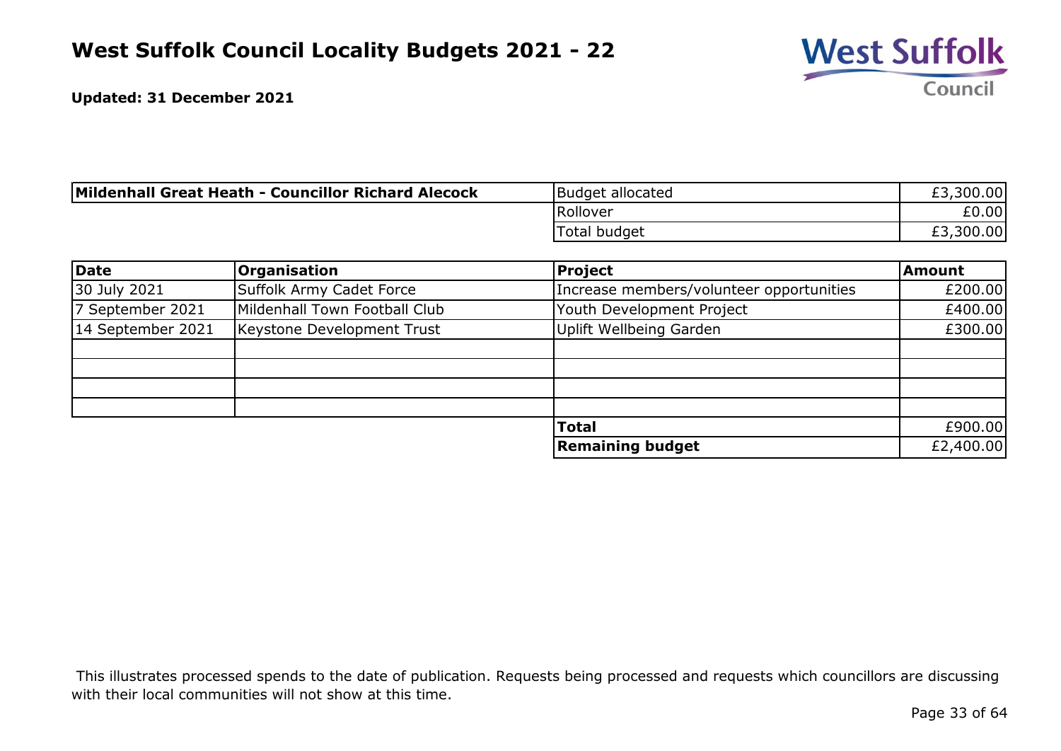# West Suffolk Council Locality Budgets 2021 - 22

**Updated: 31 December 2021**

| **Mildenhall Great Heath - Councillor Richard Alecock** | | |
|---|---|---|
| | Budget allocated | £3,300.00 |
| | Rollover | £0.00 |
| | Total budget | £3,300.00 |

| **Date** | **Organisation** | **Project** | **Amount** |
|---|---|---|---|
| 30 July 2021 | Suffolk Army Cadet Force | Increase members/volunteer opportunities | £200.00 |
| 7 September 2021 | Mildenhall Town Football Club | Youth Development Project | £400.00 |
| 14 September 2021 | Keystone Development Trust | Uplift Wellbeing Garden | £300.00 |
| | | | |
| | | | |
| | | | |
| | | | |
| | | **Total** | £900.00 |
| | | **Remaining budget** | £2,400.00 |

This illustrates processed spends to the date of publication. Requests being processed and requests which councillors are discussing with their local communities will not show at this time.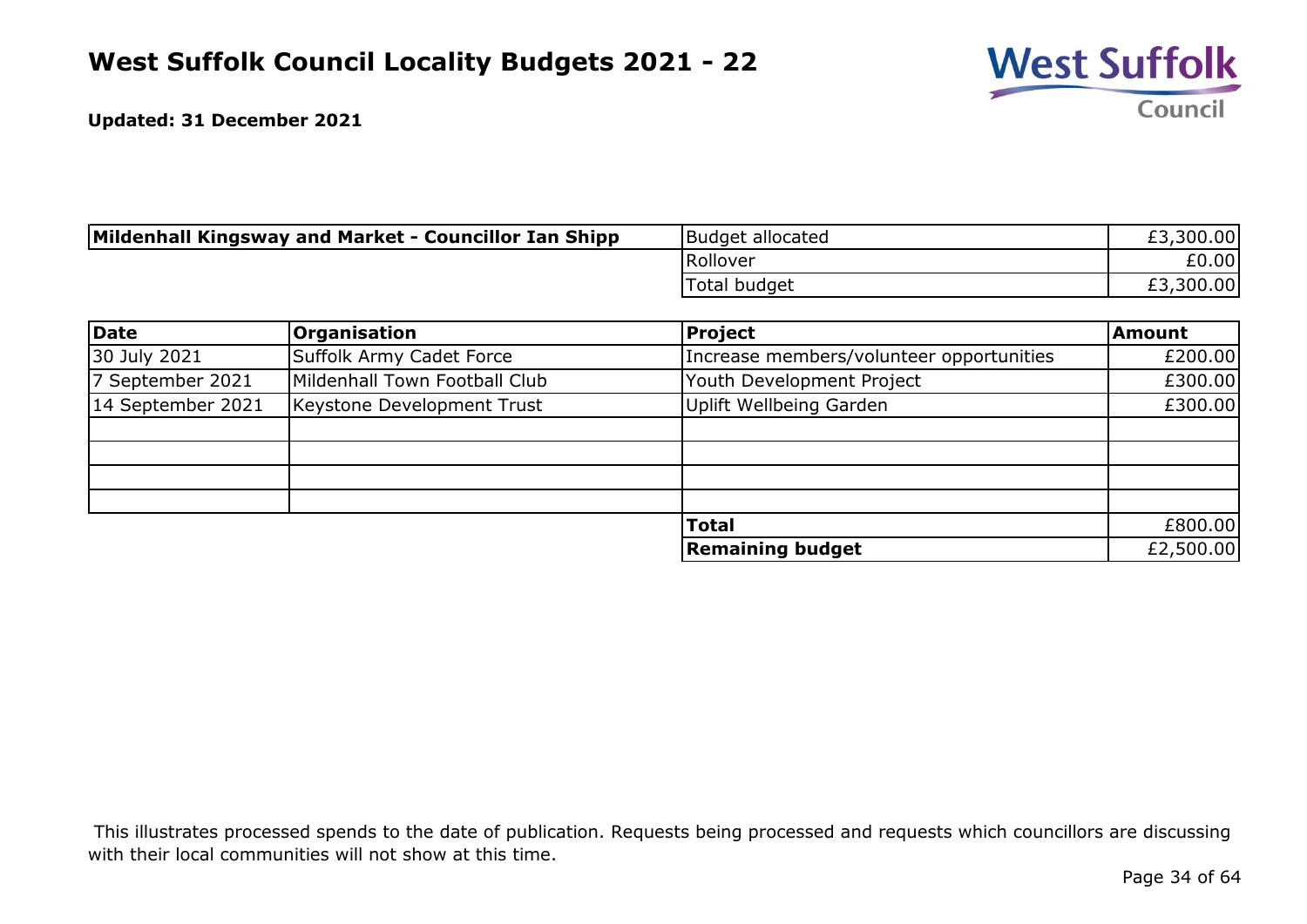# West Suffolk Council Locality Budgets 2021 - 22

**Updated: 31 December 2021**

| **Mildenhall Kingsway and Market - Councillor Ian Shipp** | Budget allocated | £3,300.00 |
|---|---|---|
| | Rollover | £0.00 |
| | Total budget | £3,300.00 |

| Date | Organisation | Project | Amount |
|---|---|---|---|
| 30 July 2021 | Suffolk Army Cadet Force | Increase members/volunteer opportunities | £200.00 |
| 7 September 2021 | Mildenhall Town Football Club | Youth Development Project | £300.00 |
| 14 September 2021 | Keystone Development Trust | Uplift Wellbeing Garden | £300.00 |
| | | | |
| | | | |
| | | | |
| | | | |
| | | **Total** | £800.00 |
| | | **Remaining budget** | £2,500.00 |

This illustrates processed spends to the date of publication. Requests being processed and requests which councillors are discussing with their local communities will not show at this time.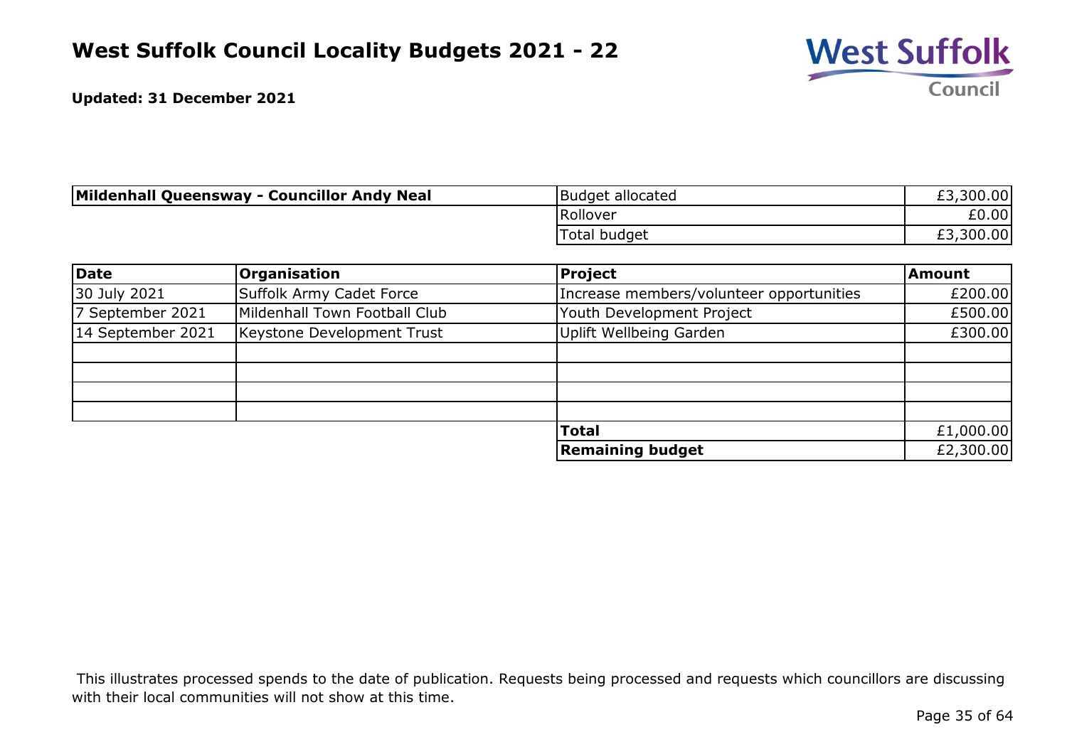# West Suffolk Council Locality Budgets 2021 - 22

**Updated: 31 December 2021**

| **Mildenhall Queensway - Councillor Andy Neal** | Budget allocated | £3,300.00 |
|---|---|---|
| | Rollover | £0.00 |
| | Total budget | £3,300.00 |

| Date | Organisation | Project | Amount |
|---|---|---|---|
| 30 July 2021 | Suffolk Army Cadet Force | Increase members/volunteer opportunities | £200.00 |
| 7 September 2021 | Mildenhall Town Football Club | Youth Development Project | £500.00 |
| 14 September 2021 | Keystone Development Trust | Uplift Wellbeing Garden | £300.00 |
| | | | |
| | | | |
| | | | |
| | | | |
| | | **Total** | £1,000.00 |
| | | **Remaining budget** | £2,300.00 |

This illustrates processed spends to the date of publication. Requests being processed and requests which councillors are discussing with their local communities will not show at this time.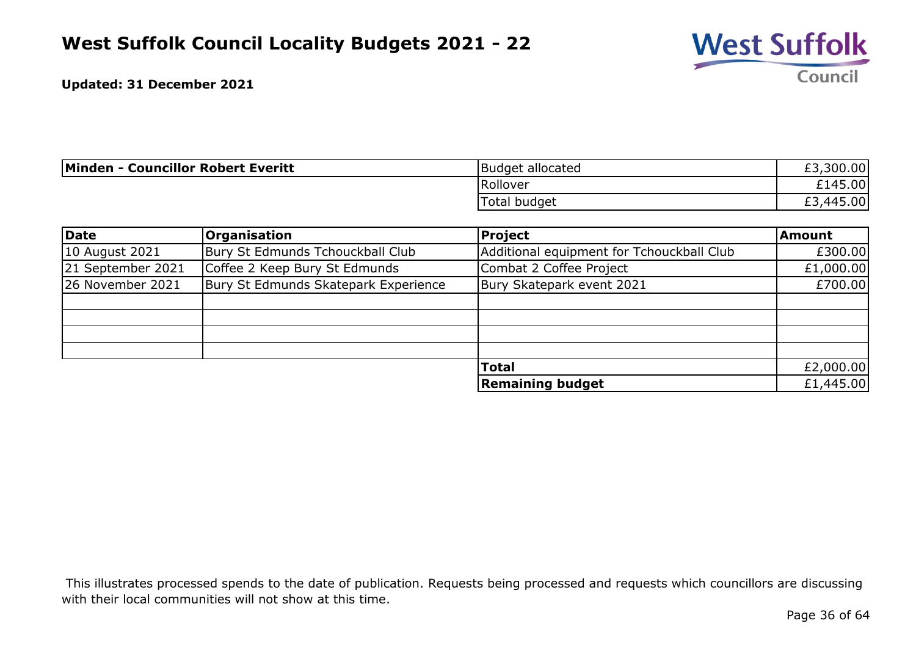# West Suffolk Council Locality Budgets 2021 - 22

**Updated: 31 December 2021**

| **Minden - Councillor Robert Everitt** | | |
|---|---|---|
| | Budget allocated | £3,300.00 |
| | Rollover | £145.00 |
| | Total budget | £3,445.00 |

| **Date** | **Organisation** | **Project** | **Amount** |
|---|---|---|---|
| 10 August 2021 | Bury St Edmunds Tchouckball Club | Additional equipment for Tchouckball Club | £300.00 |
| 21 September 2021 | Coffee 2 Keep Bury St Edmunds | Combat 2 Coffee Project | £1,000.00 |
| 26 November 2021 | Bury St Edmunds Skatepark Experience | Bury Skatepark event 2021 | £700.00 |
| | | | |
| | | | |
| | | | |
| | | | |
| | | **Total** | £2,000.00 |
| | | **Remaining budget** | £1,445.00 |

This illustrates processed spends to the date of publication. Requests being processed and requests which councillors are discussing with their local communities will not show at this time.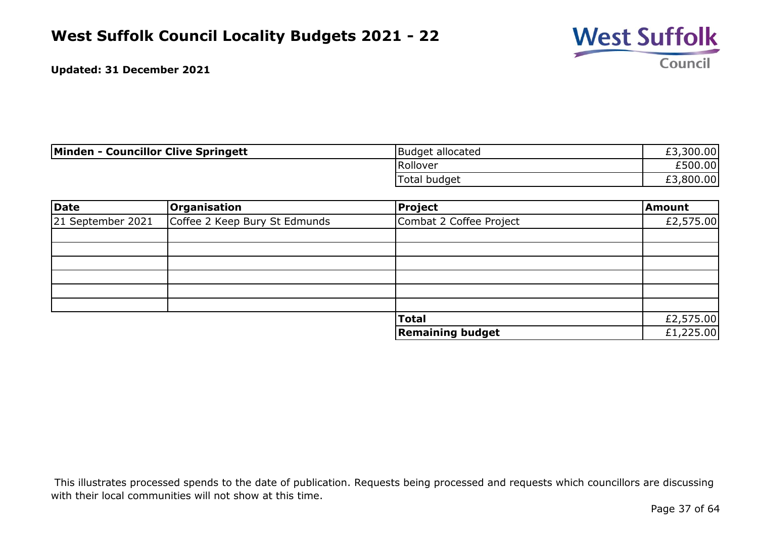# West Suffolk Council Locality Budgets 2021 - 22

**Updated: 31 December 2021**

| **Minden - Councillor Clive Springett** | | |
|---|---|---|
| | Budget allocated | £3,300.00 |
| | Rollover | £500.00 |
| | Total budget | £3,800.00 |

| Date | Organisation | Project | Amount |
|---|---|---|---|
| 21 September 2021 | Coffee 2 Keep Bury St Edmunds | Combat 2 Coffee Project | £2,575.00 |
| | | | |
| | | | |
| | | | |
| | | | |
| | | | |
| | | | |
| | | **Total** | £2,575.00 |
| | | **Remaining budget** | £1,225.00 |

This illustrates processed spends to the date of publication. Requests being processed and requests which councillors are discussing with their local communities will not show at this time.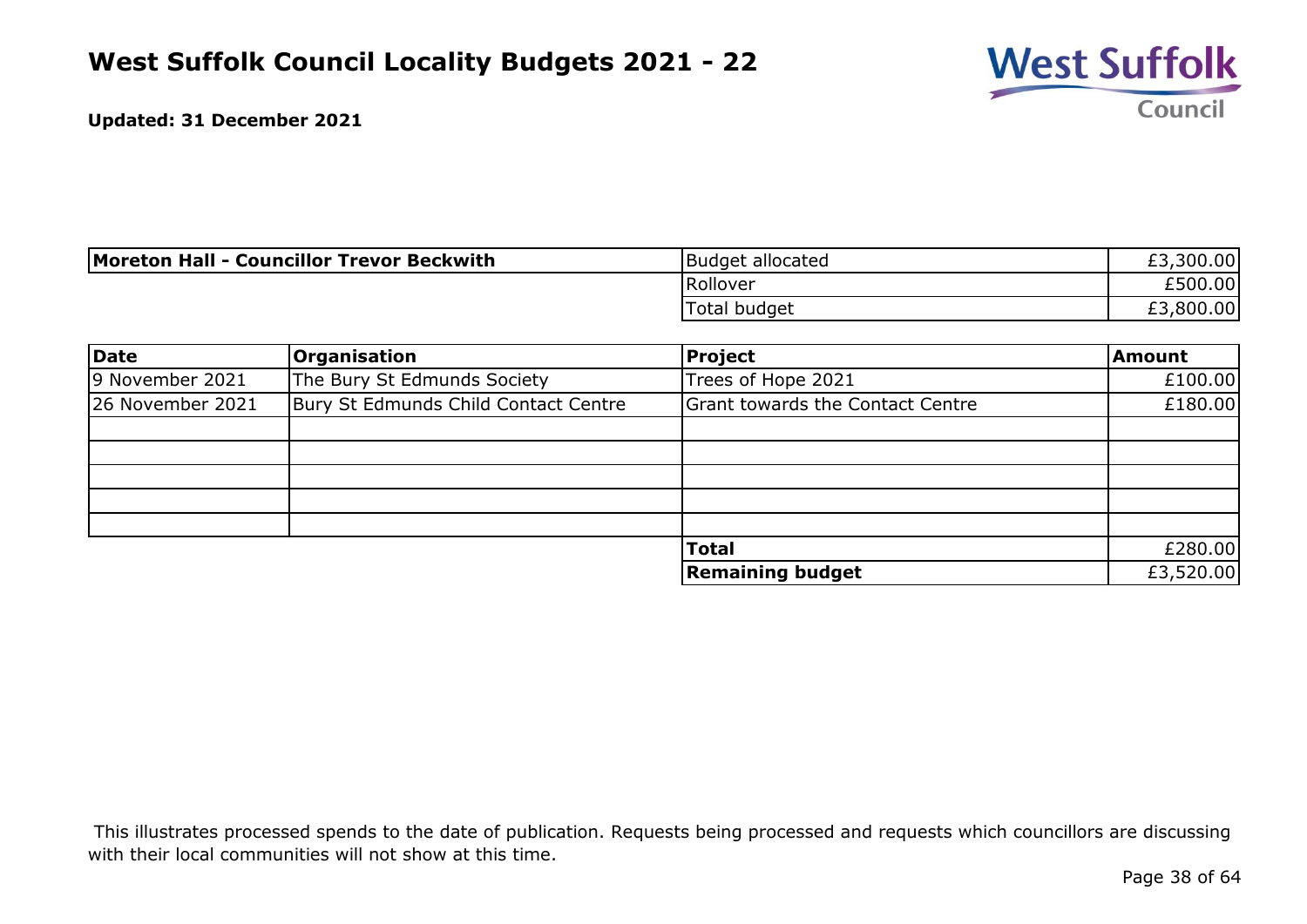# West Suffolk Council Locality Budgets 2021 - 22

**Updated: 31 December 2021**

| **Moreton Hall - Councillor Trevor Beckwith** | | |
|---|---|---|
| | Budget allocated | £3,300.00 |
| | Rollover | £500.00 |
| | Total budget | £3,800.00 |

| **Date** | **Organisation** | **Project** | **Amount** |
|---|---|---|---|
| 9 November 2021 | The Bury St Edmunds Society | Trees of Hope 2021 | £100.00 |
| 26 November 2021 | Bury St Edmunds Child Contact Centre | Grant towards the Contact Centre | £180.00 |
| | | | |
| | | | |
| | | | |
| | | | |
| | | | |
| | | **Total** | £280.00 |
| | | **Remaining budget** | £3,520.00 |

This illustrates processed spends to the date of publication. Requests being processed and requests which councillors are discussing with their local communities will not show at this time.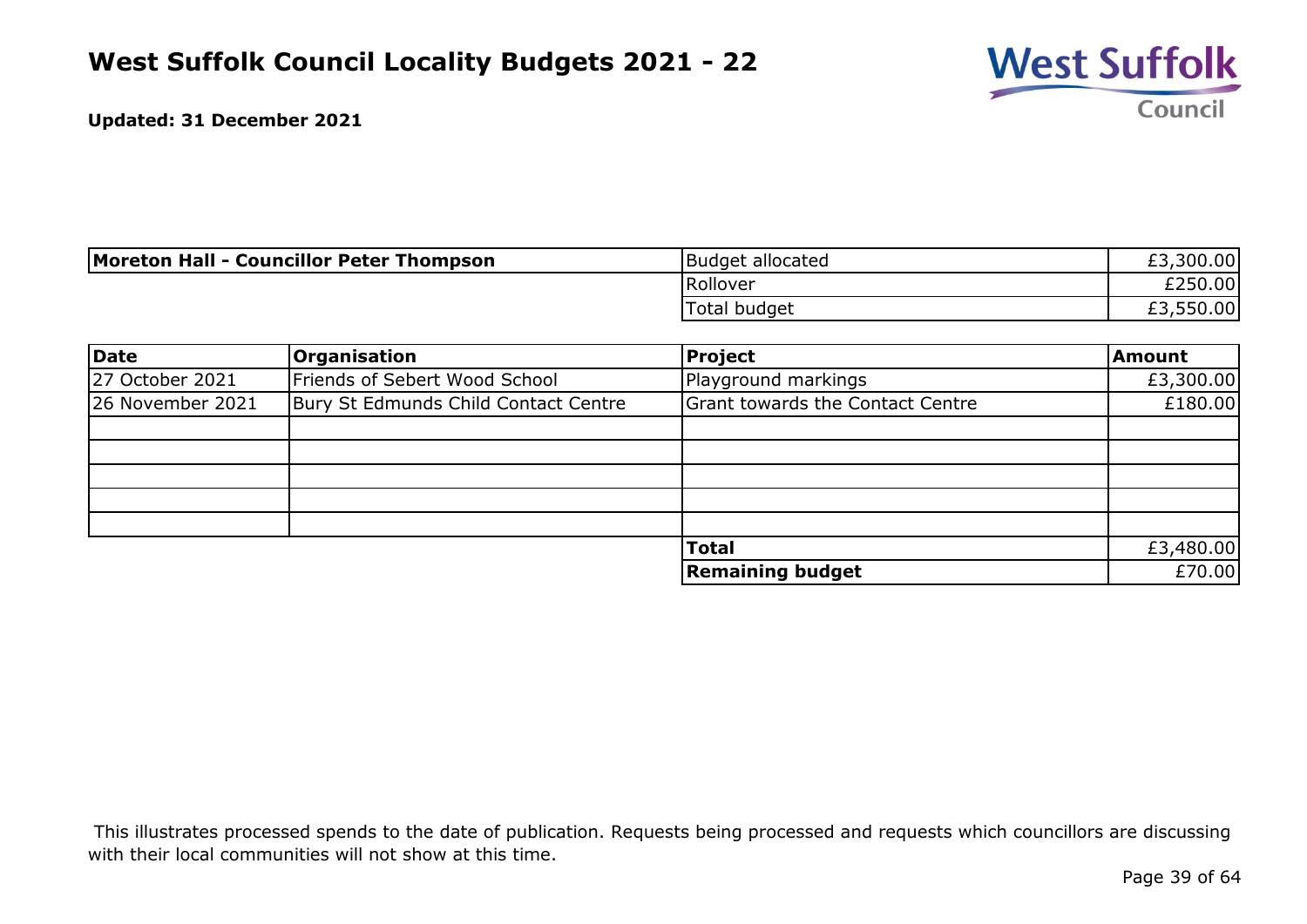# West Suffolk Council Locality Budgets 2021 - 22

**Updated: 31 December 2021**

| **Moreton Hall - Councillor Peter Thompson** | | | |
|---|---|---|---|
| | | Budget allocated | £3,300.00 |
| | | Rollover | £250.00 |
| | | Total budget | £3,550.00 |

| **Date** | **Organisation** | **Project** | **Amount** |
|---|---|---|---|
| 27 October 2021 | Friends of Sebert Wood School | Playground markings | £3,300.00 |
| 26 November 2021 | Bury St Edmunds Child Contact Centre | Grant towards the Contact Centre | £180.00 |
| | | | |
| | | | |
| | | | |
| | | | |
| | | | |
| | | **Total** | £3,480.00 |
| | | **Remaining budget** | £70.00 |

This illustrates processed spends to the date of publication. Requests being processed and requests which councillors are discussing with their local communities will not show at this time.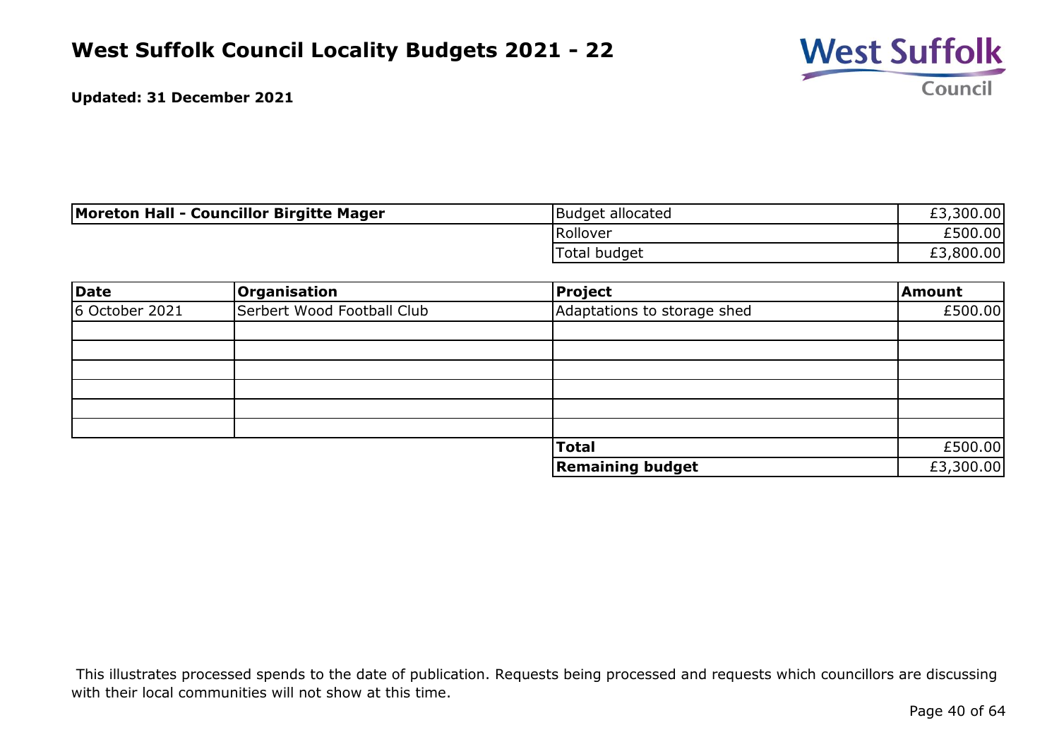# West Suffolk Council Locality Budgets 2021 - 22

**Updated: 31 December 2021**

| **Moreton Hall - Councillor Birgitte Mager** | | |
|---|---|---|
| | Budget allocated | £3,300.00 |
| | Rollover | £500.00 |
| | Total budget | £3,800.00 |

| **Date** | **Organisation** | **Project** | **Amount** |
|---|---|---|---|
| 6 October 2021 | Serbert Wood Football Club | Adaptations to storage shed | £500.00 |
| | | | |
| | | | |
| | | | |
| | | | |
| | | | |
| | | | |
| | | **Total** | £500.00 |
| | | **Remaining budget** | £3,300.00 |

This illustrates processed spends to the date of publication. Requests being processed and requests which councillors are discussing with their local communities will not show at this time.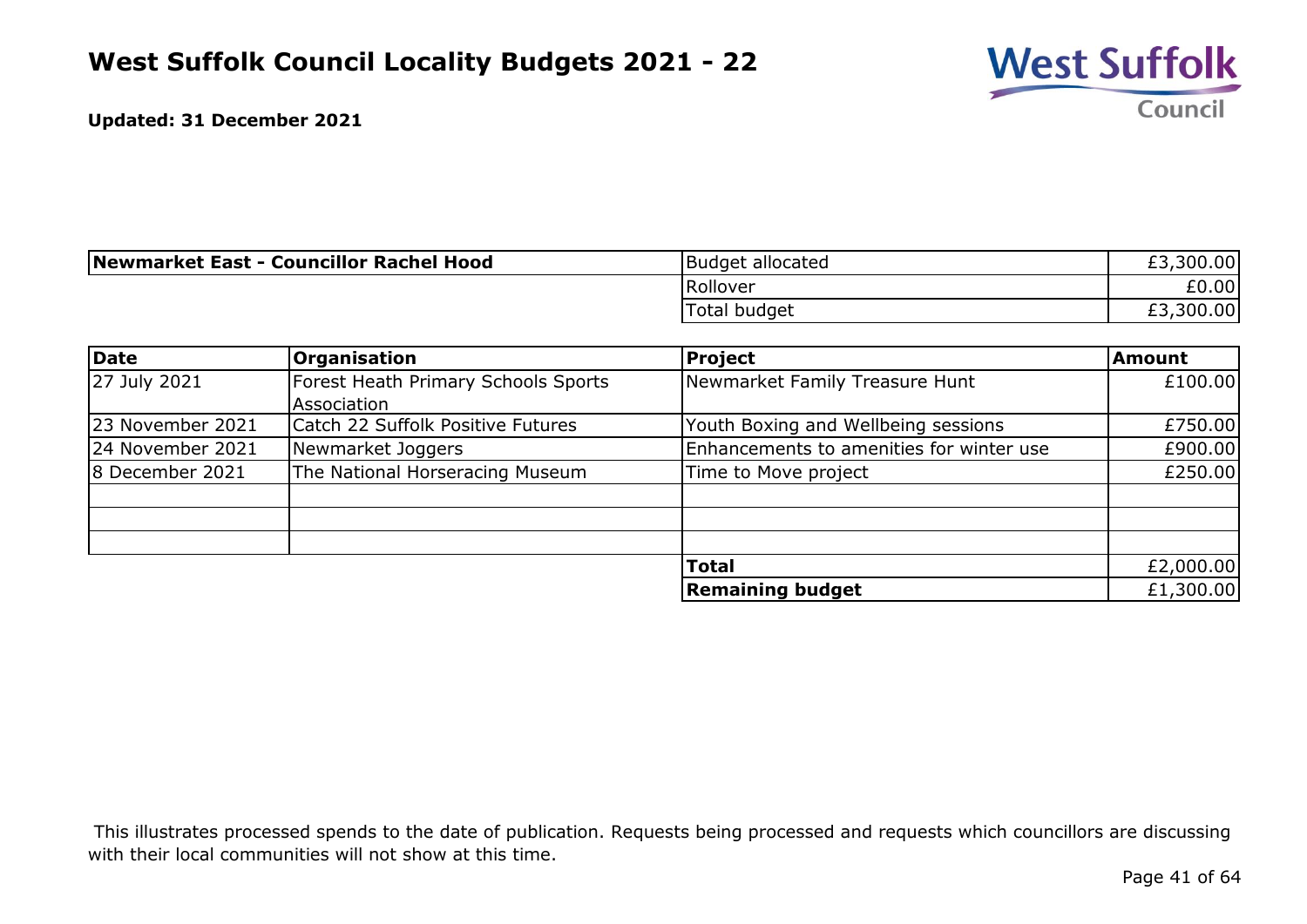# West Suffolk Council Locality Budgets 2021 - 22

**Updated: 31 December 2021**

| Newmarket East - Councillor Rachel Hood | Budget allocated | £3,300.00 |
|---|---|---|
| | Rollover | £0.00 |
| | Total budget | £3,300.00 |

| Date | Organisation | Project | Amount |
|---|---|---|---|
| 27 July 2021 | Forest Heath Primary Schools Sports Association | Newmarket Family Treasure Hunt | £100.00 |
| 23 November 2021 | Catch 22 Suffolk Positive Futures | Youth Boxing and Wellbeing sessions | £750.00 |
| 24 November 2021 | Newmarket Joggers | Enhancements to amenities for winter use | £900.00 |
| 8 December 2021 | The National Horseracing Museum | Time to Move project | £250.00 |
| | | | |
| | | | |
| | | | |
| | | **Total** | £2,000.00 |
| | | **Remaining budget** | £1,300.00 |

This illustrates processed spends to the date of publication. Requests being processed and requests which councillors are discussing with their local communities will not show at this time.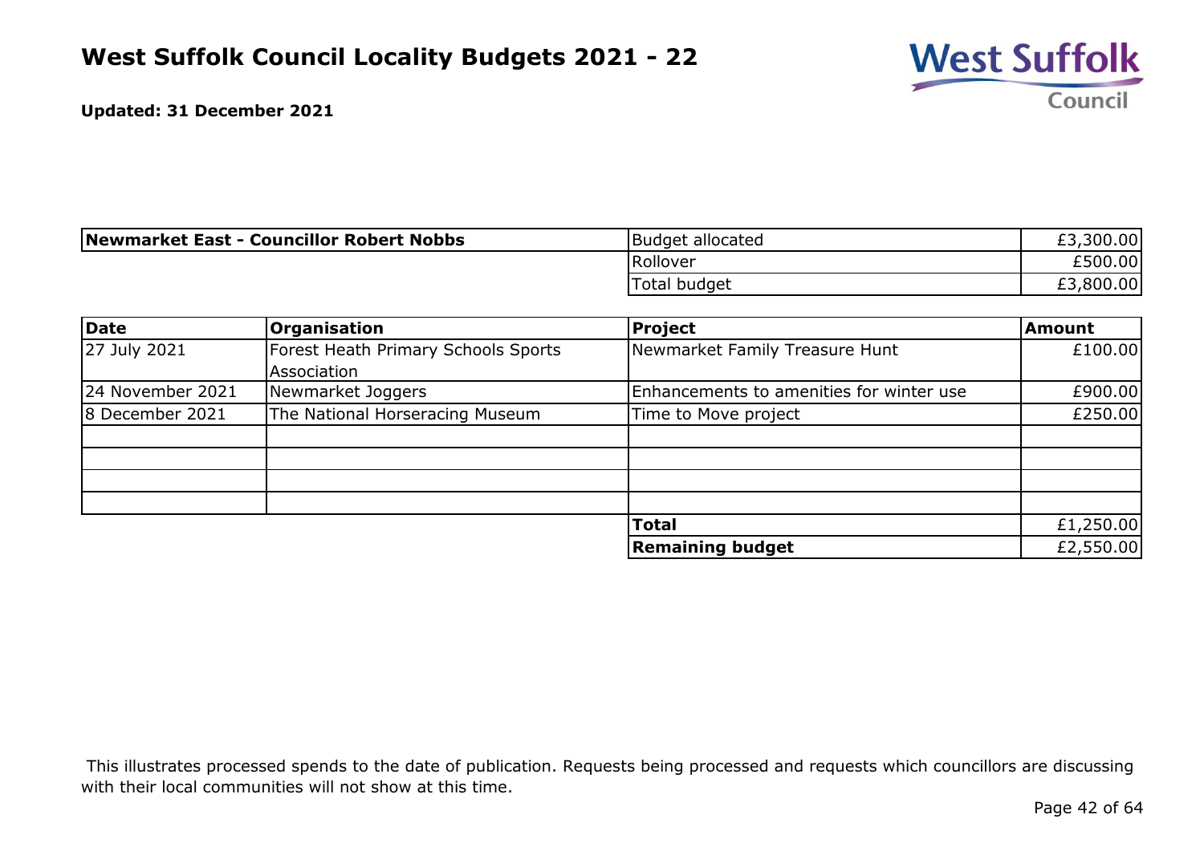# West Suffolk Council Locality Budgets 2021 - 22

**Updated: 31 December 2021**

| **Newmarket East - Councillor Robert Nobbs** | Budget allocated | £3,300.00 |
|---|---|---|
| | Rollover | £500.00 |
| | Total budget | £3,800.00 |

| **Date** | **Organisation** | **Project** | **Amount** |
|---|---|---|---|
| 27 July 2021 | Forest Heath Primary Schools Sports Association | Newmarket Family Treasure Hunt | £100.00 |
| 24 November 2021 | Newmarket Joggers | Enhancements to amenities for winter use | £900.00 |
| 8 December 2021 | The National Horseracing Museum | Time to Move project | £250.00 |
| | | | |
| | | | |
| | | | |
| | | | |
| | | **Total** | £1,250.00 |
| | | **Remaining budget** | £2,550.00 |

This illustrates processed spends to the date of publication. Requests being processed and requests which councillors are discussing with their local communities will not show at this time.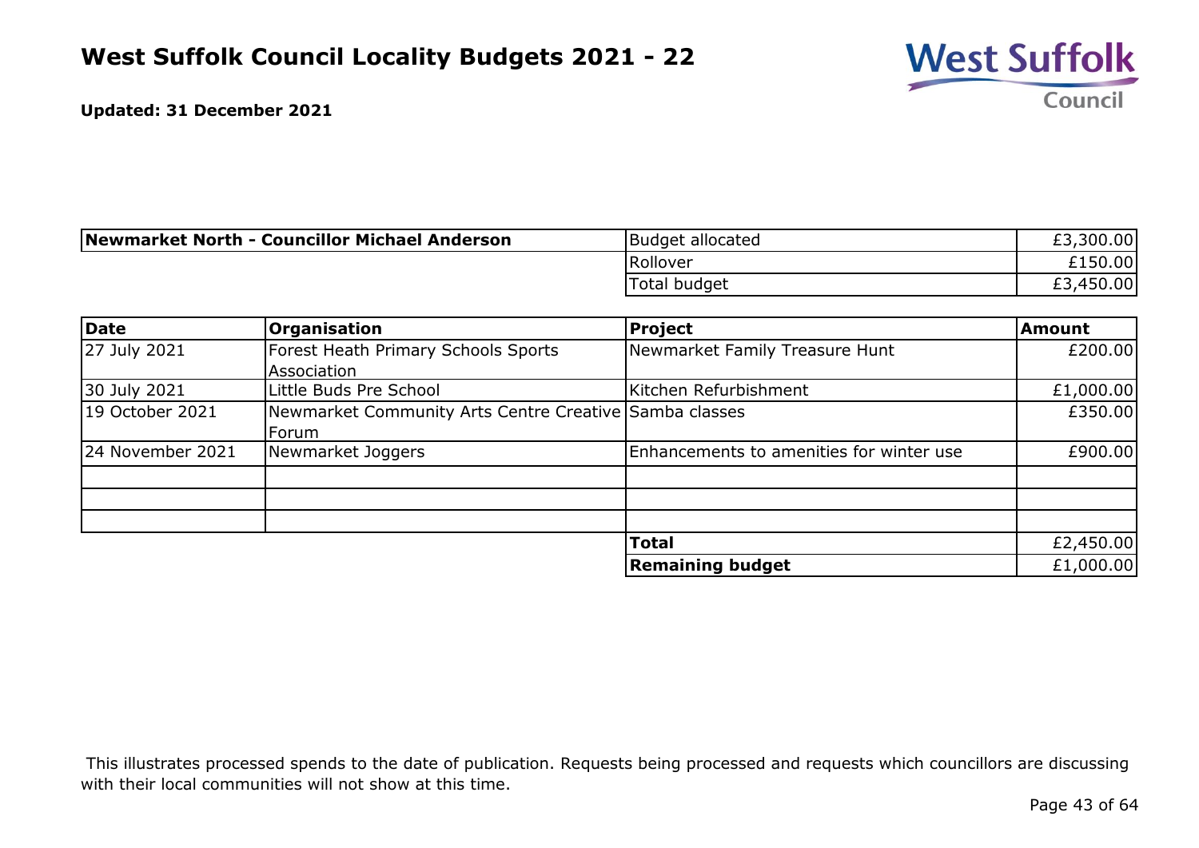# West Suffolk Council Locality Budgets 2021 - 22

**Updated: 31 December 2021**

| **Newmarket North - Councillor Michael Anderson** | | | |
|---|---|---|---|
| | | Budget allocated | £3,300.00 |
| | | Rollover | £150.00 |
| | | Total budget | £3,450.00 |

| **Date** | **Organisation** | **Project** | **Amount** |
|---|---|---|---|
| 27 July 2021 | Forest Heath Primary Schools Sports Association | Newmarket Family Treasure Hunt | £200.00 |
| 30 July 2021 | Little Buds Pre School | Kitchen Refurbishment | £1,000.00 |
| 19 October 2021 | Newmarket Community Arts Centre Creative Forum | Samba classes | £350.00 |
| 24 November 2021 | Newmarket Joggers | Enhancements to amenities for winter use | £900.00 |
| | | | |
| | | | |
| | | | |
| | | **Total** | £2,450.00 |
| | | **Remaining budget** | £1,000.00 |

This illustrates processed spends to the date of publication. Requests being processed and requests which councillors are discussing with their local communities will not show at this time.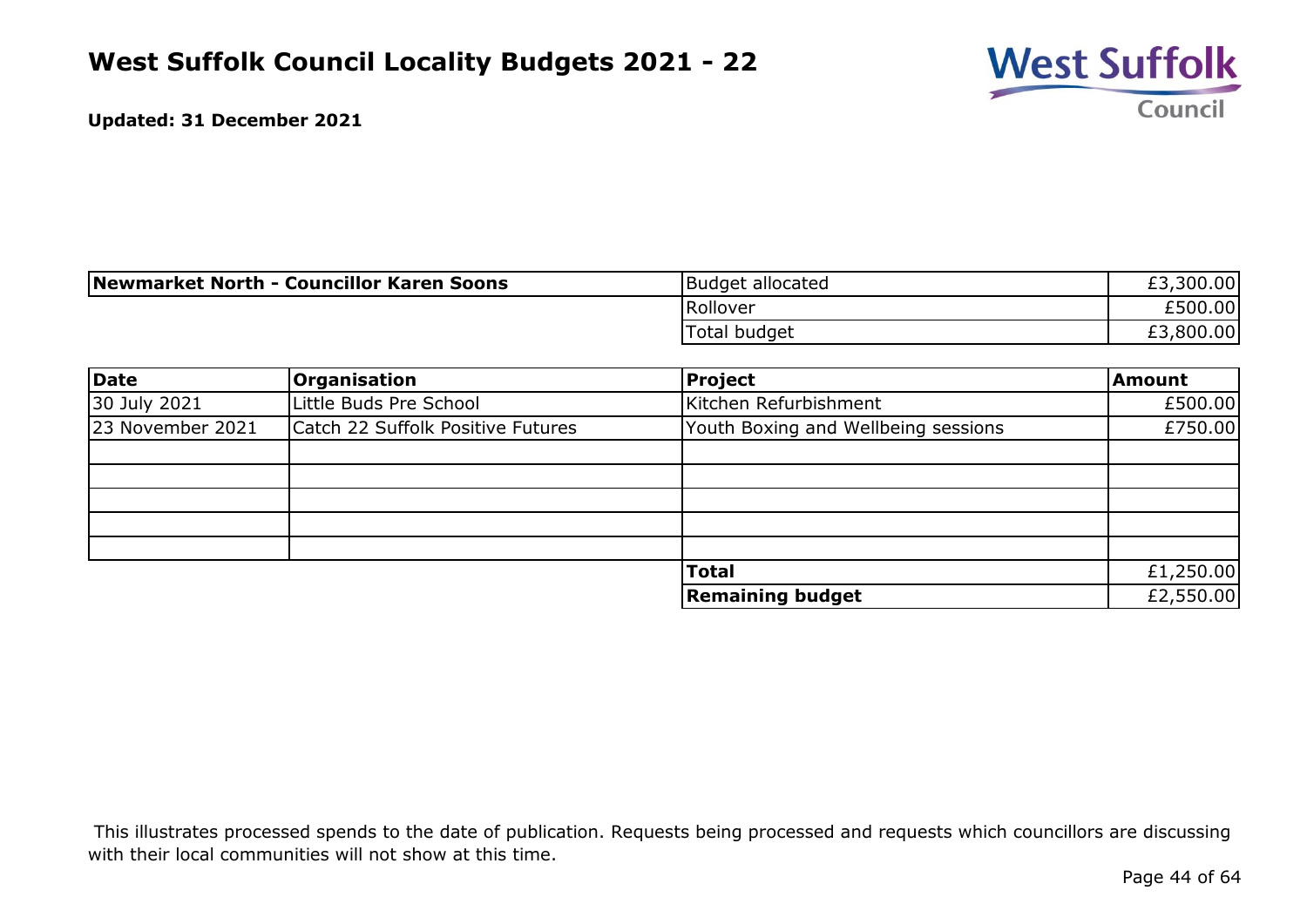# West Suffolk Council Locality Budgets 2021 - 22

**Updated: 31 December 2021**

| **Newmarket North - Councillor Karen Soons** | | |
|---|---|---|
| | Budget allocated | £3,300.00 |
| | Rollover | £500.00 |
| | Total budget | £3,800.00 |

| **Date** | **Organisation** | **Project** | **Amount** |
|---|---|---|---|
| 30 July 2021 | Little Buds Pre School | Kitchen Refurbishment | £500.00 |
| 23 November 2021 | Catch 22 Suffolk Positive Futures | Youth Boxing and Wellbeing sessions | £750.00 |
| | | | |
| | | | |
| | | | |
| | | | |
| | | | |
| | | **Total** | £1,250.00 |
| | | **Remaining budget** | £2,550.00 |

This illustrates processed spends to the date of publication. Requests being processed and requests which councillors are discussing with their local communities will not show at this time.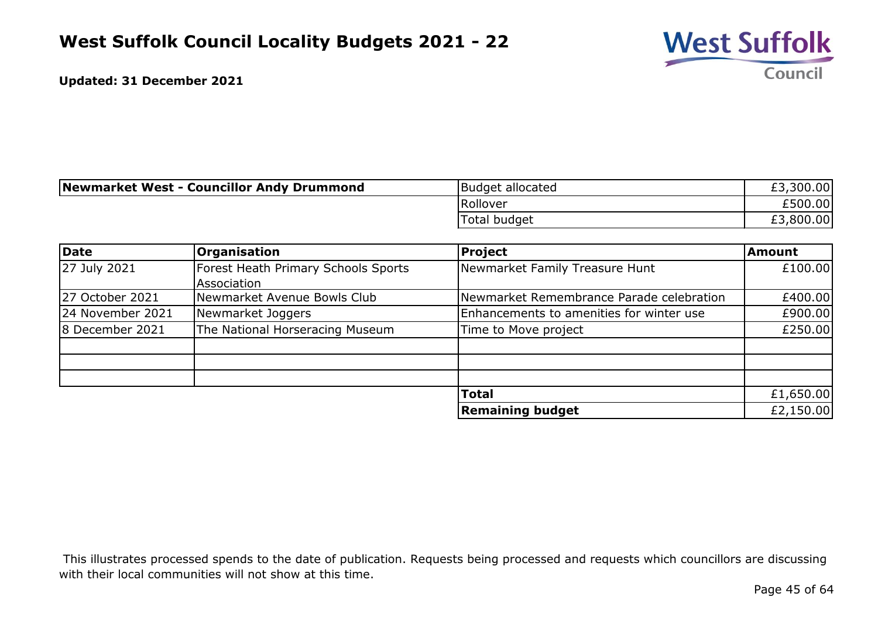# West Suffolk Council Locality Budgets 2021 - 22

**Updated: 31 December 2021**

| **Newmarket West - Councillor Andy Drummond** | Budget allocated | £3,300.00 |
|---|---|---|
| | Rollover | £500.00 |
| | Total budget | £3,800.00 |

| **Date** | **Organisation** | **Project** | **Amount** |
|---|---|---|---|
| 27 July 2021 | Forest Heath Primary Schools Sports Association | Newmarket Family Treasure Hunt | £100.00 |
| 27 October 2021 | Newmarket Avenue Bowls Club | Newmarket Remembrance Parade celebration | £400.00 |
| 24 November 2021 | Newmarket Joggers | Enhancements to amenities for winter use | £900.00 |
| 8 December 2021 | The National Horseracing Museum | Time to Move project | £250.00 |
| | | | |
| | | | |
| | | | |
| | | **Total** | £1,650.00 |
| | | **Remaining budget** | £2,150.00 |

This illustrates processed spends to the date of publication. Requests being processed and requests which councillors are discussing with their local communities will not show at this time.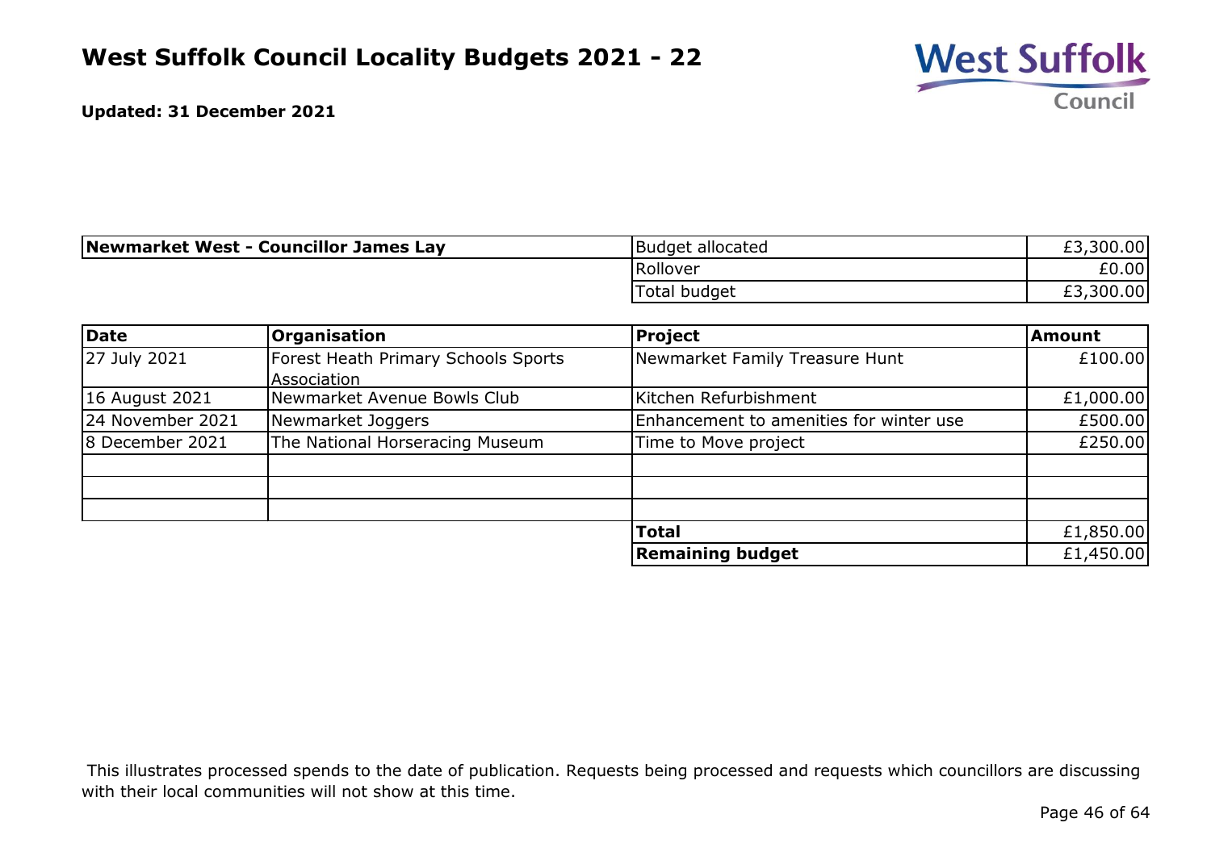# West Suffolk Council Locality Budgets 2021 - 22

**Updated: 31 December 2021**

| **Newmarket West - Councillor James Lay** | Budget allocated | £3,300.00 |
|---|---|---|
| | Rollover | £0.00 |
| | Total budget | £3,300.00 |

| **Date** | **Organisation** | **Project** | **Amount** |
|---|---|---|---|
| 27 July 2021 | Forest Heath Primary Schools Sports Association | Newmarket Family Treasure Hunt | £100.00 |
| 16 August 2021 | Newmarket Avenue Bowls Club | Kitchen Refurbishment | £1,000.00 |
| 24 November 2021 | Newmarket Joggers | Enhancement to amenities for winter use | £500.00 |
| 8 December 2021 | The National Horseracing Museum | Time to Move project | £250.00 |
| | | | |
| | | | |
| | | | |
| | | **Total** | £1,850.00 |
| | | **Remaining budget** | £1,450.00 |

This illustrates processed spends to the date of publication. Requests being processed and requests which councillors are discussing with their local communities will not show at this time.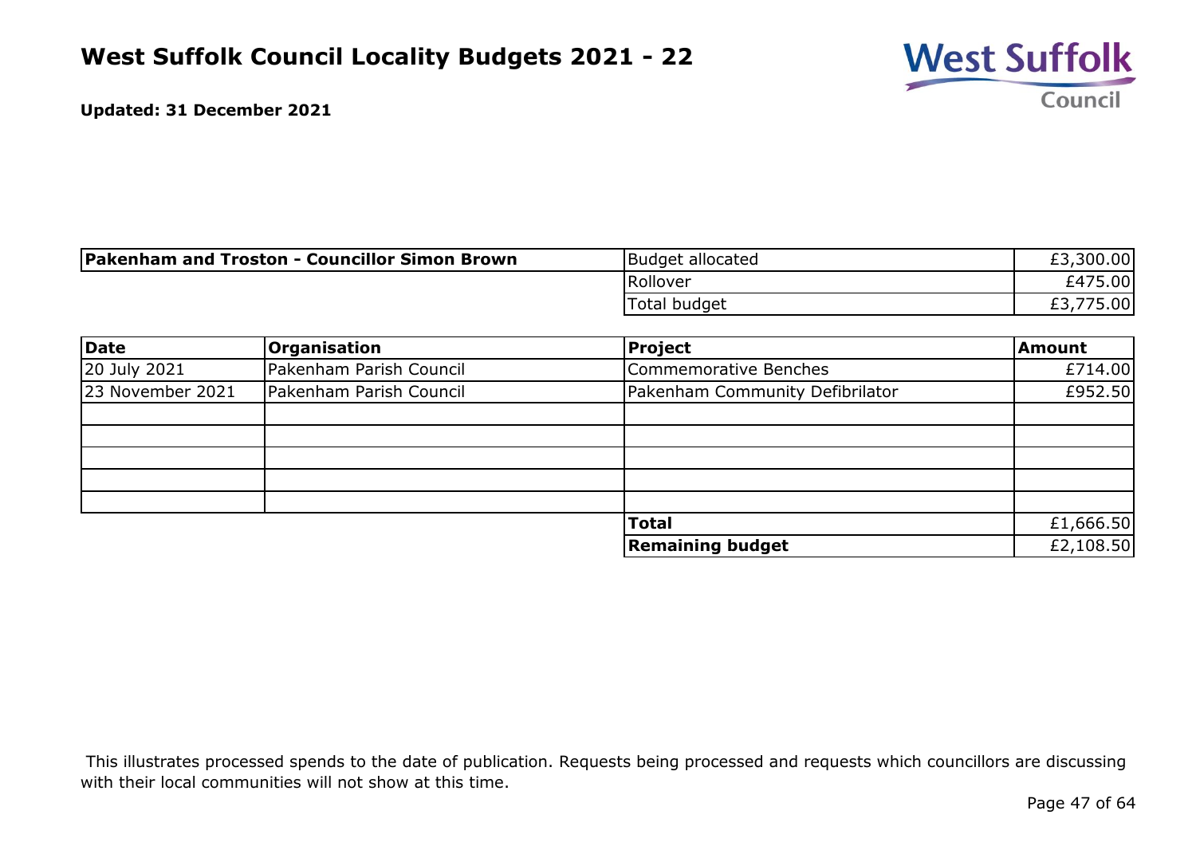# West Suffolk Council Locality Budgets 2021 - 22

**Updated: 31 December 2021**

| **Pakenham and Troston - Councillor Simon Brown** | | |
|---|---|---|
| | Budget allocated | £3,300.00 |
| | Rollover | £475.00 |
| | Total budget | £3,775.00 |

| Date | Organisation | Project | Amount |
|---|---|---|---|
| 20 July 2021 | Pakenham Parish Council | Commemorative Benches | £714.00 |
| 23 November 2021 | Pakenham Parish Council | Pakenham Community Defibrilator | £952.50 |
| | | | |
| | | | |
| | | | |
| | | | |
| | | | |
| | | **Total** | £1,666.50 |
| | | **Remaining budget** | £2,108.50 |

This illustrates processed spends to the date of publication. Requests being processed and requests which councillors are discussing with their local communities will not show at this time.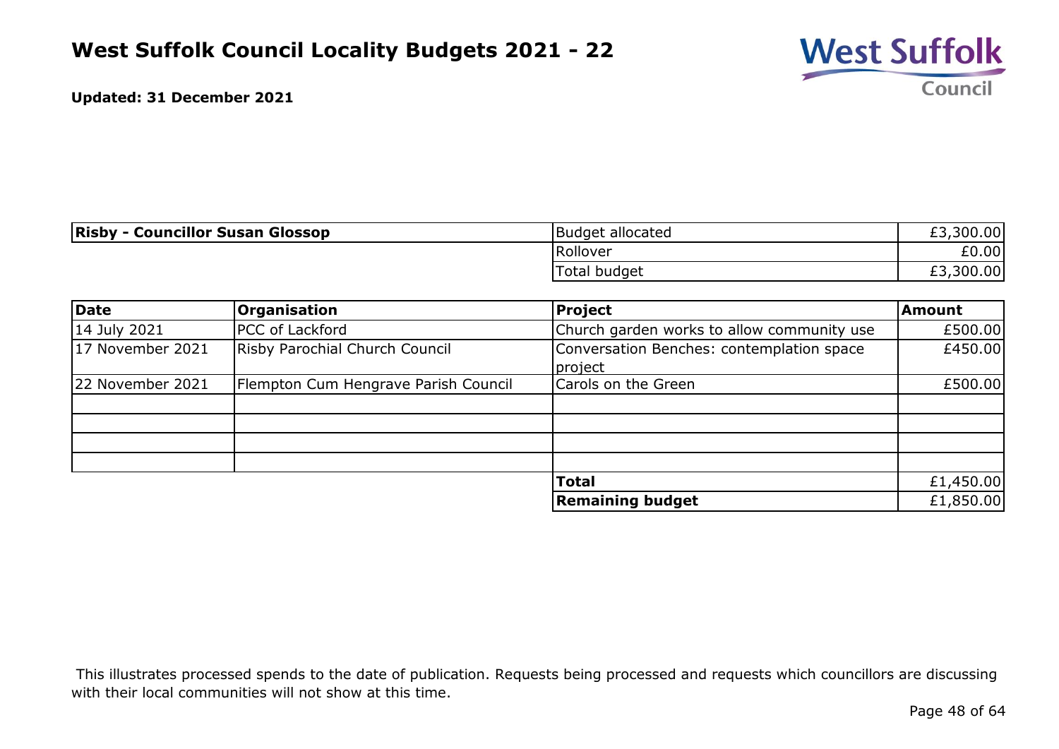# West Suffolk Council Locality Budgets 2021 - 22

**Updated: 31 December 2021**

| **Risby - Councillor Susan Glossop** | | |
|---|---|---|
| | Budget allocated | £3,300.00 |
| | Rollover | £0.00 |
| | Total budget | £3,300.00 |

| Date | Organisation | Project | Amount |
|---|---|---|---|
| 14 July 2021 | PCC of Lackford | Church garden works to allow community use | £500.00 |
| 17 November 2021 | Risby Parochial Church Council | Conversation Benches: contemplation space project | £450.00 |
| 22 November 2021 | Flempton Cum Hengrave Parish Council | Carols on the Green | £500.00 |
| | | | |
| | | | |
| | | | |
| | | | |
| | | **Total** | £1,450.00 |
| | | **Remaining budget** | £1,850.00 |

This illustrates processed spends to the date of publication. Requests being processed and requests which councillors are discussing with their local communities will not show at this time.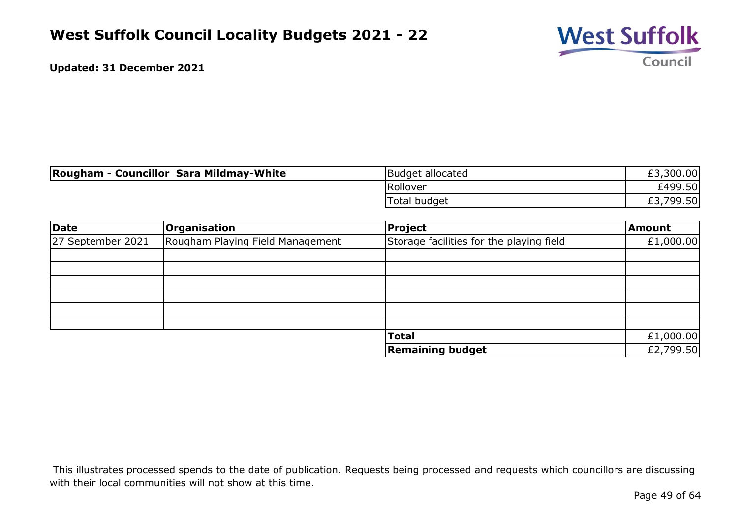# West Suffolk Council Locality Budgets 2021 - 22

**Updated: 31 December 2021**

| **Rougham - Councillor Sara Mildmay-White** | Budget allocated | £3,300.00 |
|---|---|---|
| | Rollover | £499.50 |
| | Total budget | £3,799.50 |

| **Date** | **Organisation** | **Project** | **Amount** |
|---|---|---|---|
| 27 September 2021 | Rougham Playing Field Management | Storage facilities for the playing field | £1,000.00 |
| | | | |
| | | | |
| | | | |
| | | | |
| | | | |
| | | | |
| | | **Total** | £1,000.00 |
| | | **Remaining budget** | £2,799.50 |

This illustrates processed spends to the date of publication. Requests being processed and requests which councillors are discussing with their local communities will not show at this time.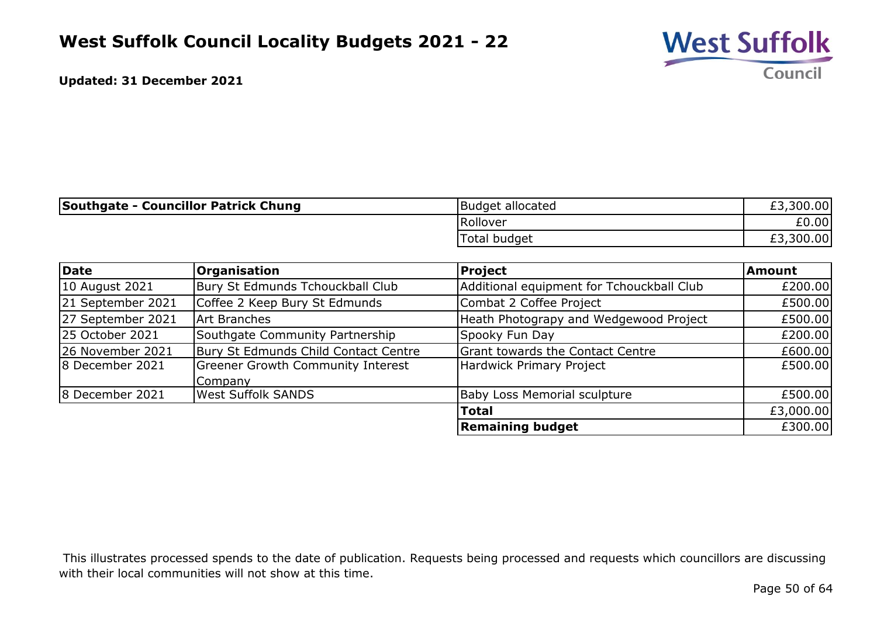# West Suffolk Council Locality Budgets 2021 - 22

**Updated: 31 December 2021**

| **Southgate - Councillor Patrick Chung** | | | |
|---|---|---|---|
| | | Budget allocated | £3,300.00 |
| | | Rollover | £0.00 |
| | | Total budget | £3,300.00 |

| **Date** | **Organisation** | **Project** | **Amount** |
|---|---|---|---|
| 10 August 2021 | Bury St Edmunds Tchouckball Club | Additional equipment for Tchouckball Club | £200.00 |
| 21 September 2021 | Coffee 2 Keep Bury St Edmunds | Combat 2 Coffee Project | £500.00 |
| 27 September 2021 | Art Branches | Heath Photograpy and Wedgewood Project | £500.00 |
| 25 October 2021 | Southgate Community Partnership | Spooky Fun Day | £200.00 |
| 26 November 2021 | Bury St Edmunds Child Contact Centre | Grant towards the Contact Centre | £600.00 |
| 8 December 2021 | Greener Growth Community Interest Company | Hardwick Primary Project | £500.00 |
| 8 December 2021 | West Suffolk SANDS | Baby Loss Memorial sculpture | £500.00 |
| | | **Total** | £3,000.00 |
| | | **Remaining budget** | £300.00 |

This illustrates processed spends to the date of publication. Requests being processed and requests which councillors are discussing with their local communities will not show at this time.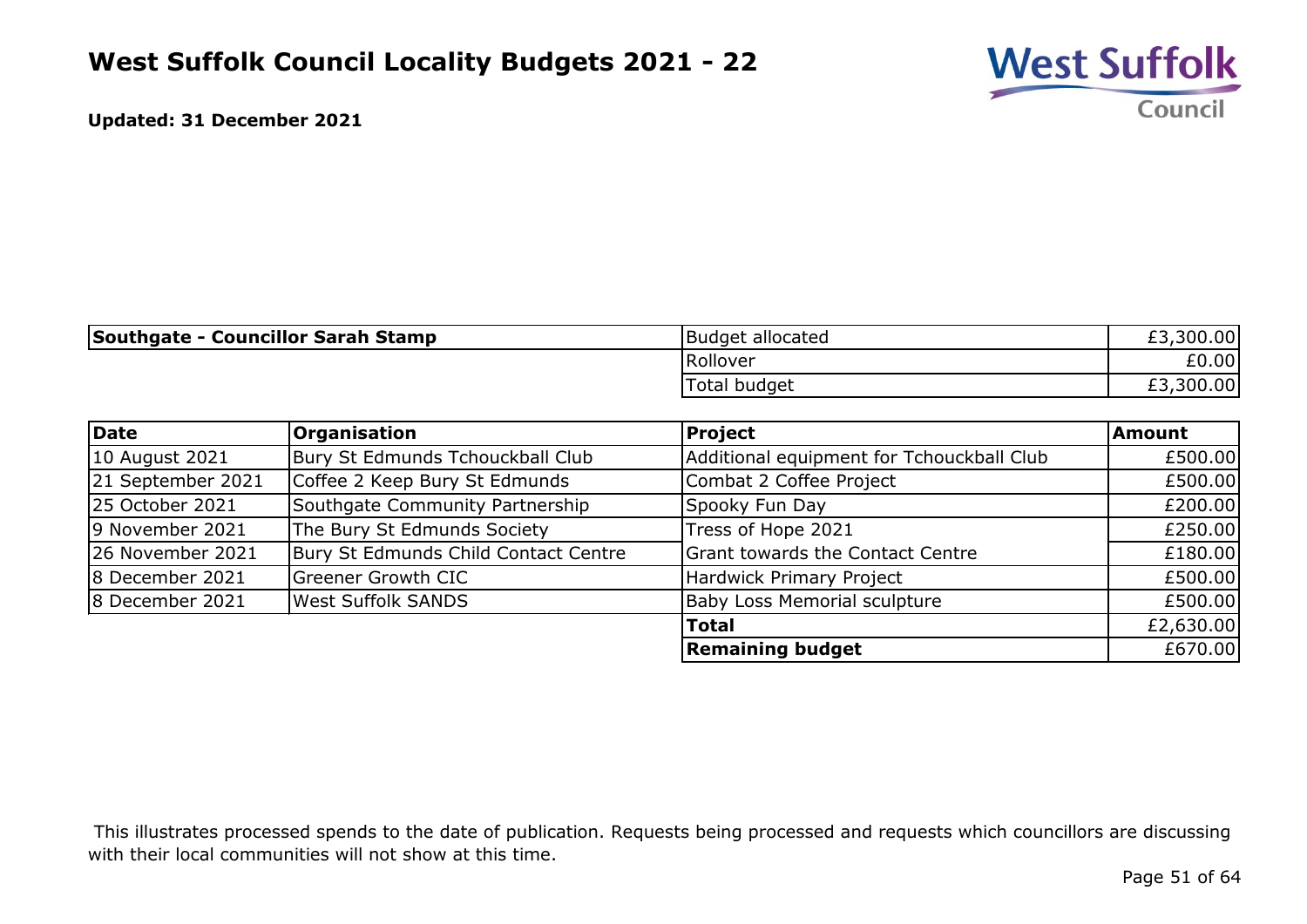# West Suffolk Council Locality Budgets 2021 - 22

**Updated: 31 December 2021**

| **Southgate - Councillor Sarah Stamp** | |
|---|---|
| Budget allocated | £3,300.00 |
| Rollover | £0.00 |
| Total budget | £3,300.00 |

| **Date** | **Organisation** | **Project** | **Amount** |
|---|---|---|---|
| 10 August 2021 | Bury St Edmunds Tchouckball Club | Additional equipment for Tchouckball Club | £500.00 |
| 21 September 2021 | Coffee 2 Keep Bury St Edmunds | Combat 2 Coffee Project | £500.00 |
| 25 October 2021 | Southgate Community Partnership | Spooky Fun Day | £200.00 |
| 9 November 2021 | The Bury St Edmunds Society | Tress of Hope 2021 | £250.00 |
| 26 November 2021 | Bury St Edmunds Child Contact Centre | Grant towards the Contact Centre | £180.00 |
| 8 December 2021 | Greener Growth CIC | Hardwick Primary Project | £500.00 |
| 8 December 2021 | West Suffolk SANDS | Baby Loss Memorial sculpture | £500.00 |
| | | **Total** | £2,630.00 |
| | | **Remaining budget** | £670.00 |

This illustrates processed spends to the date of publication. Requests being processed and requests which councillors are discussing with their local communities will not show at this time.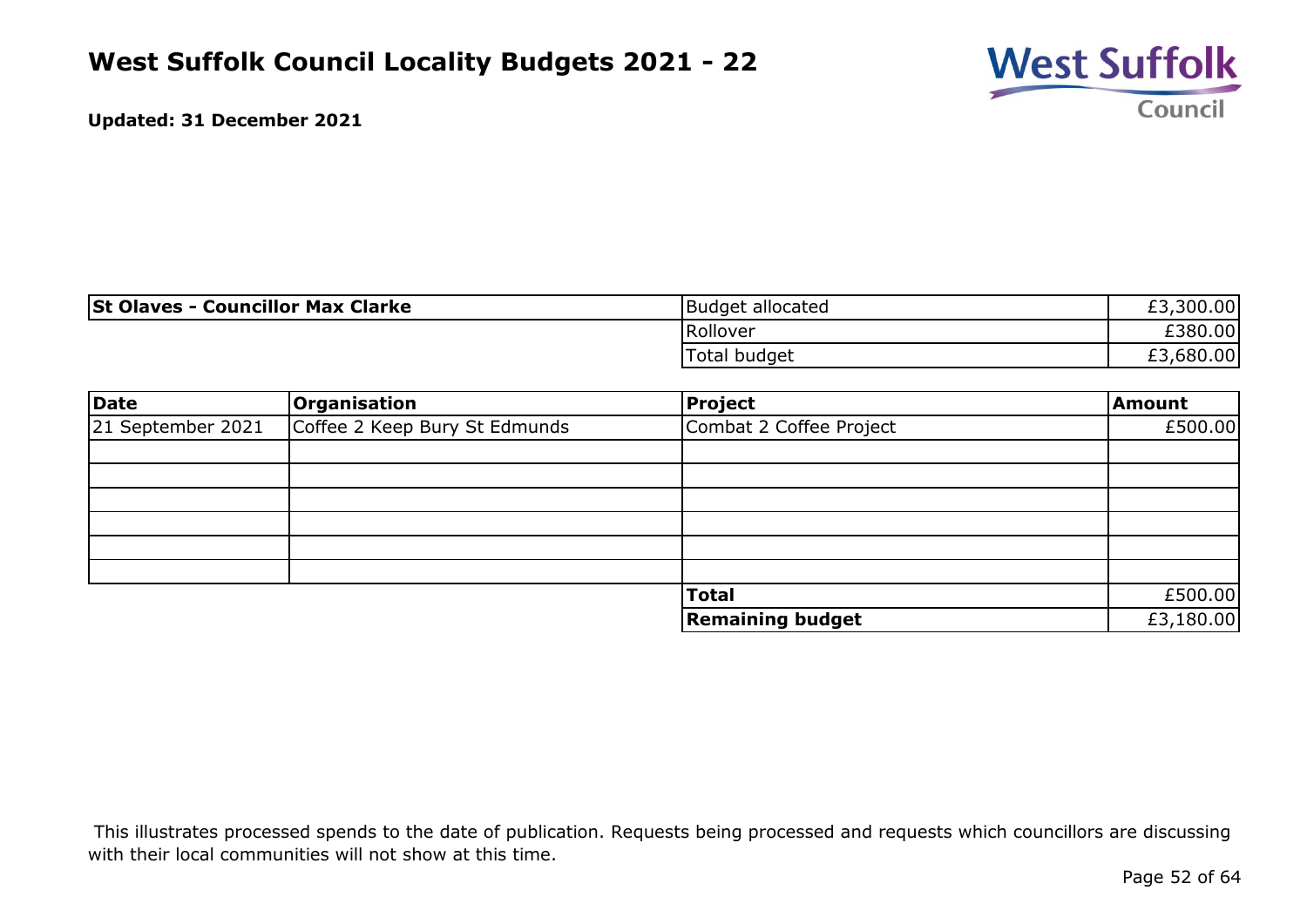# West Suffolk Council Locality Budgets 2021 - 22

**Updated: 31 December 2021**

| **St Olaves - Councillor Max Clarke** | | |
|---|---|---|
| | Budget allocated | £3,300.00 |
| | Rollover | £380.00 |
| | Total budget | £3,680.00 |

| Date | Organisation | Project | Amount |
|---|---|---|---|
| 21 September 2021 | Coffee 2 Keep Bury St Edmunds | Combat 2 Coffee Project | £500.00 |
| | | | |
| | | | |
| | | | |
| | | | |
| | | | |
| | | | |
| | | **Total** | £500.00 |
| | | **Remaining budget** | £3,180.00 |

This illustrates processed spends to the date of publication. Requests being processed and requests which councillors are discussing with their local communities will not show at this time.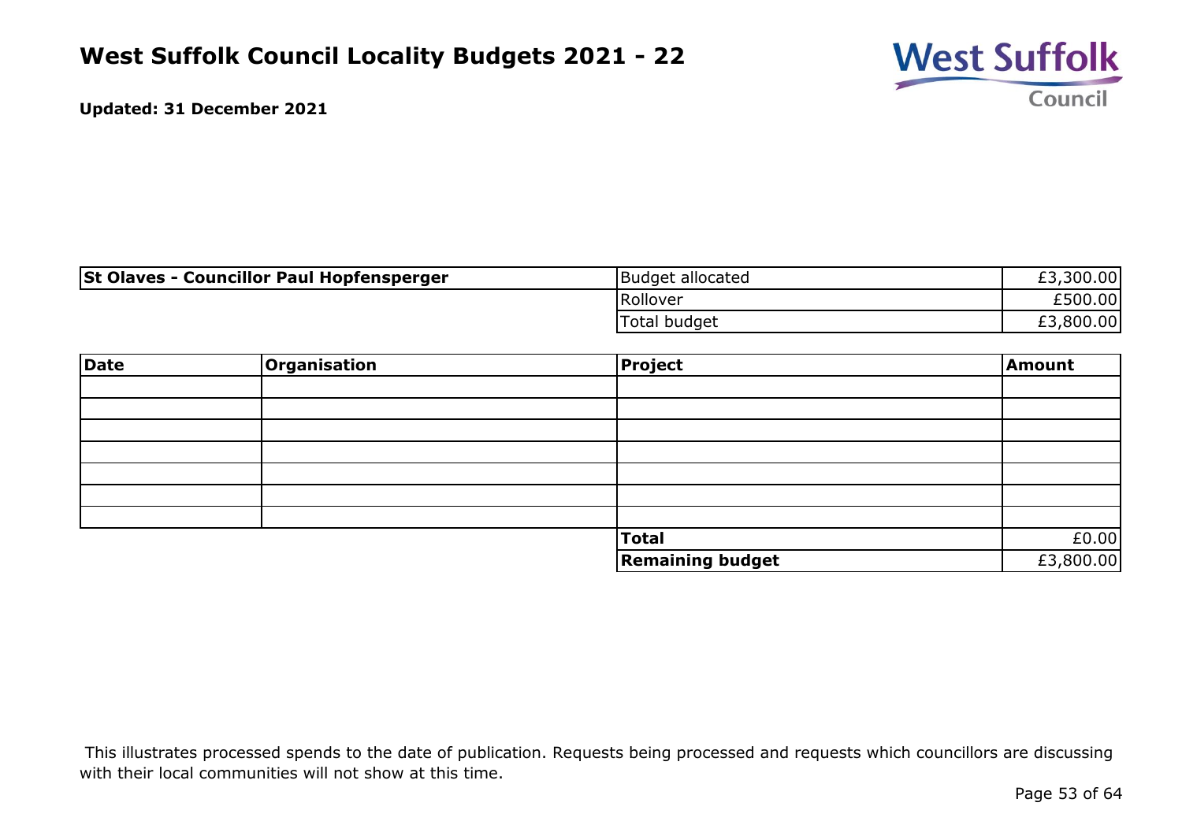# West Suffolk Council Locality Budgets 2021 - 22

**Updated: 31 December 2021**

| **St Olaves - Councillor Paul Hopfensperger** | | Budget allocated | £3,300.00 |
|---|---|---|---|
| | | Rollover | £500.00 |
| | | Total budget | £3,800.00 |

| **Date** | **Organisation** | **Project** | **Amount** |
|---|---|---|---|
| | | | |
| | | | |
| | | | |
| | | | |
| | | | |
| | | | |
| | | | |
| | | **Total** | £0.00 |
| | | **Remaining budget** | £3,800.00 |

This illustrates processed spends to the date of publication. Requests being processed and requests which councillors are discussing with their local communities will not show at this time.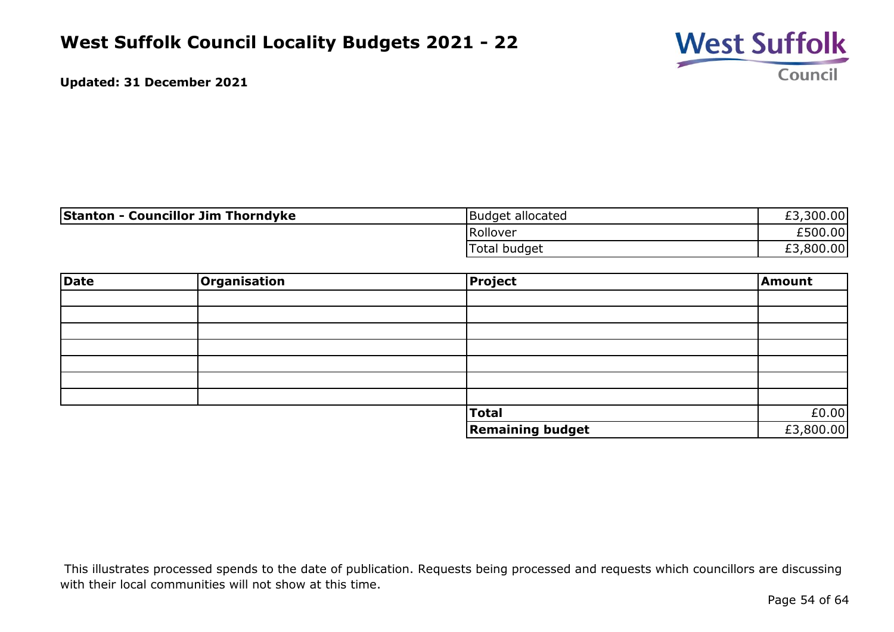# West Suffolk Council Locality Budgets 2021 - 22

**Updated: 31 December 2021**

| **Stanton - Councillor Jim Thorndyke** | Budget allocated | £3,300.00 |
|---|---|---|
| | Rollover | £500.00 |
| | Total budget | £3,800.00 |

| **Date** | **Organisation** | **Project** | **Amount** |
|---|---|---|---|
| | | | |
| | | | |
| | | | |
| | | | |
| | | | |
| | | | |
| | | | |
| | | **Total** | £0.00 |
| | | **Remaining budget** | £3,800.00 |

This illustrates processed spends to the date of publication. Requests being processed and requests which councillors are discussing with their local communities will not show at this time.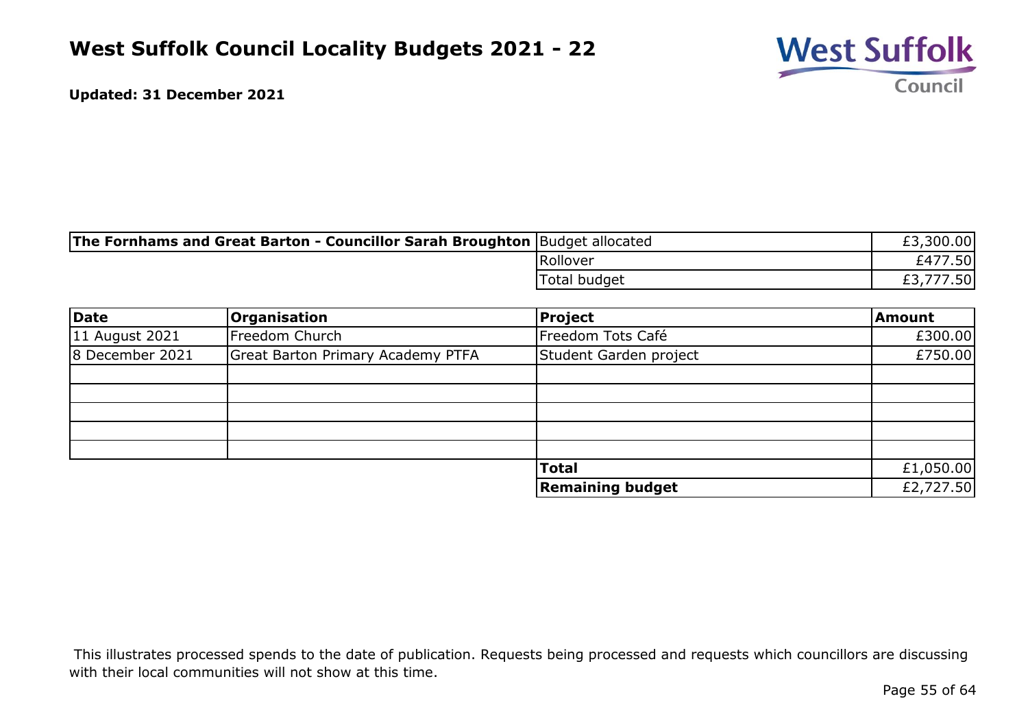# West Suffolk Council Locality Budgets 2021 - 22

**Updated: 31 December 2021**

| **The Fornhams and Great Barton - Councillor Sarah Broughton** | | |
|---|---|---|
| | Budget allocated | £3,300.00 |
| | Rollover | £477.50 |
| | Total budget | £3,777.50 |

| **Date** | **Organisation** | **Project** | **Amount** |
|---|---|---|---|
| 11 August 2021 | Freedom Church | Freedom Tots Café | £300.00 |
| 8 December 2021 | Great Barton Primary Academy PTFA | Student Garden project | £750.00 |
| | | | |
| | | | |
| | | | |
| | | | |
| | | | |
| | | **Total** | £1,050.00 |
| | | **Remaining budget** | £2,727.50 |

This illustrates processed spends to the date of publication. Requests being processed and requests which councillors are discussing with their local communities will not show at this time.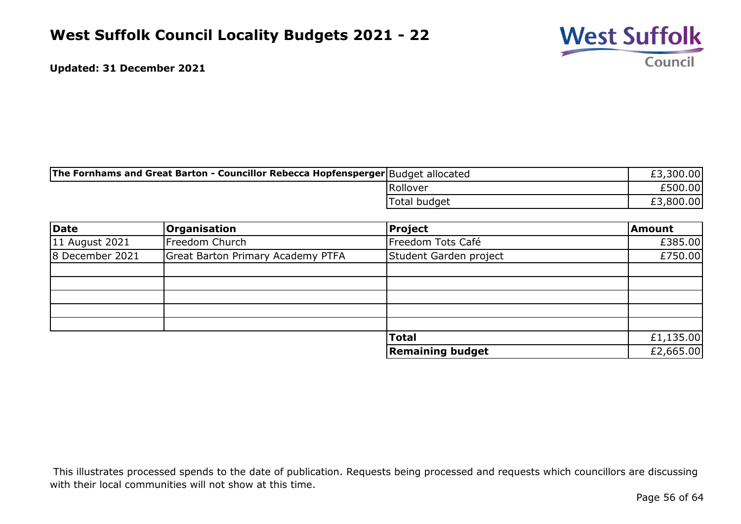# West Suffolk Council Locality Budgets 2021 - 22

**Updated: 31 December 2021**

| The Fornhams and Great Barton - Councillor Rebecca Hopfensperger | Budget allocated | £3,300.00 |
|---|---|---|
| | Rollover | £500.00 |
| | Total budget | £3,800.00 |

| Date | Organisation | Project | Amount |
|---|---|---|---|
| 11 August 2021 | Freedom Church | Freedom Tots Café | £385.00 |
| 8 December 2021 | Great Barton Primary Academy PTFA | Student Garden project | £750.00 |
| | | | |
| | | | |
| | | | |
| | | | |
| | | | |
| | | **Total** | £1,135.00 |
| | | **Remaining budget** | £2,665.00 |

This illustrates processed spends to the date of publication. Requests being processed and requests which councillors are discussing with their local communities will not show at this time.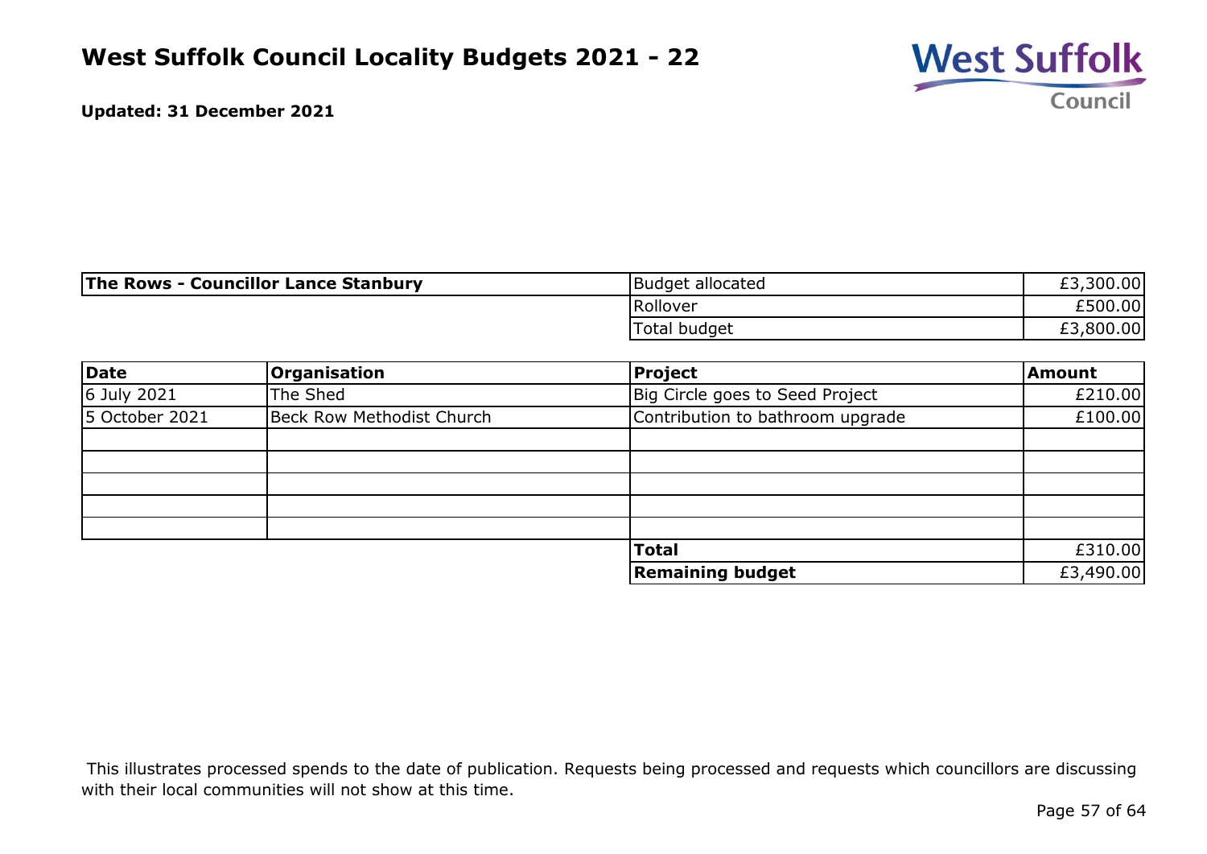# West Suffolk Council Locality Budgets 2021 - 22

**Updated: 31 December 2021**

| **The Rows - Councillor Lance Stanbury** | Budget allocated | £3,300.00 |
|---|---|---|
| | Rollover | £500.00 |
| | Total budget | £3,800.00 |

| **Date** | **Organisation** | **Project** | **Amount** |
|---|---|---|---|
| 6 July 2021 | The Shed | Big Circle goes to Seed Project | £210.00 |
| 5 October 2021 | Beck Row Methodist Church | Contribution to bathroom upgrade | £100.00 |
| | | | |
| | | | |
| | | | |
| | | | |
| | | | |
| | | **Total** | £310.00 |
| | | **Remaining budget** | £3,490.00 |

This illustrates processed spends to the date of publication. Requests being processed and requests which councillors are discussing with their local communities will not show at this time.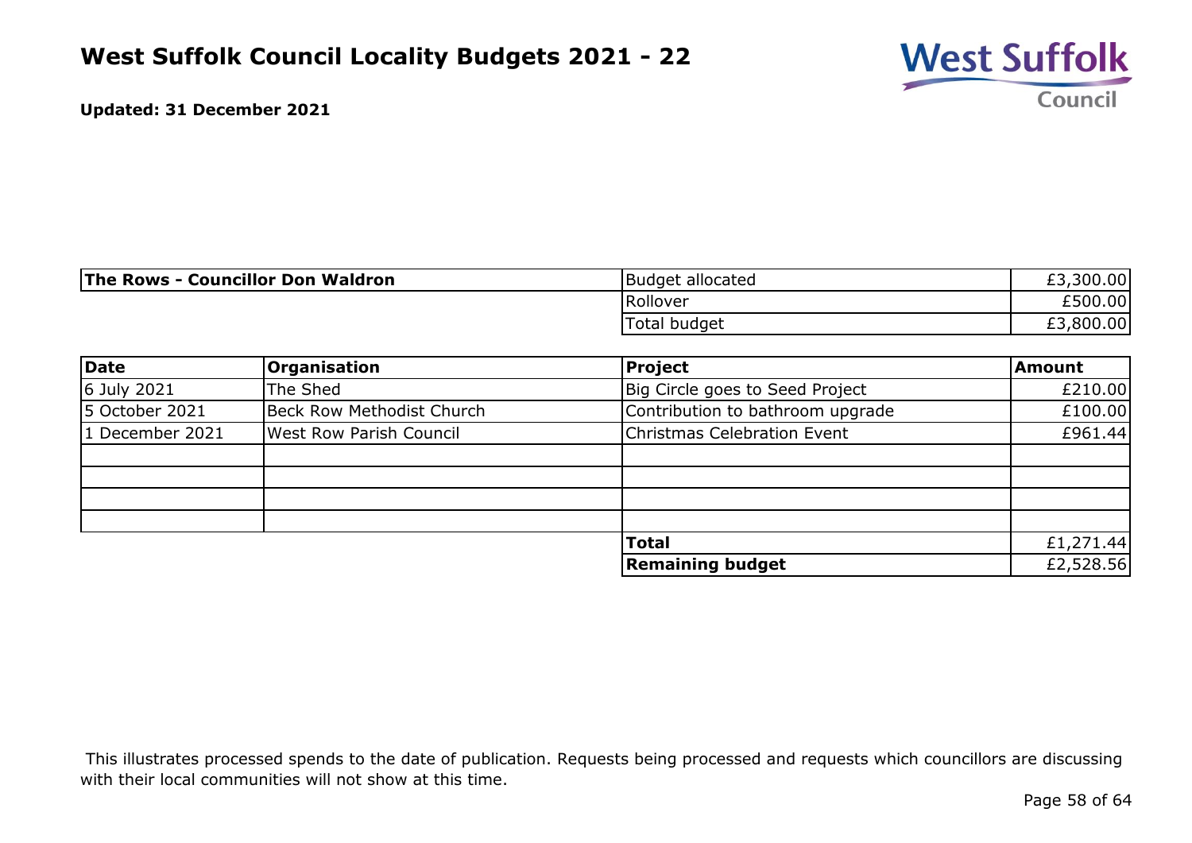# West Suffolk Council Locality Budgets 2021 - 22

**Updated: 31 December 2021**

| **The Rows - Councillor Don Waldron** | | |
|---|---|---|
| | Budget allocated | £3,300.00 |
| | Rollover | £500.00 |
| | Total budget | £3,800.00 |

| **Date** | **Organisation** | **Project** | **Amount** |
|---|---|---|---|
| 6 July 2021 | The Shed | Big Circle goes to Seed Project | £210.00 |
| 5 October 2021 | Beck Row Methodist Church | Contribution to bathroom upgrade | £100.00 |
| 1 December 2021 | West Row Parish Council | Christmas Celebration Event | £961.44 |
| | | | |
| | | | |
| | | | |
| | | | |
| | | **Total** | £1,271.44 |
| | | **Remaining budget** | £2,528.56 |

This illustrates processed spends to the date of publication. Requests being processed and requests which councillors are discussing with their local communities will not show at this time.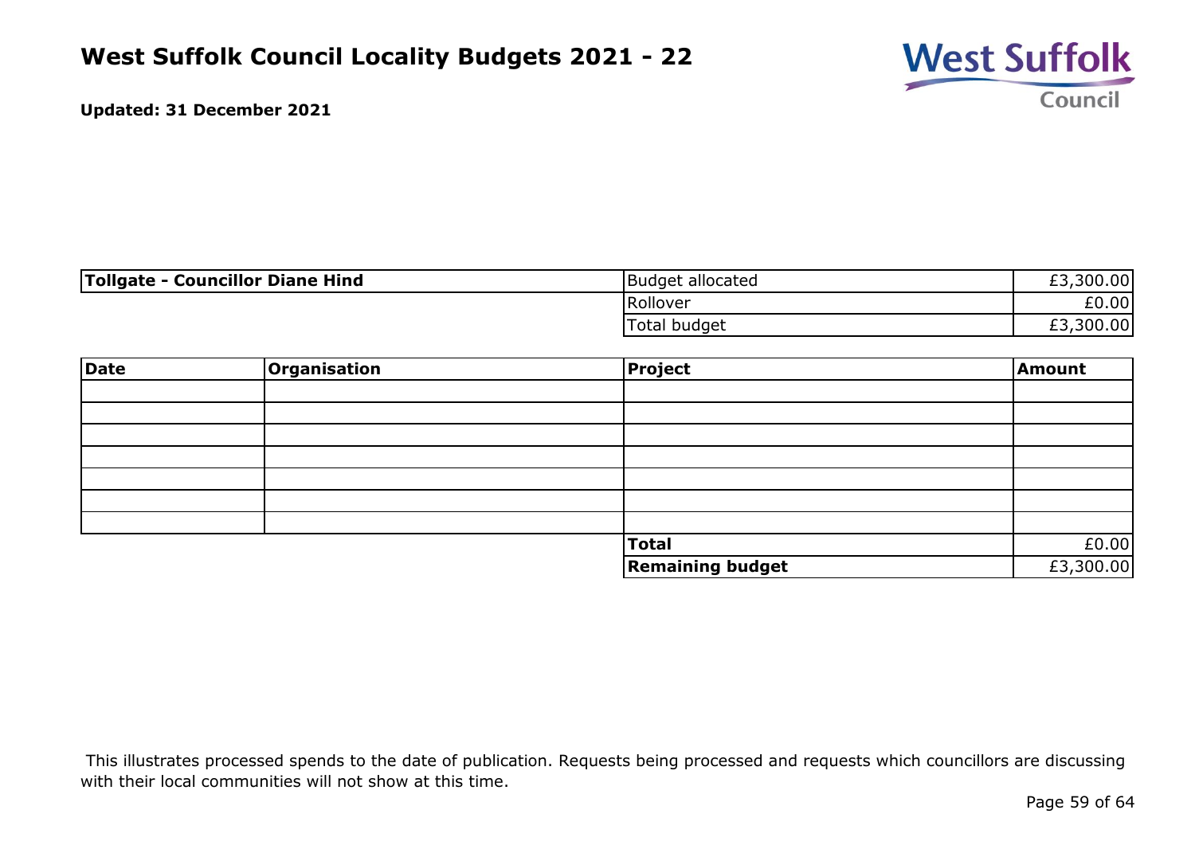# West Suffolk Council Locality Budgets 2021 - 22

**Updated: 31 December 2021**

| **Tollgate - Councillor Diane Hind** | | |
|---|---|---|
| | Budget allocated | £3,300.00 |
| | Rollover | £0.00 |
| | Total budget | £3,300.00 |

| **Date** | **Organisation** | **Project** | **Amount** |
|---|---|---|---|
| | | | |
| | | | |
| | | | |
| | | | |
| | | | |
| | | | |
| | | | |
| | | **Total** | £0.00 |
| | | **Remaining budget** | £3,300.00 |

This illustrates processed spends to the date of publication. Requests being processed and requests which councillors are discussing with their local communities will not show at this time.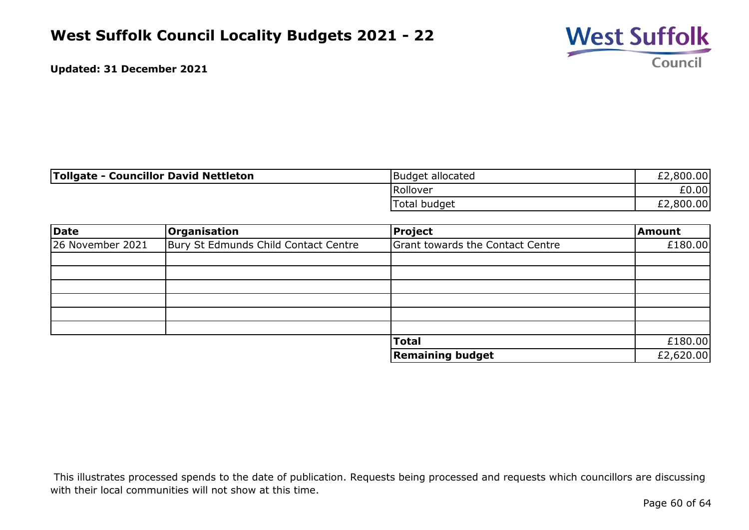# West Suffolk Council Locality Budgets 2021 - 22

**Updated: 31 December 2021**

| **Tollgate - Councillor David Nettleton** | | |
|---|---|---|
| | Budget allocated | £2,800.00 |
| | Rollover | £0.00 |
| | Total budget | £2,800.00 |

| **Date** | **Organisation** | **Project** | **Amount** |
|---|---|---|---|
| 26 November 2021 | Bury St Edmunds Child Contact Centre | Grant towards the Contact Centre | £180.00 |
| | | | |
| | | | |
| | | | |
| | | | |
| | | | |
| | | | |
| | | **Total** | £180.00 |
| | | **Remaining budget** | £2,620.00 |

This illustrates processed spends to the date of publication. Requests being processed and requests which councillors are discussing with their local communities will not show at this time.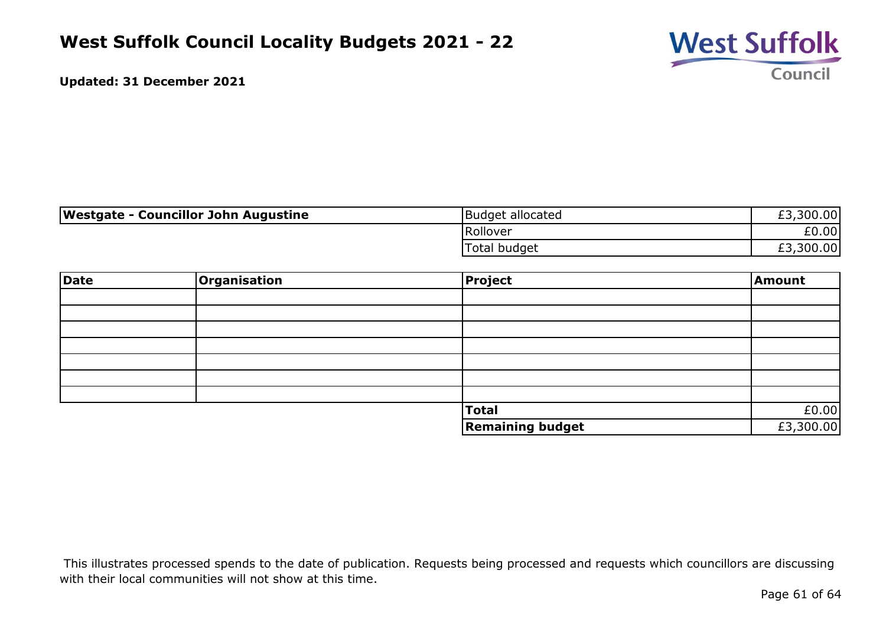# West Suffolk Council Locality Budgets 2021 - 22

**Updated: 31 December 2021**

| **Westgate - Councillor John Augustine** | Budget allocated | £3,300.00 |
|---|---|---|
| | Rollover | £0.00 |
| | Total budget | £3,300.00 |

| **Date** | **Organisation** | **Project** | **Amount** |
|---|---|---|---|
| | | | |
| | | | |
| | | | |
| | | | |
| | | | |
| | | | |
| | | | |
| | | **Total** | £0.00 |
| | | **Remaining budget** | £3,300.00 |

This illustrates processed spends to the date of publication. Requests being processed and requests which councillors are discussing with their local communities will not show at this time.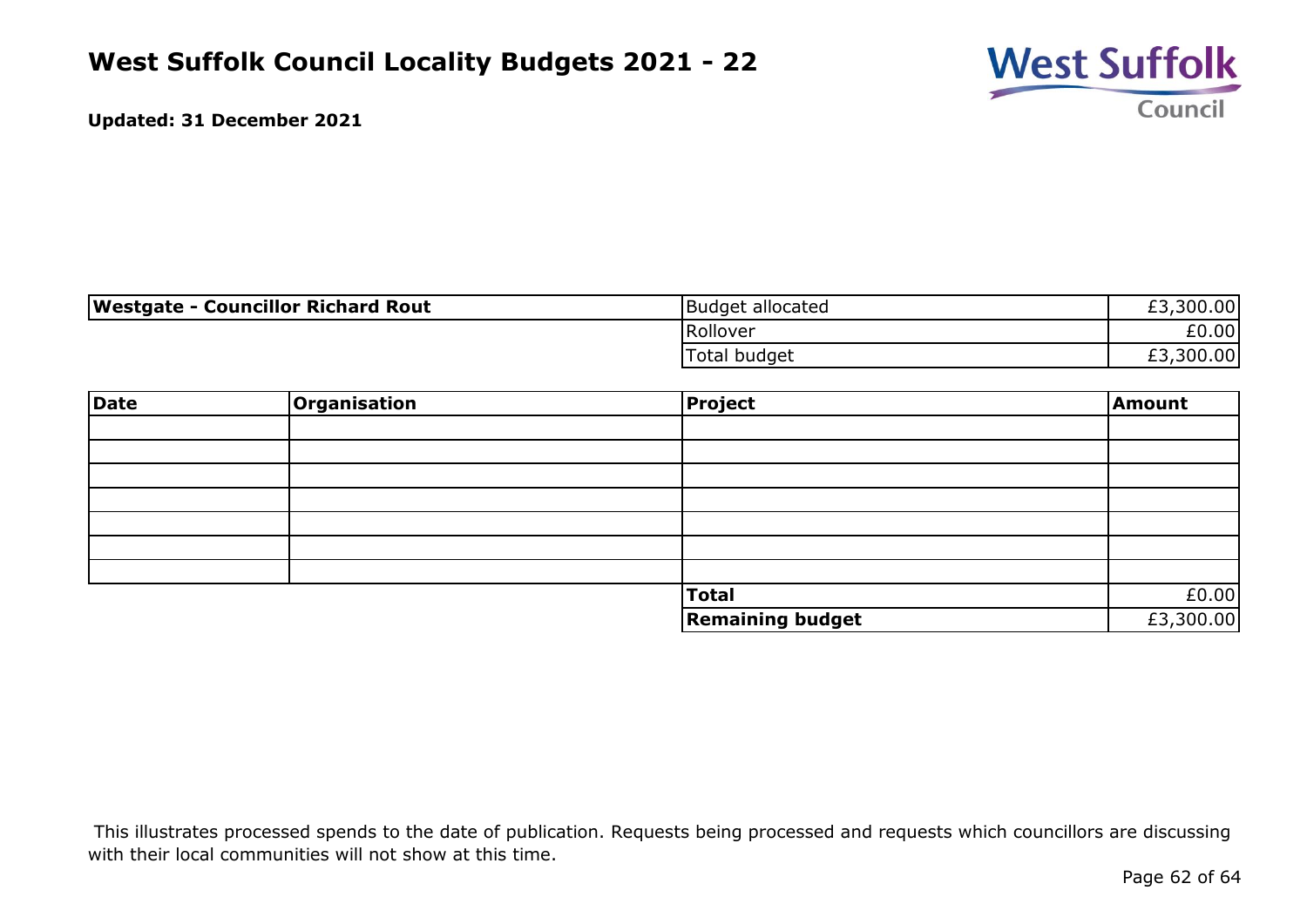# West Suffolk Council Locality Budgets 2021 - 22

**Updated: 31 December 2021**

| **Westgate - Councillor Richard Rout** | | |
|---|---|---|
| | Budget allocated | £3,300.00 |
| | Rollover | £0.00 |
| | Total budget | £3,300.00 |

| **Date** | **Organisation** | **Project** | **Amount** |
|---|---|---|---|
| | | | |
| | | | |
| | | | |
| | | | |
| | | | |
| | | | |
| | | | |
| | | **Total** | £0.00 |
| | | **Remaining budget** | £3,300.00 |

This illustrates processed spends to the date of publication. Requests being processed and requests which councillors are discussing with their local communities will not show at this time.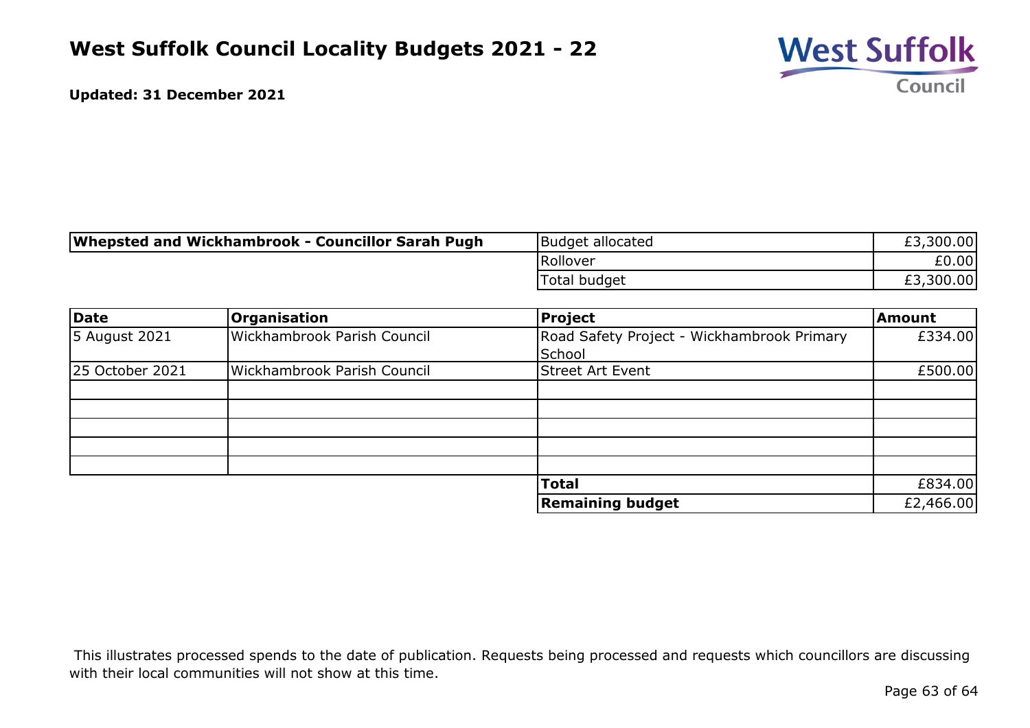# West Suffolk Council Locality Budgets 2021 - 22

**Updated: 31 December 2021**

| **Whepsted and Wickhambrook - Councillor Sarah Pugh** | | |
|---|---|---|
| | Budget allocated | £3,300.00 |
| | Rollover | £0.00 |
| | Total budget | £3,300.00 |

| Date | Organisation | Project | Amount |
|---|---|---|---|
| 5 August 2021 | Wickhambrook Parish Council | Road Safety Project - Wickhambrook Primary School | £334.00 |
| 25 October 2021 | Wickhambrook Parish Council | Street Art Event | £500.00 |
| | | | |
| | | | |
| | | | |
| | | | |
| | | | |
| | | **Total** | £834.00 |
| | | **Remaining budget** | £2,466.00 |

This illustrates processed spends to the date of publication. Requests being processed and requests which councillors are discussing with their local communities will not show at this time.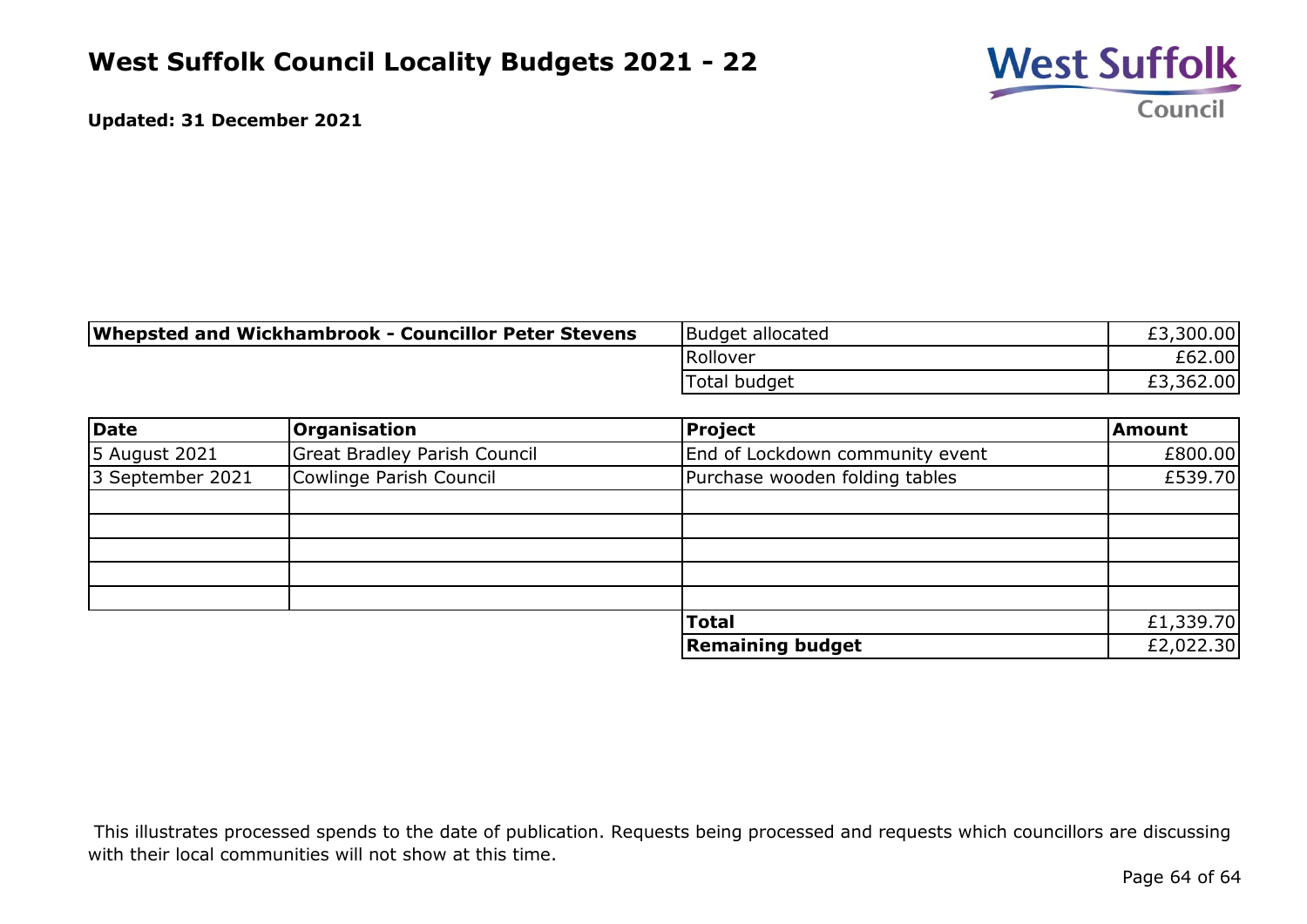# West Suffolk Council Locality Budgets 2021 - 22

**Updated: 31 December 2021**

| **Whepsted and Wickhambrook - Councillor Peter Stevens** | | |
|---|---|---|
| | Budget allocated | £3,300.00 |
| | Rollover | £62.00 |
| | Total budget | £3,362.00 |

| **Date** | **Organisation** | **Project** | **Amount** |
|---|---|---|---|
| 5 August 2021 | Great Bradley Parish Council | End of Lockdown community event | £800.00 |
| 3 September 2021 | Cowlinge Parish Council | Purchase wooden folding tables | £539.70 |
| | | | |
| | | | |
| | | | |
| | | | |
| | | | |
| | | **Total** | £1,339.70 |
| | | **Remaining budget** | £2,022.30 |

This illustrates processed spends to the date of publication. Requests being processed and requests which councillors are discussing with their local communities will not show at this time.